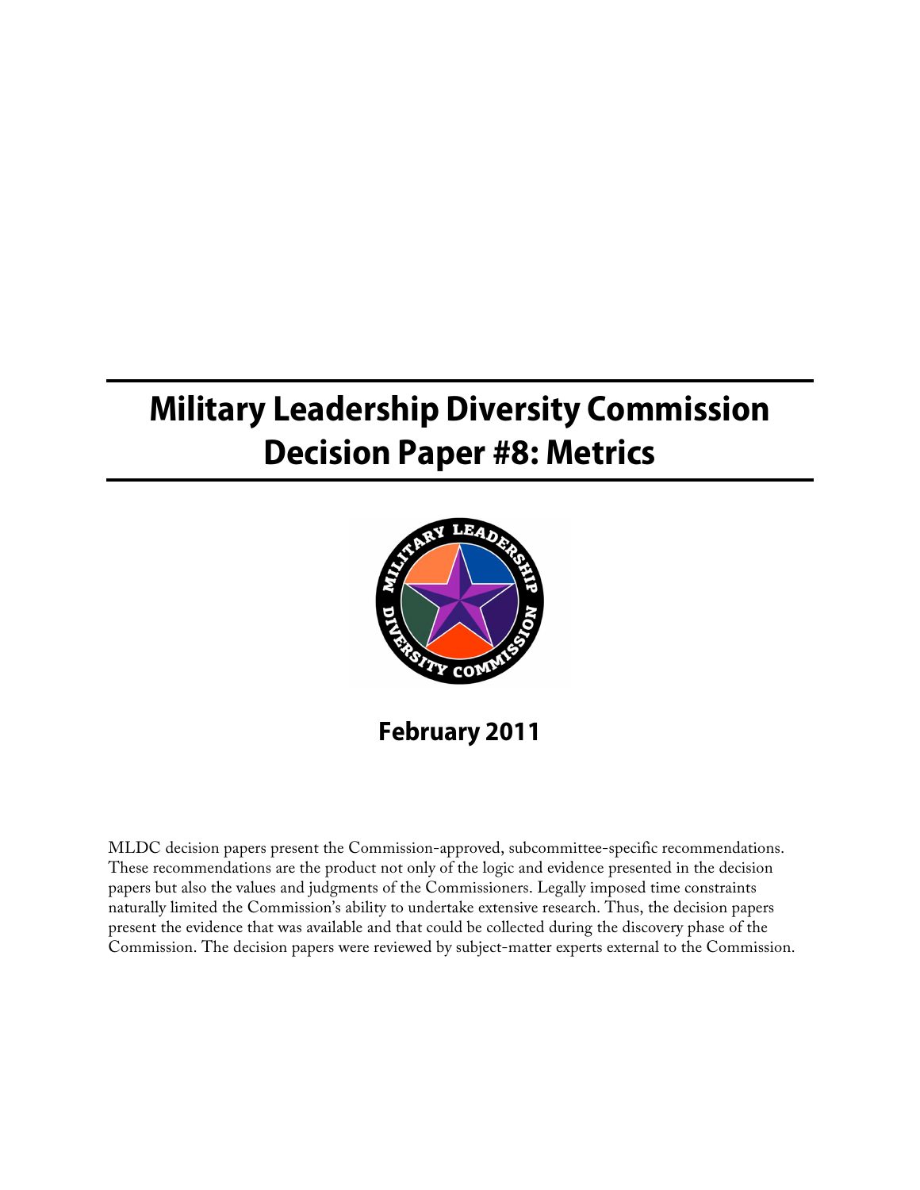# Military Leadership Diversity Commission Decision Paper #8: Metrics

**February 2011**

MLDC decision papers present the Commission-approved, subcommittee-specific recommendations. These recommendations are the product not only of the logic and evidence presented in the decision papers but also the values and judgments of the Commissioners. Legally imposed time constraints naturally limited the Commission's ability to undertake extensive research. Thus, the decision papers present the evidence that was available and that could be collected during the discovery phase of the Commission. The decision papers were reviewed by subject-matter experts external to the Commission.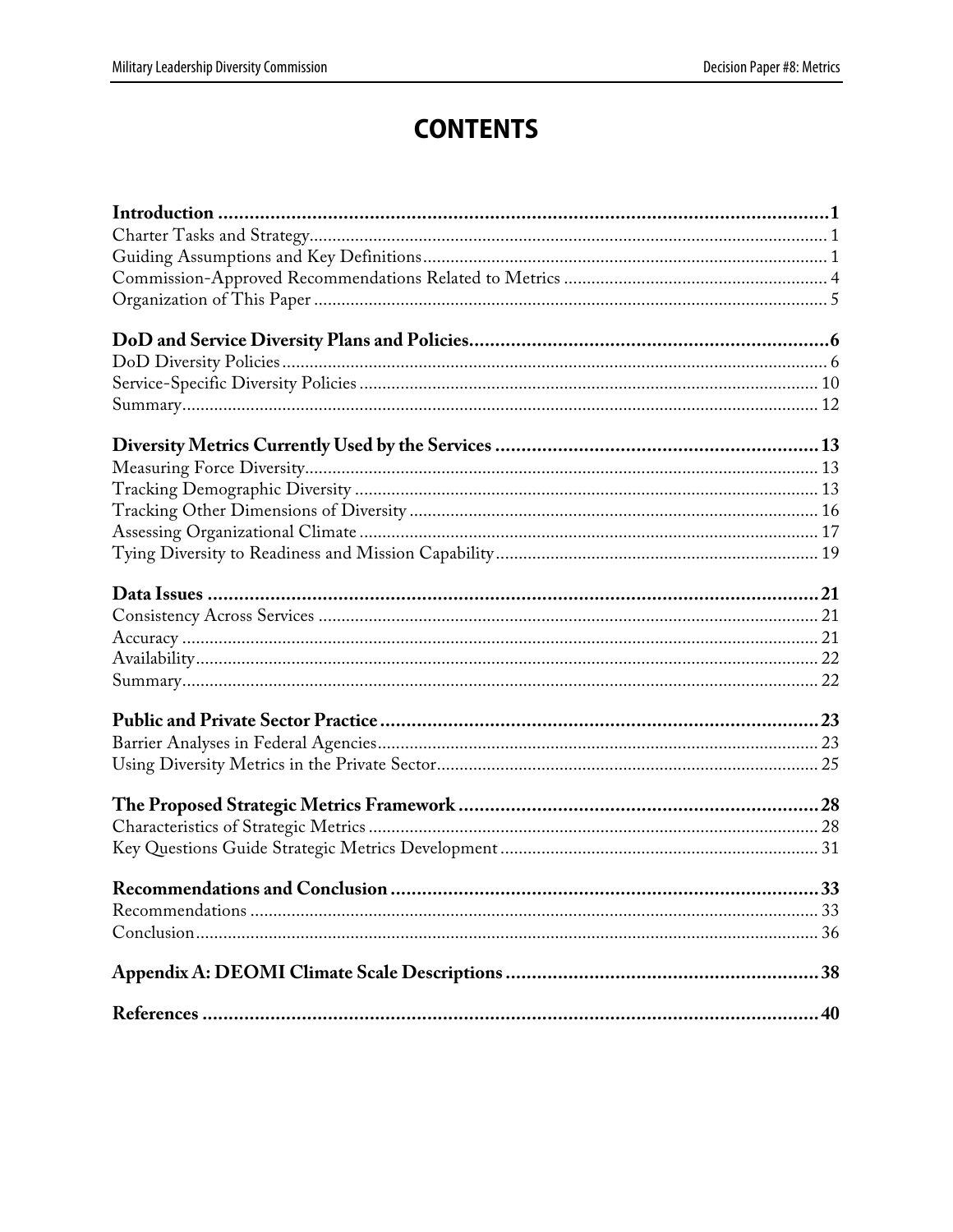# CONTENTS

**Introduction ........................................................................................................ 1**
Charter Tasks and Strategy........................................................................................................ 1
Guiding Assumptions and Key Definitions........................................................................................................ 1
Commission-Approved Recommendations Related to Metrics ........................................................ 4
Organization of This Paper ........................................................................................................ 5

**DoD and Service Diversity Plans and Policies........................................................................ 6**
DoD Diversity Policies........................................................................................................ 6
Service-Specific Diversity Policies ........................................................................................................ 10
Summary........................................................................................................ 12

**Diversity Metrics Currently Used by the Services ........................................................................ 13**
Measuring Force Diversity........................................................................................................ 13
Tracking Demographic Diversity ........................................................................................................ 13
Tracking Other Dimensions of Diversity ........................................................................................................ 16
Assessing Organizational Climate ........................................................................................................ 17
Tying Diversity to Readiness and Mission Capability........................................................................ 19

**Data Issues ........................................................................................................ 21**
Consistency Across Services ........................................................................................................ 21
Accuracy ........................................................................................................ 21
Availability........................................................................................................ 22
Summary........................................................................................................ 22

**Public and Private Sector Practice ........................................................................................................ 23**
Barrier Analyses in Federal Agencies........................................................................................................ 23
Using Diversity Metrics in the Private Sector........................................................................................................ 25

**The Proposed Strategic Metrics Framework ........................................................................................................ 28**
Characteristics of Strategic Metrics ........................................................................................................ 28
Key Questions Guide Strategic Metrics Development ........................................................................ 31

**Recommendations and Conclusion ........................................................................................................ 33**
Recommendations ........................................................................................................ 33
Conclusion........................................................................................................ 36

**Appendix A: DEOMI Climate Scale Descriptions ........................................................................ 38**

**References ........................................................................................................ 40**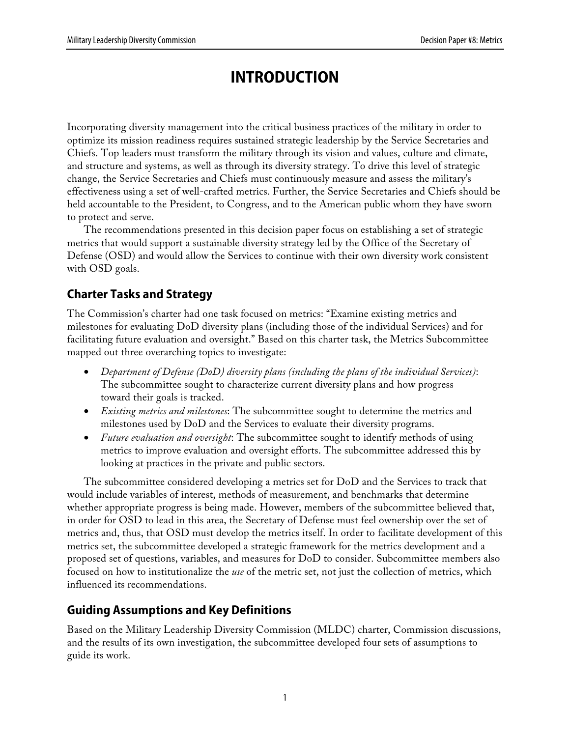# INTRODUCTION

Incorporating diversity management into the critical business practices of the military in order to optimize its mission readiness requires sustained strategic leadership by the Service Secretaries and Chiefs. Top leaders must transform the military through its vision and values, culture and climate, and structure and systems, as well as through its diversity strategy. To drive this level of strategic change, the Service Secretaries and Chiefs must continuously measure and assess the military's effectiveness using a set of well-crafted metrics. Further, the Service Secretaries and Chiefs should be held accountable to the President, to Congress, and to the American public whom they have sworn to protect and serve.

The recommendations presented in this decision paper focus on establishing a set of strategic metrics that would support a sustainable diversity strategy led by the Office of the Secretary of Defense (OSD) and would allow the Services to continue with their own diversity work consistent with OSD goals.

## Charter Tasks and Strategy

The Commission's charter had one task focused on metrics: "Examine existing metrics and milestones for evaluating DoD diversity plans (including those of the individual Services) and for facilitating future evaluation and oversight." Based on this charter task, the Metrics Subcommittee mapped out three overarching topics to investigate:

- *Department of Defense (DoD) diversity plans (including the plans of the individual Services)*: The subcommittee sought to characterize current diversity plans and how progress toward their goals is tracked.
- *Existing metrics and milestones*: The subcommittee sought to determine the metrics and milestones used by DoD and the Services to evaluate their diversity programs.
- *Future evaluation and oversight*: The subcommittee sought to identify methods of using metrics to improve evaluation and oversight efforts. The subcommittee addressed this by looking at practices in the private and public sectors.

The subcommittee considered developing a metrics set for DoD and the Services to track that would include variables of interest, methods of measurement, and benchmarks that determine whether appropriate progress is being made. However, members of the subcommittee believed that, in order for OSD to lead in this area, the Secretary of Defense must feel ownership over the set of metrics and, thus, that OSD must develop the metrics itself. In order to facilitate development of this metrics set, the subcommittee developed a strategic framework for the metrics development and a proposed set of questions, variables, and measures for DoD to consider. Subcommittee members also focused on how to institutionalize the *use* of the metric set, not just the collection of metrics, which influenced its recommendations.

## Guiding Assumptions and Key Definitions

Based on the Military Leadership Diversity Commission (MLDC) charter, Commission discussions, and the results of its own investigation, the subcommittee developed four sets of assumptions to guide its work.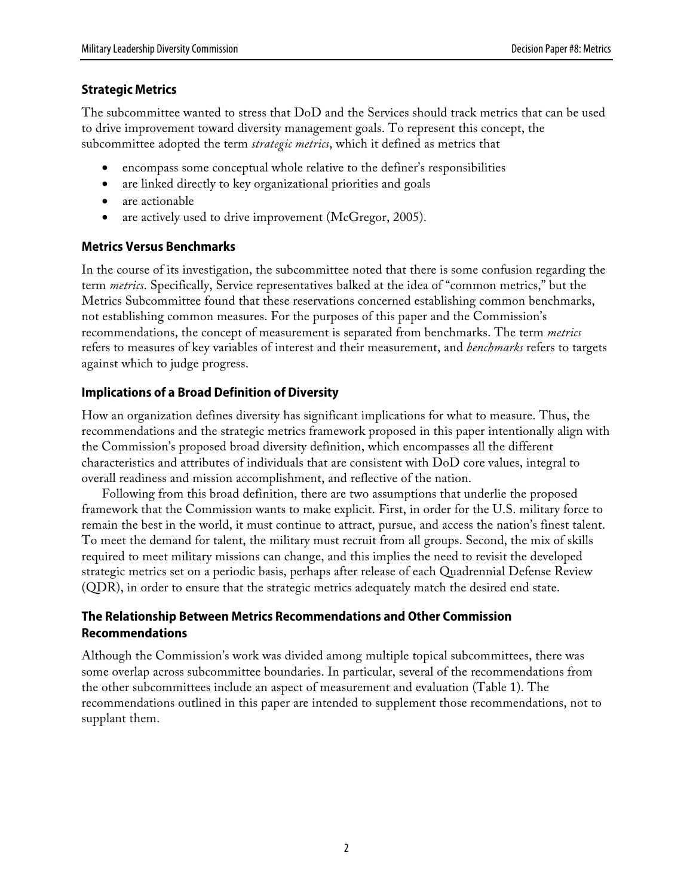### Strategic Metrics

The subcommittee wanted to stress that DoD and the Services should track metrics that can be used to drive improvement toward diversity management goals. To represent this concept, the subcommittee adopted the term *strategic metrics*, which it defined as metrics that

- encompass some conceptual whole relative to the definer's responsibilities
- are linked directly to key organizational priorities and goals
- are actionable
- are actively used to drive improvement (McGregor, 2005).

### Metrics Versus Benchmarks

In the course of its investigation, the subcommittee noted that there is some confusion regarding the term *metrics*. Specifically, Service representatives balked at the idea of "common metrics," but the Metrics Subcommittee found that these reservations concerned establishing common benchmarks, not establishing common measures. For the purposes of this paper and the Commission's recommendations, the concept of measurement is separated from benchmarks. The term *metrics* refers to measures of key variables of interest and their measurement, and *benchmarks* refers to targets against which to judge progress.

### Implications of a Broad Definition of Diversity

How an organization defines diversity has significant implications for what to measure. Thus, the recommendations and the strategic metrics framework proposed in this paper intentionally align with the Commission's proposed broad diversity definition, which encompasses all the different characteristics and attributes of individuals that are consistent with DoD core values, integral to overall readiness and mission accomplishment, and reflective of the nation.

Following from this broad definition, there are two assumptions that underlie the proposed framework that the Commission wants to make explicit. First, in order for the U.S. military force to remain the best in the world, it must continue to attract, pursue, and access the nation's finest talent. To meet the demand for talent, the military must recruit from all groups. Second, the mix of skills required to meet military missions can change, and this implies the need to revisit the developed strategic metrics set on a periodic basis, perhaps after release of each Quadrennial Defense Review (QDR), in order to ensure that the strategic metrics adequately match the desired end state.

### The Relationship Between Metrics Recommendations and Other Commission Recommendations

Although the Commission's work was divided among multiple topical subcommittees, there was some overlap across subcommittee boundaries. In particular, several of the recommendations from the other subcommittees include an aspect of measurement and evaluation (Table 1). The recommendations outlined in this paper are intended to supplement those recommendations, not to supplant them.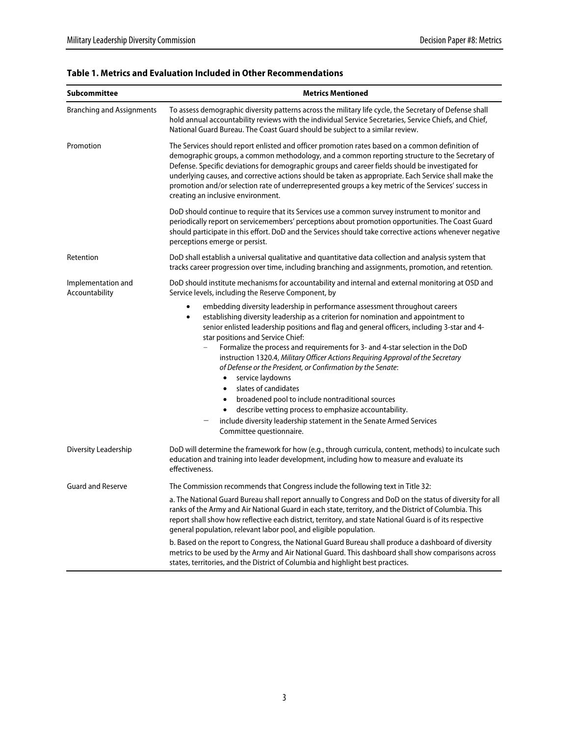**Table 1. Metrics and Evaluation Included in Other Recommendations**

| Subcommittee | Metrics Mentioned |
|---|---|
| Branching and Assignments | To assess demographic diversity patterns across the military life cycle, the Secretary of Defense shall hold annual accountability reviews with the individual Service Secretaries, Service Chiefs, and Chief, National Guard Bureau. The Coast Guard should be subject to a similar review. |
| Promotion | The Services should report enlisted and officer promotion rates based on a common definition of demographic groups, a common methodology, and a common reporting structure to the Secretary of Defense. Specific deviations for demographic groups and career fields should be investigated for underlying causes, and corrective actions should be taken as appropriate. Each Service shall make the promotion and/or selection rate of underrepresented groups a key metric of the Services' success in creating an inclusive environment. <br><br> DoD should continue to require that its Services use a common survey instrument to monitor and periodically report on servicemembers' perceptions about promotion opportunities. The Coast Guard should participate in this effort. DoD and the Services should take corrective actions whenever negative perceptions emerge or persist. |
| Retention | DoD shall establish a universal qualitative and quantitative data collection and analysis system that tracks career progression over time, including branching and assignments, promotion, and retention. |
| Implementation and Accountability | DoD should institute mechanisms for accountability and internal and external monitoring at OSD and Service levels, including the Reserve Component, by <br>• embedding diversity leadership in performance assessment throughout careers <br>• establishing diversity leadership as a criterion for nomination and appointment to senior enlisted leadership positions and flag and general officers, including 3-star and 4-star positions and Service Chief: <br>– Formalize the process and requirements for 3- and 4-star selection in the DoD instruction 1320.4, *Military Officer Actions Requiring Approval of the Secretary of Defense or the President, or Confirmation by the Senate*: <br>• service laydowns <br>• slates of candidates <br>• broadened pool to include nontraditional sources <br>• describe vetting process to emphasize accountability. <br>– include diversity leadership statement in the Senate Armed Services Committee questionnaire. |
| Diversity Leadership | DoD will determine the framework for how (e.g., through curricula, content, methods) to inculcate such education and training into leader development, including how to measure and evaluate its effectiveness. |
| Guard and Reserve | The Commission recommends that Congress include the following text in Title 32: <br><br> a. The National Guard Bureau shall report annually to Congress and DoD on the status of diversity for all ranks of the Army and Air National Guard in each state, territory, and the District of Columbia. This report shall show how reflective each district, territory, and state National Guard is of its respective general population, relevant labor pool, and eligible population. <br><br> b. Based on the report to Congress, the National Guard Bureau shall produce a dashboard of diversity metrics to be used by the Army and Air National Guard. This dashboard shall show comparisons across states, territories, and the District of Columbia and highlight best practices. |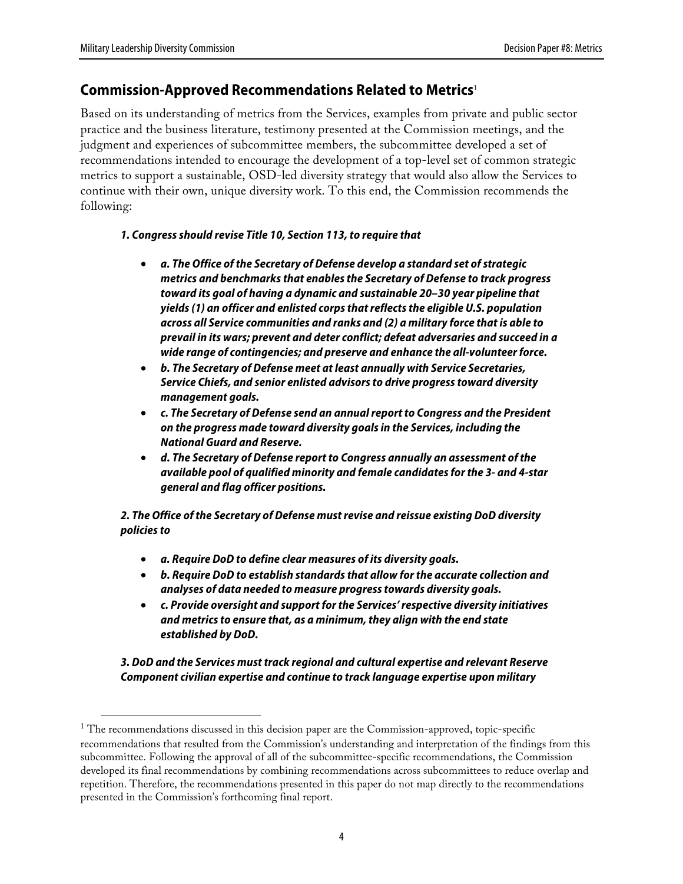## Commission-Approved Recommendations Related to Metrics[1]

Based on its understanding of metrics from the Services, examples from private and public sector practice and the business literature, testimony presented at the Commission meetings, and the judgment and experiences of subcommittee members, the subcommittee developed a set of recommendations intended to encourage the development of a top-level set of common strategic metrics to support a sustainable, OSD-led diversity strategy that would also allow the Services to continue with their own, unique diversity work. To this end, the Commission recommends the following:

***1. Congress should revise Title 10, Section 113, to require that***

- ***a. The Office of the Secretary of Defense develop a standard set of strategic metrics and benchmarks that enables the Secretary of Defense to track progress toward its goal of having a dynamic and sustainable 20–30 year pipeline that yields (1) an officer and enlisted corps that reflects the eligible U.S. population across all Service communities and ranks and (2) a military force that is able to prevail in its wars; prevent and deter conflict; defeat adversaries and succeed in a wide range of contingencies; and preserve and enhance the all-volunteer force.***
- ***b. The Secretary of Defense meet at least annually with Service Secretaries, Service Chiefs, and senior enlisted advisors to drive progress toward diversity management goals.***
- ***c. The Secretary of Defense send an annual report to Congress and the President on the progress made toward diversity goals in the Services, including the National Guard and Reserve.***
- ***d. The Secretary of Defense report to Congress annually an assessment of the available pool of qualified minority and female candidates for the 3- and 4-star general and flag officer positions.***

***2. The Office of the Secretary of Defense must revise and reissue existing DoD diversity policies to***

- ***a. Require DoD to define clear measures of its diversity goals.***
- ***b. Require DoD to establish standards that allow for the accurate collection and analyses of data needed to measure progress towards diversity goals.***
- ***c. Provide oversight and support for the Services' respective diversity initiatives and metrics to ensure that, as a minimum, they align with the end state established by DoD.***

***3. DoD and the Services must track regional and cultural expertise and relevant Reserve Component civilian expertise and continue to track language expertise upon military***

---

[1] The recommendations discussed in this decision paper are the Commission-approved, topic-specific recommendations that resulted from the Commission's understanding and interpretation of the findings from this subcommittee. Following the approval of all of the subcommittee-specific recommendations, the Commission developed its final recommendations by combining recommendations across subcommittees to reduce overlap and repetition. Therefore, the recommendations presented in this paper do not map directly to the recommendations presented in the Commission's forthcoming final report.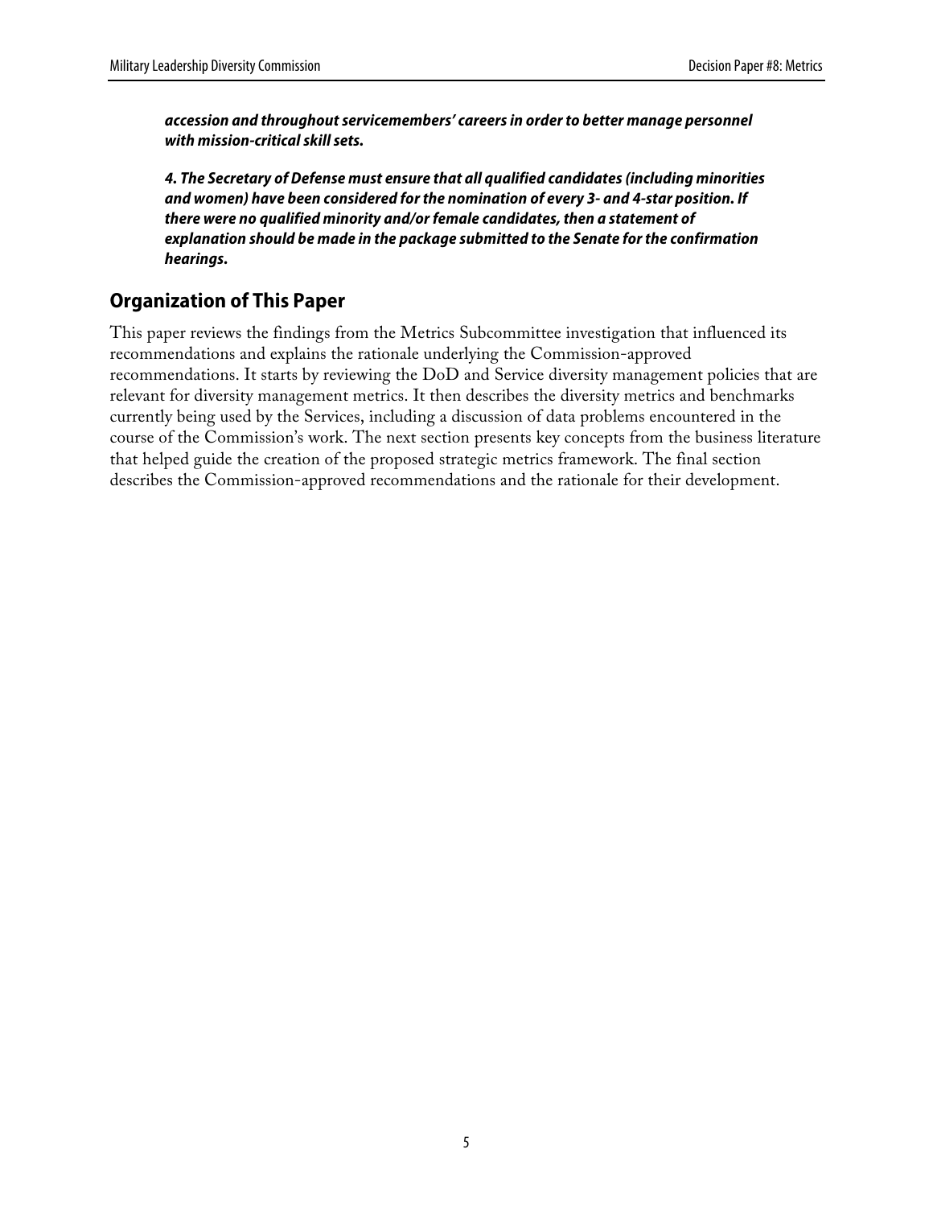***accession and throughout servicemembers' careers in order to better manage personnel with mission-critical skill sets.***

***4. The Secretary of Defense must ensure that all qualified candidates (including minorities and women) have been considered for the nomination of every 3- and 4-star position. If there were no qualified minority and/or female candidates, then a statement of explanation should be made in the package submitted to the Senate for the confirmation hearings.***

## Organization of This Paper

This paper reviews the findings from the Metrics Subcommittee investigation that influenced its recommendations and explains the rationale underlying the Commission-approved recommendations. It starts by reviewing the DoD and Service diversity management policies that are relevant for diversity management metrics. It then describes the diversity metrics and benchmarks currently being used by the Services, including a discussion of data problems encountered in the course of the Commission's work. The next section presents key concepts from the business literature that helped guide the creation of the proposed strategic metrics framework. The final section describes the Commission-approved recommendations and the rationale for their development.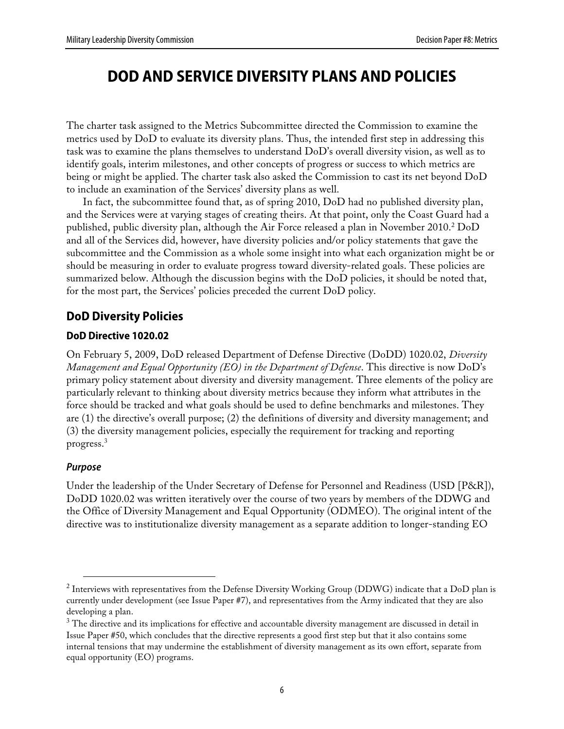# DOD AND SERVICE DIVERSITY PLANS AND POLICIES

The charter task assigned to the Metrics Subcommittee directed the Commission to examine the metrics used by DoD to evaluate its diversity plans. Thus, the intended first step in addressing this task was to examine the plans themselves to understand DoD's overall diversity vision, as well as to identify goals, interim milestones, and other concepts of progress or success to which metrics are being or might be applied. The charter task also asked the Commission to cast its net beyond DoD to include an examination of the Services' diversity plans as well.

In fact, the subcommittee found that, as of spring 2010, DoD had no published diversity plan, and the Services were at varying stages of creating theirs. At that point, only the Coast Guard had a published, public diversity plan, although the Air Force released a plan in November 2010.[2] DoD and all of the Services did, however, have diversity policies and/or policy statements that gave the subcommittee and the Commission as a whole some insight into what each organization might be or should be measuring in order to evaluate progress toward diversity-related goals. These policies are summarized below. Although the discussion begins with the DoD policies, it should be noted that, for the most part, the Services' policies preceded the current DoD policy.

## DoD Diversity Policies

### DoD Directive 1020.02

On February 5, 2009, DoD released Department of Defense Directive (DoDD) 1020.02, *Diversity Management and Equal Opportunity (EO) in the Department of Defense*. This directive is now DoD's primary policy statement about diversity and diversity management. Three elements of the policy are particularly relevant to thinking about diversity metrics because they inform what attributes in the force should be tracked and what goals should be used to define benchmarks and milestones. They are (1) the directive's overall purpose; (2) the definitions of diversity and diversity management; and (3) the diversity management policies, especially the requirement for tracking and reporting progress.[3]

#### *Purpose*

Under the leadership of the Under Secretary of Defense for Personnel and Readiness (USD [P&R]), DoDD 1020.02 was written iteratively over the course of two years by members of the DDWG and the Office of Diversity Management and Equal Opportunity (ODMEO). The original intent of the directive was to institutionalize diversity management as a separate addition to longer-standing EO

---

[2] Interviews with representatives from the Defense Diversity Working Group (DDWG) indicate that a DoD plan is currently under development (see Issue Paper #7), and representatives from the Army indicated that they are also developing a plan.

[3] The directive and its implications for effective and accountable diversity management are discussed in detail in Issue Paper #50, which concludes that the directive represents a good first step but that it also contains some internal tensions that may undermine the establishment of diversity management as its own effort, separate from equal opportunity (EO) programs.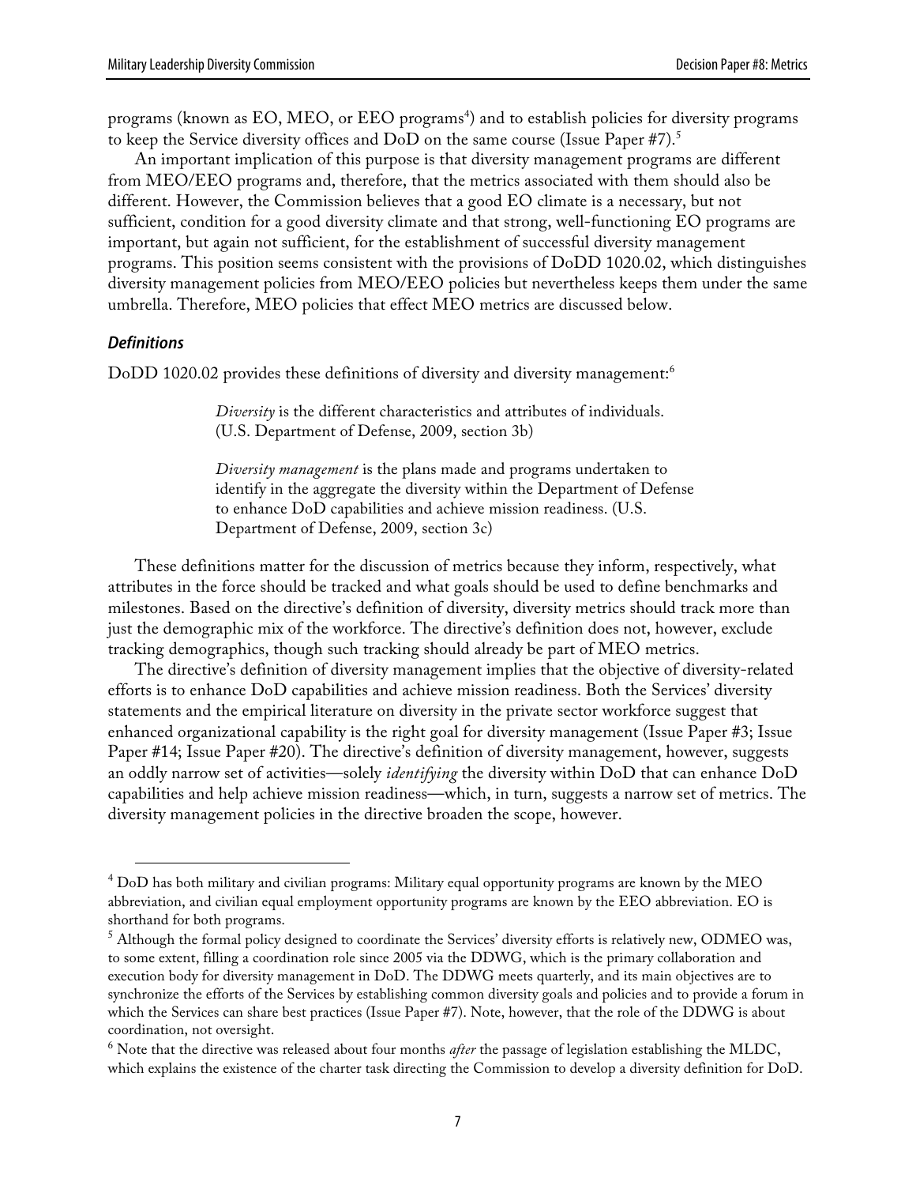programs (known as EO, MEO, or EEO programs[4]) and to establish policies for diversity programs to keep the Service diversity offices and DoD on the same course (Issue Paper #7).[5]

An important implication of this purpose is that diversity management programs are different from MEO/EEO programs and, therefore, that the metrics associated with them should also be different. However, the Commission believes that a good EO climate is a necessary, but not sufficient, condition for a good diversity climate and that strong, well-functioning EO programs are important, but again not sufficient, for the establishment of successful diversity management programs. This position seems consistent with the provisions of DoDD 1020.02, which distinguishes diversity management policies from MEO/EEO policies but nevertheless keeps them under the same umbrella. Therefore, MEO policies that effect MEO metrics are discussed below.

### *Definitions*

DoDD 1020.02 provides these definitions of diversity and diversity management:[6]

> *Diversity* is the different characteristics and attributes of individuals. (U.S. Department of Defense, 2009, section 3b)
>
> *Diversity management* is the plans made and programs undertaken to identify in the aggregate the diversity within the Department of Defense to enhance DoD capabilities and achieve mission readiness. (U.S. Department of Defense, 2009, section 3c)

These definitions matter for the discussion of metrics because they inform, respectively, what attributes in the force should be tracked and what goals should be used to define benchmarks and milestones. Based on the directive's definition of diversity, diversity metrics should track more than just the demographic mix of the workforce. The directive's definition does not, however, exclude tracking demographics, though such tracking should already be part of MEO metrics.

The directive's definition of diversity management implies that the objective of diversity-related efforts is to enhance DoD capabilities and achieve mission readiness. Both the Services' diversity statements and the empirical literature on diversity in the private sector workforce suggest that enhanced organizational capability is the right goal for diversity management (Issue Paper #3; Issue Paper #14; Issue Paper #20). The directive's definition of diversity management, however, suggests an oddly narrow set of activities—solely *identifying* the diversity within DoD that can enhance DoD capabilities and help achieve mission readiness—which, in turn, suggests a narrow set of metrics. The diversity management policies in the directive broaden the scope, however.

---

[4] DoD has both military and civilian programs: Military equal opportunity programs are known by the MEO abbreviation, and civilian equal employment opportunity programs are known by the EEO abbreviation. EO is shorthand for both programs.

[5] Although the formal policy designed to coordinate the Services' diversity efforts is relatively new, ODMEO was, to some extent, filling a coordination role since 2005 via the DDWG, which is the primary collaboration and execution body for diversity management in DoD. The DDWG meets quarterly, and its main objectives are to synchronize the efforts of the Services by establishing common diversity goals and policies and to provide a forum in which the Services can share best practices (Issue Paper #7). Note, however, that the role of the DDWG is about coordination, not oversight.

[6] Note that the directive was released about four months *after* the passage of legislation establishing the MLDC, which explains the existence of the charter task directing the Commission to develop a diversity definition for DoD.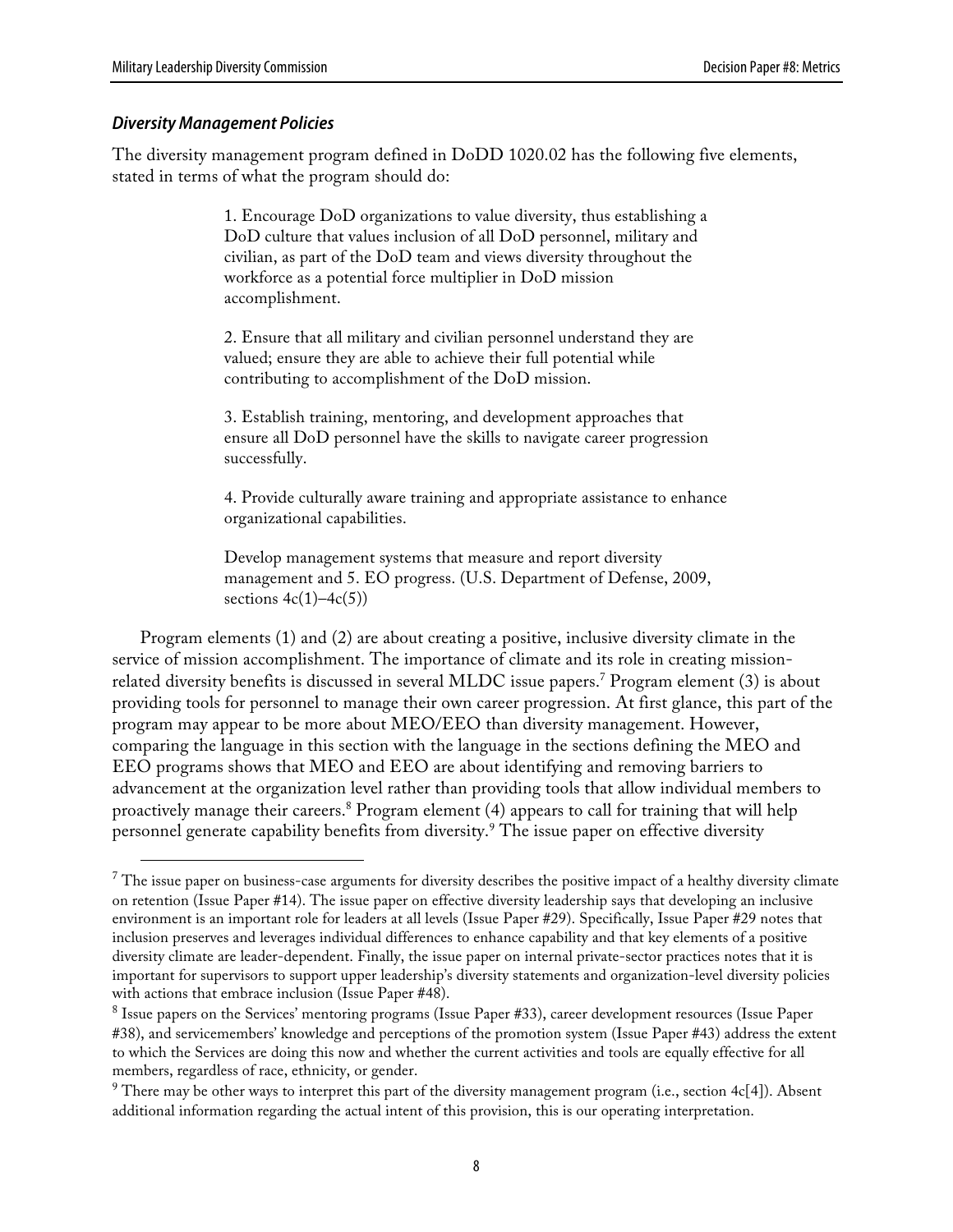### *Diversity Management Policies*

The diversity management program defined in DoDD 1020.02 has the following five elements, stated in terms of what the program should do:

> 1. Encourage DoD organizations to value diversity, thus establishing a DoD culture that values inclusion of all DoD personnel, military and civilian, as part of the DoD team and views diversity throughout the workforce as a potential force multiplier in DoD mission accomplishment.
>
> 2. Ensure that all military and civilian personnel understand they are valued; ensure they are able to achieve their full potential while contributing to accomplishment of the DoD mission.
>
> 3. Establish training, mentoring, and development approaches that ensure all DoD personnel have the skills to navigate career progression successfully.
>
> 4. Provide culturally aware training and appropriate assistance to enhance organizational capabilities.
>
> Develop management systems that measure and report diversity management and 5. EO progress. (U.S. Department of Defense, 2009, sections 4c(1)–4c(5))

Program elements (1) and (2) are about creating a positive, inclusive diversity climate in the service of mission accomplishment. The importance of climate and its role in creating mission-related diversity benefits is discussed in several MLDC issue papers.[7] Program element (3) is about providing tools for personnel to manage their own career progression. At first glance, this part of the program may appear to be more about MEO/EEO than diversity management. However, comparing the language in this section with the language in the sections defining the MEO and EEO programs shows that MEO and EEO are about identifying and removing barriers to advancement at the organization level rather than providing tools that allow individual members to proactively manage their careers.[8] Program element (4) appears to call for training that will help personnel generate capability benefits from diversity.[9] The issue paper on effective diversity

---

[7] The issue paper on business-case arguments for diversity describes the positive impact of a healthy diversity climate on retention (Issue Paper #14). The issue paper on effective diversity leadership says that developing an inclusive environment is an important role for leaders at all levels (Issue Paper #29). Specifically, Issue Paper #29 notes that inclusion preserves and leverages individual differences to enhance capability and that key elements of a positive diversity climate are leader-dependent. Finally, the issue paper on internal private-sector practices notes that it is important for supervisors to support upper leadership's diversity statements and organization-level diversity policies with actions that embrace inclusion (Issue Paper #48).

[8] Issue papers on the Services' mentoring programs (Issue Paper #33), career development resources (Issue Paper #38), and servicemembers' knowledge and perceptions of the promotion system (Issue Paper #43) address the extent to which the Services are doing this now and whether the current activities and tools are equally effective for all members, regardless of race, ethnicity, or gender.

[9] There may be other ways to interpret this part of the diversity management program (i.e., section 4c[4]). Absent additional information regarding the actual intent of this provision, this is our operating interpretation.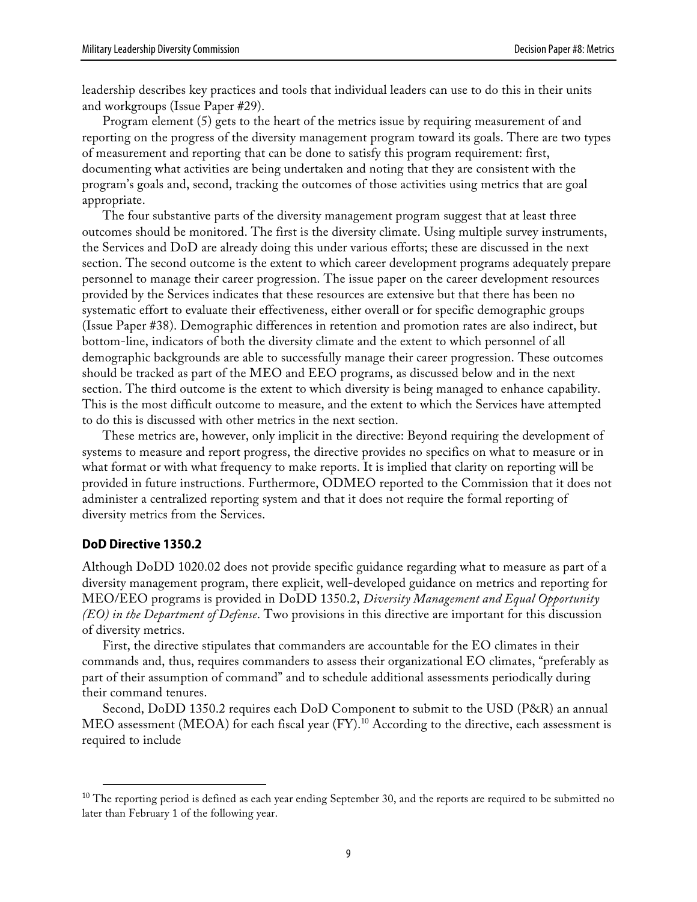leadership describes key practices and tools that individual leaders can use to do this in their units and workgroups (Issue Paper #29).

Program element (5) gets to the heart of the metrics issue by requiring measurement of and reporting on the progress of the diversity management program toward its goals. There are two types of measurement and reporting that can be done to satisfy this program requirement: first, documenting what activities are being undertaken and noting that they are consistent with the program's goals and, second, tracking the outcomes of those activities using metrics that are goal appropriate.

The four substantive parts of the diversity management program suggest that at least three outcomes should be monitored. The first is the diversity climate. Using multiple survey instruments, the Services and DoD are already doing this under various efforts; these are discussed in the next section. The second outcome is the extent to which career development programs adequately prepare personnel to manage their career progression. The issue paper on the career development resources provided by the Services indicates that these resources are extensive but that there has been no systematic effort to evaluate their effectiveness, either overall or for specific demographic groups (Issue Paper #38). Demographic differences in retention and promotion rates are also indirect, but bottom-line, indicators of both the diversity climate and the extent to which personnel of all demographic backgrounds are able to successfully manage their career progression. These outcomes should be tracked as part of the MEO and EEO programs, as discussed below and in the next section. The third outcome is the extent to which diversity is being managed to enhance capability. This is the most difficult outcome to measure, and the extent to which the Services have attempted to do this is discussed with other metrics in the next section.

These metrics are, however, only implicit in the directive: Beyond requiring the development of systems to measure and report progress, the directive provides no specifics on what to measure or in what format or with what frequency to make reports. It is implied that clarity on reporting will be provided in future instructions. Furthermore, ODMEO reported to the Commission that it does not administer a centralized reporting system and that it does not require the formal reporting of diversity metrics from the Services.

### DoD Directive 1350.2

Although DoDD 1020.02 does not provide specific guidance regarding what to measure as part of a diversity management program, there explicit, well-developed guidance on metrics and reporting for MEO/EEO programs is provided in DoDD 1350.2, *Diversity Management and Equal Opportunity (EO) in the Department of Defense*. Two provisions in this directive are important for this discussion of diversity metrics.

First, the directive stipulates that commanders are accountable for the EO climates in their commands and, thus, requires commanders to assess their organizational EO climates, "preferably as part of their assumption of command" and to schedule additional assessments periodically during their command tenures.

Second, DoDD 1350.2 requires each DoD Component to submit to the USD (P&R) an annual MEO assessment (MEOA) for each fiscal year (FY).[10] According to the directive, each assessment is required to include

[10] The reporting period is defined as each year ending September 30, and the reports are required to be submitted no later than February 1 of the following year.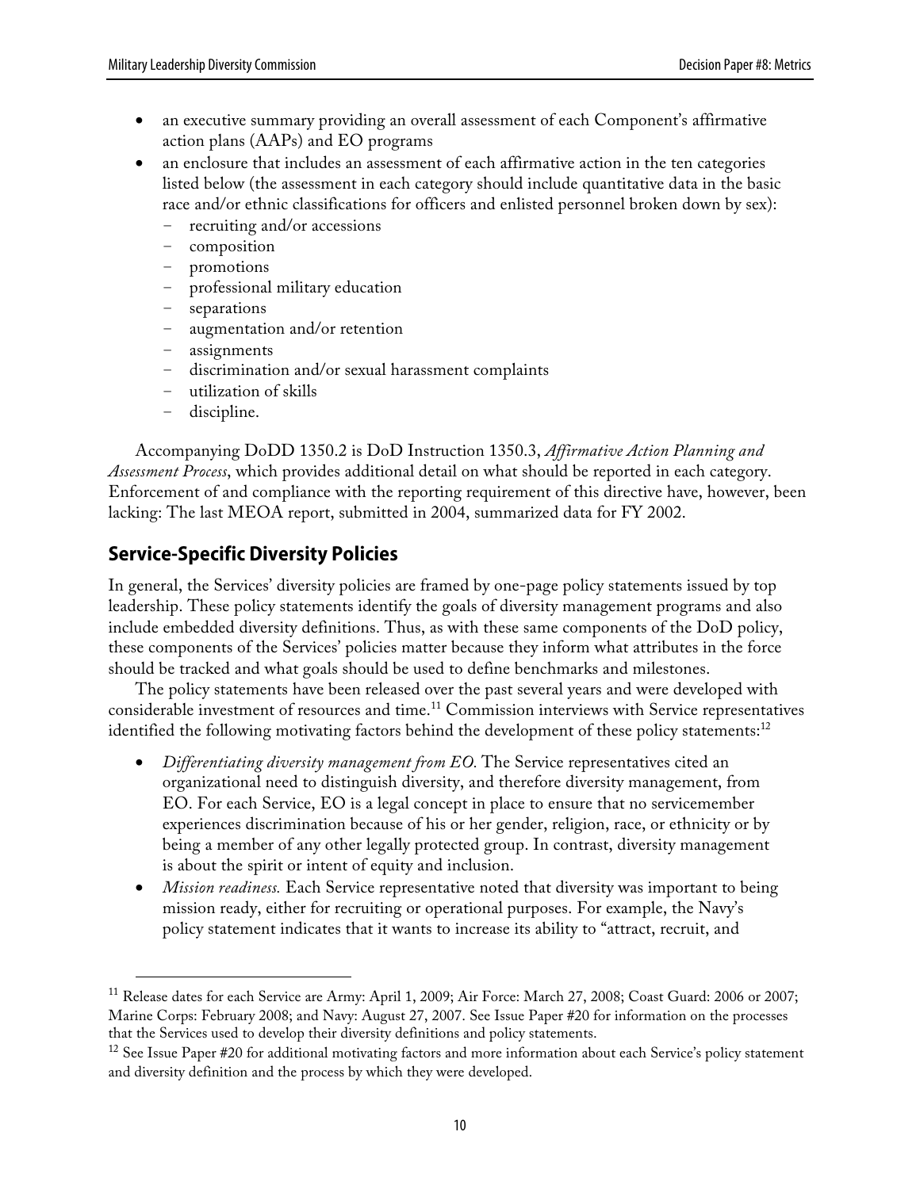- an executive summary providing an overall assessment of each Component's affirmative action plans (AAPs) and EO programs
- an enclosure that includes an assessment of each affirmative action in the ten categories listed below (the assessment in each category should include quantitative data in the basic race and/or ethnic classifications for officers and enlisted personnel broken down by sex):
  - recruiting and/or accessions
  - composition
  - promotions
  - professional military education
  - separations
  - augmentation and/or retention
  - assignments
  - discrimination and/or sexual harassment complaints
  - utilization of skills
  - discipline.

Accompanying DoDD 1350.2 is DoD Instruction 1350.3, *Affirmative Action Planning and Assessment Process*, which provides additional detail on what should be reported in each category. Enforcement of and compliance with the reporting requirement of this directive have, however, been lacking: The last MEOA report, submitted in 2004, summarized data for FY 2002.

## Service-Specific Diversity Policies

In general, the Services' diversity policies are framed by one-page policy statements issued by top leadership. These policy statements identify the goals of diversity management programs and also include embedded diversity definitions. Thus, as with these same components of the DoD policy, these components of the Services' policies matter because they inform what attributes in the force should be tracked and what goals should be used to define benchmarks and milestones.

The policy statements have been released over the past several years and were developed with considerable investment of resources and time.[11] Commission interviews with Service representatives identified the following motivating factors behind the development of these policy statements:[12]

- *Differentiating diversity management from EO.* The Service representatives cited an organizational need to distinguish diversity, and therefore diversity management, from EO. For each Service, EO is a legal concept in place to ensure that no servicemember experiences discrimination because of his or her gender, religion, race, or ethnicity or by being a member of any other legally protected group. In contrast, diversity management is about the spirit or intent of equity and inclusion.
- *Mission readiness.* Each Service representative noted that diversity was important to being mission ready, either for recruiting or operational purposes. For example, the Navy's policy statement indicates that it wants to increase its ability to "attract, recruit, and

---

[11] Release dates for each Service are Army: April 1, 2009; Air Force: March 27, 2008; Coast Guard: 2006 or 2007; Marine Corps: February 2008; and Navy: August 27, 2007. See Issue Paper #20 for information on the processes that the Services used to develop their diversity definitions and policy statements.

[12] See Issue Paper #20 for additional motivating factors and more information about each Service's policy statement and diversity definition and the process by which they were developed.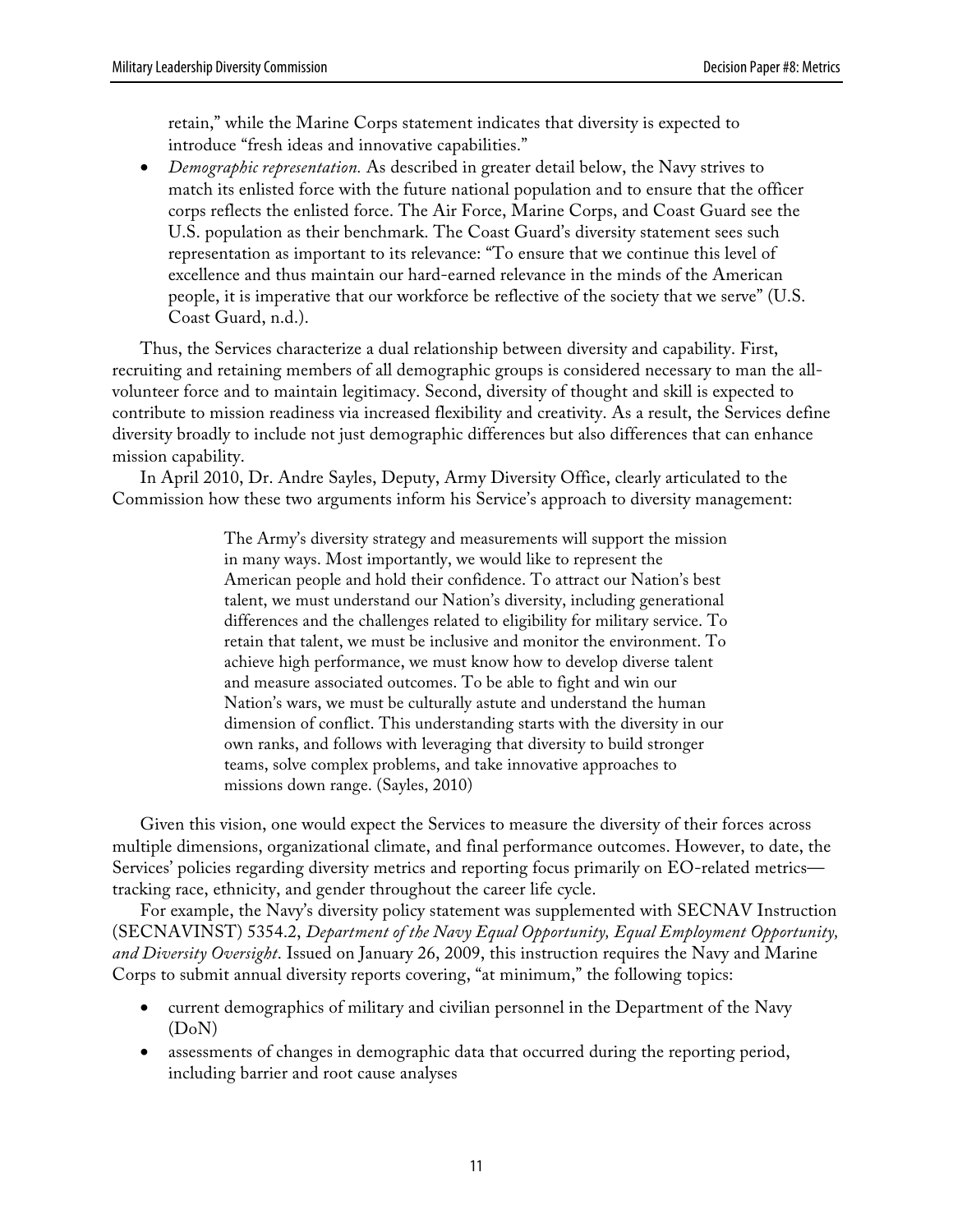retain," while the Marine Corps statement indicates that diversity is expected to introduce "fresh ideas and innovative capabilities."

- *Demographic representation.* As described in greater detail below, the Navy strives to match its enlisted force with the future national population and to ensure that the officer corps reflects the enlisted force. The Air Force, Marine Corps, and Coast Guard see the U.S. population as their benchmark. The Coast Guard's diversity statement sees such representation as important to its relevance: "To ensure that we continue this level of excellence and thus maintain our hard-earned relevance in the minds of the American people, it is imperative that our workforce be reflective of the society that we serve" (U.S. Coast Guard, n.d.).

Thus, the Services characterize a dual relationship between diversity and capability. First, recruiting and retaining members of all demographic groups is considered necessary to man the all-volunteer force and to maintain legitimacy. Second, diversity of thought and skill is expected to contribute to mission readiness via increased flexibility and creativity. As a result, the Services define diversity broadly to include not just demographic differences but also differences that can enhance mission capability.

In April 2010, Dr. Andre Sayles, Deputy, Army Diversity Office, clearly articulated to the Commission how these two arguments inform his Service's approach to diversity management:

> The Army's diversity strategy and measurements will support the mission in many ways. Most importantly, we would like to represent the American people and hold their confidence. To attract our Nation's best talent, we must understand our Nation's diversity, including generational differences and the challenges related to eligibility for military service. To retain that talent, we must be inclusive and monitor the environment. To achieve high performance, we must know how to develop diverse talent and measure associated outcomes. To be able to fight and win our Nation's wars, we must be culturally astute and understand the human dimension of conflict. This understanding starts with the diversity in our own ranks, and follows with leveraging that diversity to build stronger teams, solve complex problems, and take innovative approaches to missions down range. (Sayles, 2010)

Given this vision, one would expect the Services to measure the diversity of their forces across multiple dimensions, organizational climate, and final performance outcomes. However, to date, the Services' policies regarding diversity metrics and reporting focus primarily on EO-related metrics—tracking race, ethnicity, and gender throughout the career life cycle.

For example, the Navy's diversity policy statement was supplemented with SECNAV Instruction (SECNAVINST) 5354.2, *Department of the Navy Equal Opportunity, Equal Employment Opportunity, and Diversity Oversight*. Issued on January 26, 2009, this instruction requires the Navy and Marine Corps to submit annual diversity reports covering, "at minimum," the following topics:

- current demographics of military and civilian personnel in the Department of the Navy (DoN)
- assessments of changes in demographic data that occurred during the reporting period, including barrier and root cause analyses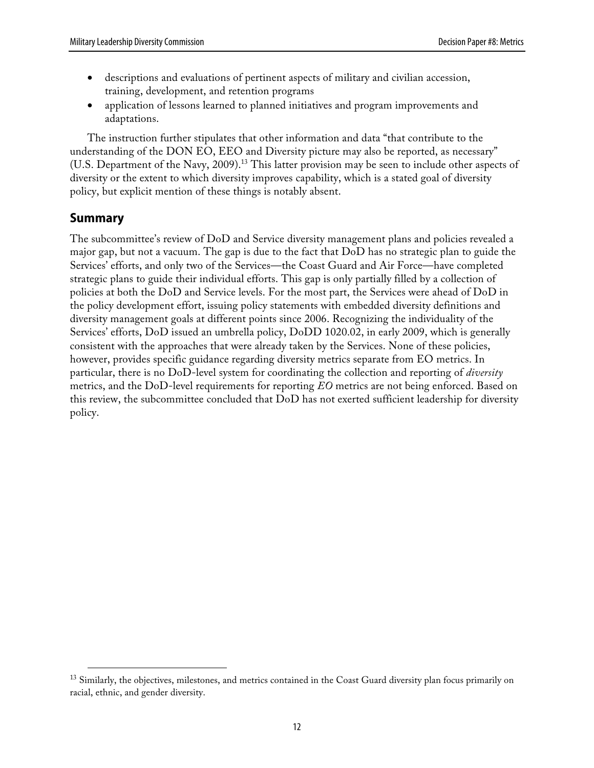- descriptions and evaluations of pertinent aspects of military and civilian accession, training, development, and retention programs
- application of lessons learned to planned initiatives and program improvements and adaptations.

The instruction further stipulates that other information and data "that contribute to the understanding of the DON EO, EEO and Diversity picture may also be reported, as necessary" (U.S. Department of the Navy, 2009).[13] This latter provision may be seen to include other aspects of diversity or the extent to which diversity improves capability, which is a stated goal of diversity policy, but explicit mention of these things is notably absent.

## Summary

The subcommittee's review of DoD and Service diversity management plans and policies revealed a major gap, but not a vacuum. The gap is due to the fact that DoD has no strategic plan to guide the Services' efforts, and only two of the Services—the Coast Guard and Air Force—have completed strategic plans to guide their individual efforts. This gap is only partially filled by a collection of policies at both the DoD and Service levels. For the most part, the Services were ahead of DoD in the policy development effort, issuing policy statements with embedded diversity definitions and diversity management goals at different points since 2006. Recognizing the individuality of the Services' efforts, DoD issued an umbrella policy, DoDD 1020.02, in early 2009, which is generally consistent with the approaches that were already taken by the Services. None of these policies, however, provides specific guidance regarding diversity metrics separate from EO metrics. In particular, there is no DoD-level system for coordinating the collection and reporting of *diversity* metrics, and the DoD-level requirements for reporting *EO* metrics are not being enforced. Based on this review, the subcommittee concluded that DoD has not exerted sufficient leadership for diversity policy.

---

[13] Similarly, the objectives, milestones, and metrics contained in the Coast Guard diversity plan focus primarily on racial, ethnic, and gender diversity.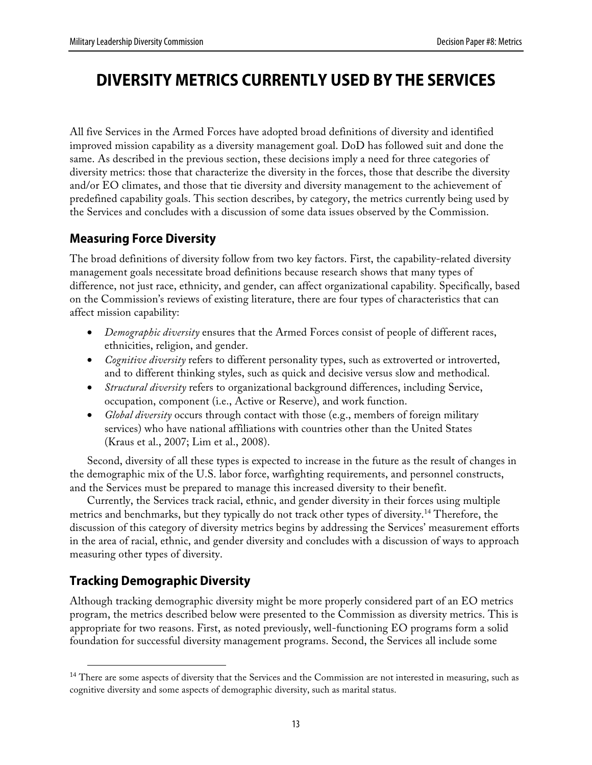# DIVERSITY METRICS CURRENTLY USED BY THE SERVICES

All five Services in the Armed Forces have adopted broad definitions of diversity and identified improved mission capability as a diversity management goal. DoD has followed suit and done the same. As described in the previous section, these decisions imply a need for three categories of diversity metrics: those that characterize the diversity in the forces, those that describe the diversity and/or EO climates, and those that tie diversity and diversity management to the achievement of predefined capability goals. This section describes, by category, the metrics currently being used by the Services and concludes with a discussion of some data issues observed by the Commission.

## Measuring Force Diversity

The broad definitions of diversity follow from two key factors. First, the capability-related diversity management goals necessitate broad definitions because research shows that many types of difference, not just race, ethnicity, and gender, can affect organizational capability. Specifically, based on the Commission's reviews of existing literature, there are four types of characteristics that can affect mission capability:

- *Demographic diversity* ensures that the Armed Forces consist of people of different races, ethnicities, religion, and gender.
- *Cognitive diversity* refers to different personality types, such as extroverted or introverted, and to different thinking styles, such as quick and decisive versus slow and methodical.
- *Structural diversity* refers to organizational background differences, including Service, occupation, component (i.e., Active or Reserve), and work function.
- *Global diversity* occurs through contact with those (e.g., members of foreign military services) who have national affiliations with countries other than the United States (Kraus et al., 2007; Lim et al., 2008).

Second, diversity of all these types is expected to increase in the future as the result of changes in the demographic mix of the U.S. labor force, warfighting requirements, and personnel constructs, and the Services must be prepared to manage this increased diversity to their benefit.

Currently, the Services track racial, ethnic, and gender diversity in their forces using multiple metrics and benchmarks, but they typically do not track other types of diversity.[14] Therefore, the discussion of this category of diversity metrics begins by addressing the Services' measurement efforts in the area of racial, ethnic, and gender diversity and concludes with a discussion of ways to approach measuring other types of diversity.

## Tracking Demographic Diversity

Although tracking demographic diversity might be more properly considered part of an EO metrics program, the metrics described below were presented to the Commission as diversity metrics. This is appropriate for two reasons. First, as noted previously, well-functioning EO programs form a solid foundation for successful diversity management programs. Second, the Services all include some

[14] There are some aspects of diversity that the Services and the Commission are not interested in measuring, such as cognitive diversity and some aspects of demographic diversity, such as marital status.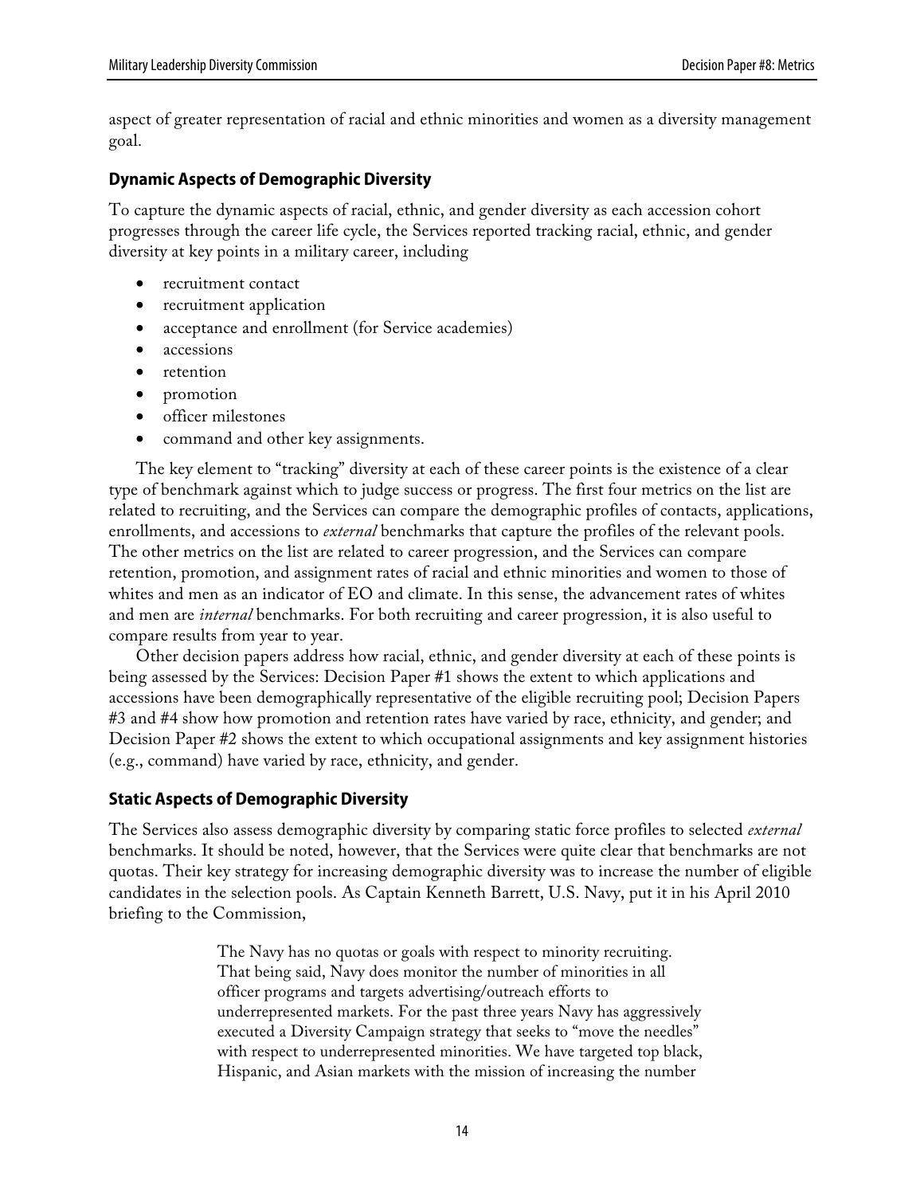aspect of greater representation of racial and ethnic minorities and women as a diversity management goal.

### Dynamic Aspects of Demographic Diversity

To capture the dynamic aspects of racial, ethnic, and gender diversity as each accession cohort progresses through the career life cycle, the Services reported tracking racial, ethnic, and gender diversity at key points in a military career, including

- recruitment contact
- recruitment application
- acceptance and enrollment (for Service academies)
- accessions
- retention
- promotion
- officer milestones
- command and other key assignments.

The key element to "tracking" diversity at each of these career points is the existence of a clear type of benchmark against which to judge success or progress. The first four metrics on the list are related to recruiting, and the Services can compare the demographic profiles of contacts, applications, enrollments, and accessions to *external* benchmarks that capture the profiles of the relevant pools. The other metrics on the list are related to career progression, and the Services can compare retention, promotion, and assignment rates of racial and ethnic minorities and women to those of whites and men as an indicator of EO and climate. In this sense, the advancement rates of whites and men are *internal* benchmarks. For both recruiting and career progression, it is also useful to compare results from year to year.

Other decision papers address how racial, ethnic, and gender diversity at each of these points is being assessed by the Services: Decision Paper #1 shows the extent to which applications and accessions have been demographically representative of the eligible recruiting pool; Decision Papers #3 and #4 show how promotion and retention rates have varied by race, ethnicity, and gender; and Decision Paper #2 shows the extent to which occupational assignments and key assignment histories (e.g., command) have varied by race, ethnicity, and gender.

### Static Aspects of Demographic Diversity

The Services also assess demographic diversity by comparing static force profiles to selected *external* benchmarks. It should be noted, however, that the Services were quite clear that benchmarks are not quotas. Their key strategy for increasing demographic diversity was to increase the number of eligible candidates in the selection pools. As Captain Kenneth Barrett, U.S. Navy, put it in his April 2010 briefing to the Commission,

> The Navy has no quotas or goals with respect to minority recruiting. That being said, Navy does monitor the number of minorities in all officer programs and targets advertising/outreach efforts to underrepresented markets. For the past three years Navy has aggressively executed a Diversity Campaign strategy that seeks to "move the needles" with respect to underrepresented minorities. We have targeted top black, Hispanic, and Asian markets with the mission of increasing the number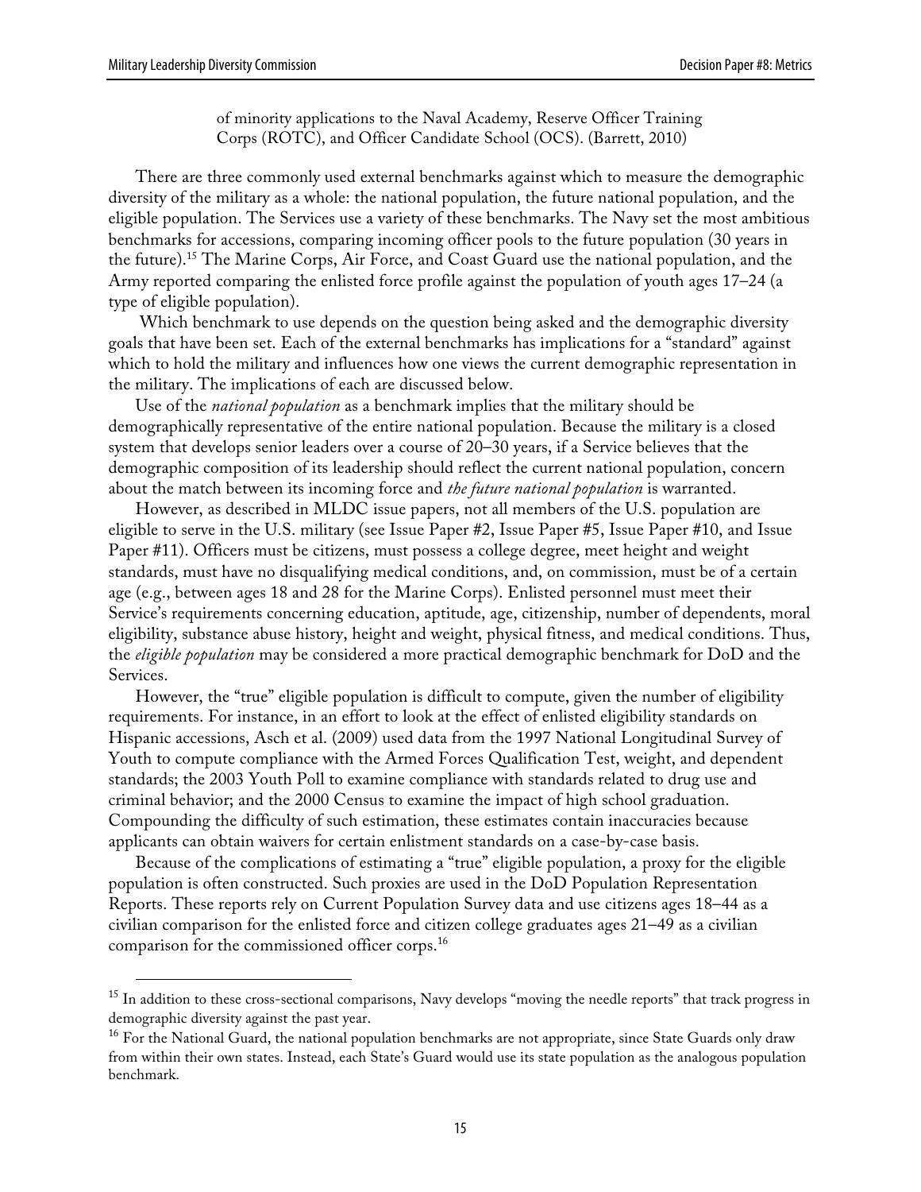of minority applications to the Naval Academy, Reserve Officer Training Corps (ROTC), and Officer Candidate School (OCS). (Barrett, 2010)

There are three commonly used external benchmarks against which to measure the demographic diversity of the military as a whole: the national population, the future national population, and the eligible population. The Services use a variety of these benchmarks. The Navy set the most ambitious benchmarks for accessions, comparing incoming officer pools to the future population (30 years in the future).[15] The Marine Corps, Air Force, and Coast Guard use the national population, and the Army reported comparing the enlisted force profile against the population of youth ages 17–24 (a type of eligible population).

Which benchmark to use depends on the question being asked and the demographic diversity goals that have been set. Each of the external benchmarks has implications for a "standard" against which to hold the military and influences how one views the current demographic representation in the military. The implications of each are discussed below.

Use of the *national population* as a benchmark implies that the military should be demographically representative of the entire national population. Because the military is a closed system that develops senior leaders over a course of 20–30 years, if a Service believes that the demographic composition of its leadership should reflect the current national population, concern about the match between its incoming force and *the future national population* is warranted.

However, as described in MLDC issue papers, not all members of the U.S. population are eligible to serve in the U.S. military (see Issue Paper #2, Issue Paper #5, Issue Paper #10, and Issue Paper #11). Officers must be citizens, must possess a college degree, meet height and weight standards, must have no disqualifying medical conditions, and, on commission, must be of a certain age (e.g., between ages 18 and 28 for the Marine Corps). Enlisted personnel must meet their Service's requirements concerning education, aptitude, age, citizenship, number of dependents, moral eligibility, substance abuse history, height and weight, physical fitness, and medical conditions. Thus, the *eligible population* may be considered a more practical demographic benchmark for DoD and the Services.

However, the "true" eligible population is difficult to compute, given the number of eligibility requirements. For instance, in an effort to look at the effect of enlisted eligibility standards on Hispanic accessions, Asch et al. (2009) used data from the 1997 National Longitudinal Survey of Youth to compute compliance with the Armed Forces Qualification Test, weight, and dependent standards; the 2003 Youth Poll to examine compliance with standards related to drug use and criminal behavior; and the 2000 Census to examine the impact of high school graduation. Compounding the difficulty of such estimation, these estimates contain inaccuracies because applicants can obtain waivers for certain enlistment standards on a case-by-case basis.

Because of the complications of estimating a "true" eligible population, a proxy for the eligible population is often constructed. Such proxies are used in the DoD Population Representation Reports. These reports rely on Current Population Survey data and use citizens ages 18–44 as a civilian comparison for the enlisted force and citizen college graduates ages 21–49 as a civilian comparison for the commissioned officer corps.[16]

---

[15] In addition to these cross-sectional comparisons, Navy develops "moving the needle reports" that track progress in demographic diversity against the past year.

[16] For the National Guard, the national population benchmarks are not appropriate, since State Guards only draw from within their own states. Instead, each State's Guard would use its state population as the analogous population benchmark.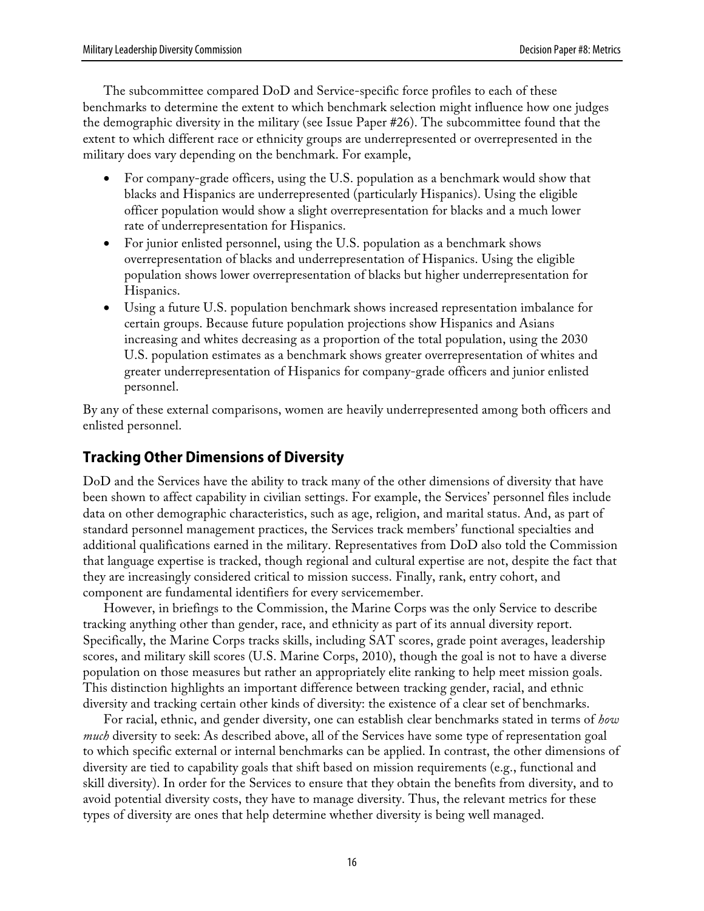The subcommittee compared DoD and Service-specific force profiles to each of these benchmarks to determine the extent to which benchmark selection might influence how one judges the demographic diversity in the military (see Issue Paper #26). The subcommittee found that the extent to which different race or ethnicity groups are underrepresented or overrepresented in the military does vary depending on the benchmark. For example,

- For company-grade officers, using the U.S. population as a benchmark would show that blacks and Hispanics are underrepresented (particularly Hispanics). Using the eligible officer population would show a slight overrepresentation for blacks and a much lower rate of underrepresentation for Hispanics.
- For junior enlisted personnel, using the U.S. population as a benchmark shows overrepresentation of blacks and underrepresentation of Hispanics. Using the eligible population shows lower overrepresentation of blacks but higher underrepresentation for Hispanics.
- Using a future U.S. population benchmark shows increased representation imbalance for certain groups. Because future population projections show Hispanics and Asians increasing and whites decreasing as a proportion of the total population, using the 2030 U.S. population estimates as a benchmark shows greater overrepresentation of whites and greater underrepresentation of Hispanics for company-grade officers and junior enlisted personnel.

By any of these external comparisons, women are heavily underrepresented among both officers and enlisted personnel.

## Tracking Other Dimensions of Diversity

DoD and the Services have the ability to track many of the other dimensions of diversity that have been shown to affect capability in civilian settings. For example, the Services' personnel files include data on other demographic characteristics, such as age, religion, and marital status. And, as part of standard personnel management practices, the Services track members' functional specialties and additional qualifications earned in the military. Representatives from DoD also told the Commission that language expertise is tracked, though regional and cultural expertise are not, despite the fact that they are increasingly considered critical to mission success. Finally, rank, entry cohort, and component are fundamental identifiers for every servicemember.

However, in briefings to the Commission, the Marine Corps was the only Service to describe tracking anything other than gender, race, and ethnicity as part of its annual diversity report. Specifically, the Marine Corps tracks skills, including SAT scores, grade point averages, leadership scores, and military skill scores (U.S. Marine Corps, 2010), though the goal is not to have a diverse population on those measures but rather an appropriately elite ranking to help meet mission goals. This distinction highlights an important difference between tracking gender, racial, and ethnic diversity and tracking certain other kinds of diversity: the existence of a clear set of benchmarks.

For racial, ethnic, and gender diversity, one can establish clear benchmarks stated in terms of *how much* diversity to seek: As described above, all of the Services have some type of representation goal to which specific external or internal benchmarks can be applied. In contrast, the other dimensions of diversity are tied to capability goals that shift based on mission requirements (e.g., functional and skill diversity). In order for the Services to ensure that they obtain the benefits from diversity, and to avoid potential diversity costs, they have to manage diversity. Thus, the relevant metrics for these types of diversity are ones that help determine whether diversity is being well managed.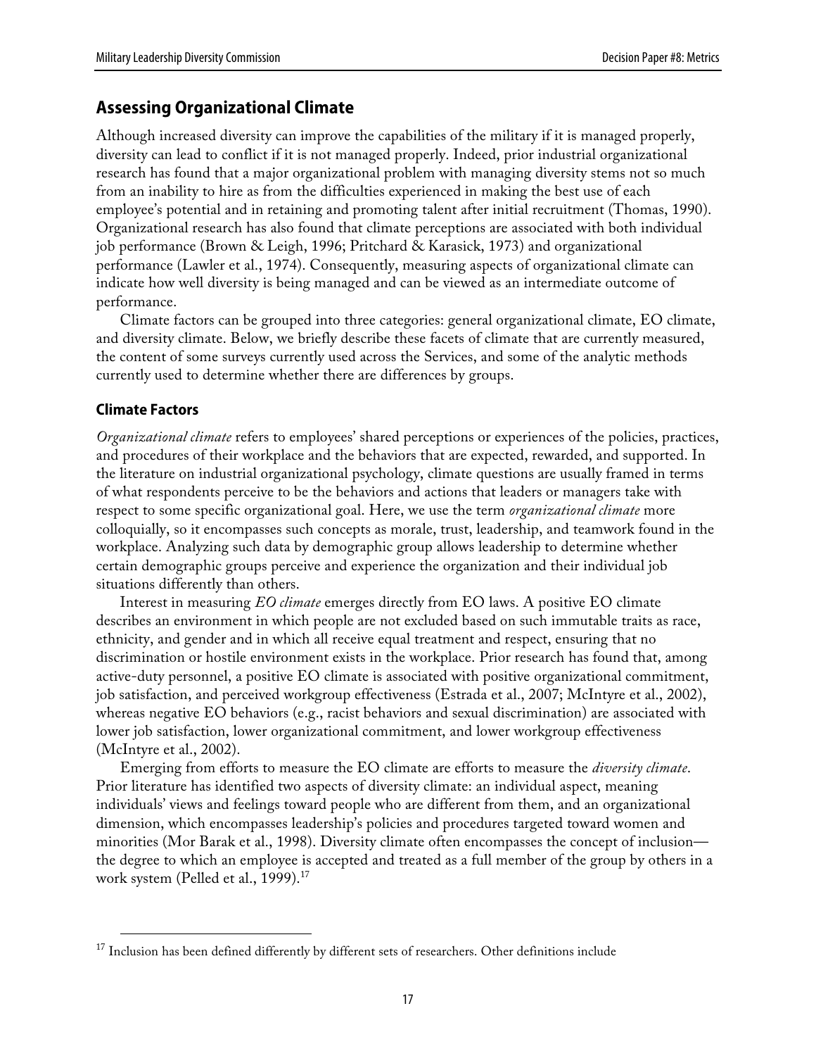## Assessing Organizational Climate

Although increased diversity can improve the capabilities of the military if it is managed properly, diversity can lead to conflict if it is not managed properly. Indeed, prior industrial organizational research has found that a major organizational problem with managing diversity stems not so much from an inability to hire as from the difficulties experienced in making the best use of each employee's potential and in retaining and promoting talent after initial recruitment (Thomas, 1990). Organizational research has also found that climate perceptions are associated with both individual job performance (Brown & Leigh, 1996; Pritchard & Karasick, 1973) and organizational performance (Lawler et al., 1974). Consequently, measuring aspects of organizational climate can indicate how well diversity is being managed and can be viewed as an intermediate outcome of performance.

Climate factors can be grouped into three categories: general organizational climate, EO climate, and diversity climate. Below, we briefly describe these facets of climate that are currently measured, the content of some surveys currently used across the Services, and some of the analytic methods currently used to determine whether there are differences by groups.

### Climate Factors

*Organizational climate* refers to employees' shared perceptions or experiences of the policies, practices, and procedures of their workplace and the behaviors that are expected, rewarded, and supported. In the literature on industrial organizational psychology, climate questions are usually framed in terms of what respondents perceive to be the behaviors and actions that leaders or managers take with respect to some specific organizational goal. Here, we use the term *organizational climate* more colloquially, so it encompasses such concepts as morale, trust, leadership, and teamwork found in the workplace. Analyzing such data by demographic group allows leadership to determine whether certain demographic groups perceive and experience the organization and their individual job situations differently than others.

Interest in measuring *EO climate* emerges directly from EO laws. A positive EO climate describes an environment in which people are not excluded based on such immutable traits as race, ethnicity, and gender and in which all receive equal treatment and respect, ensuring that no discrimination or hostile environment exists in the workplace. Prior research has found that, among active-duty personnel, a positive EO climate is associated with positive organizational commitment, job satisfaction, and perceived workgroup effectiveness (Estrada et al., 2007; McIntyre et al., 2002), whereas negative EO behaviors (e.g., racist behaviors and sexual discrimination) are associated with lower job satisfaction, lower organizational commitment, and lower workgroup effectiveness (McIntyre et al., 2002).

Emerging from efforts to measure the EO climate are efforts to measure the *diversity climate*. Prior literature has identified two aspects of diversity climate: an individual aspect, meaning individuals' views and feelings toward people who are different from them, and an organizational dimension, which encompasses leadership's policies and procedures targeted toward women and minorities (Mor Barak et al., 1998). Diversity climate often encompasses the concept of inclusion—the degree to which an employee is accepted and treated as a full member of the group by others in a work system (Pelled et al., 1999).[17]

[17] Inclusion has been defined differently by different sets of researchers. Other definitions include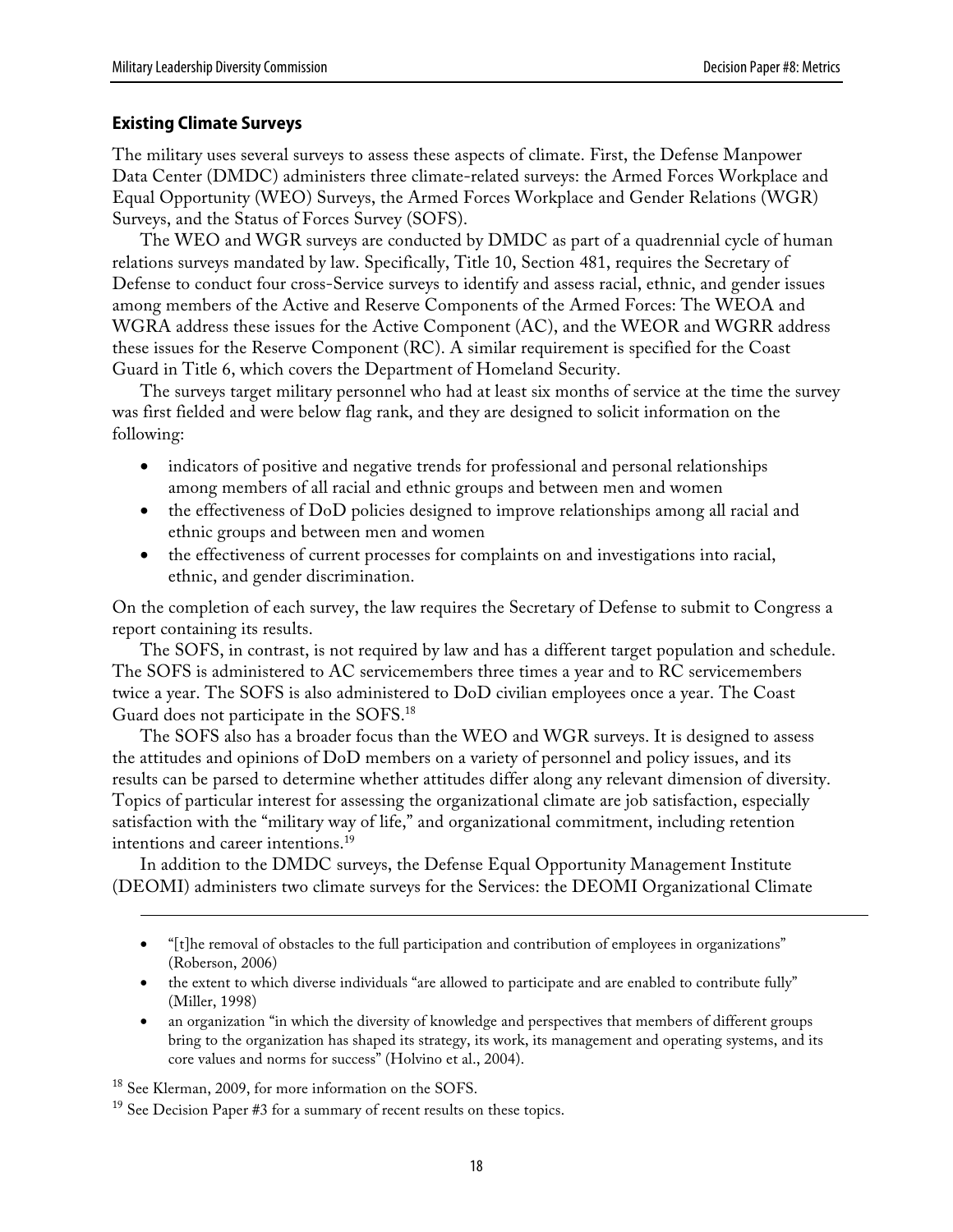### Existing Climate Surveys

The military uses several surveys to assess these aspects of climate. First, the Defense Manpower Data Center (DMDC) administers three climate-related surveys: the Armed Forces Workplace and Equal Opportunity (WEO) Surveys, the Armed Forces Workplace and Gender Relations (WGR) Surveys, and the Status of Forces Survey (SOFS).

The WEO and WGR surveys are conducted by DMDC as part of a quadrennial cycle of human relations surveys mandated by law. Specifically, Title 10, Section 481, requires the Secretary of Defense to conduct four cross-Service surveys to identify and assess racial, ethnic, and gender issues among members of the Active and Reserve Components of the Armed Forces: The WEOA and WGRA address these issues for the Active Component (AC), and the WEOR and WGRR address these issues for the Reserve Component (RC). A similar requirement is specified for the Coast Guard in Title 6, which covers the Department of Homeland Security.

The surveys target military personnel who had at least six months of service at the time the survey was first fielded and were below flag rank, and they are designed to solicit information on the following:

- indicators of positive and negative trends for professional and personal relationships among members of all racial and ethnic groups and between men and women
- the effectiveness of DoD policies designed to improve relationships among all racial and ethnic groups and between men and women
- the effectiveness of current processes for complaints on and investigations into racial, ethnic, and gender discrimination.

On the completion of each survey, the law requires the Secretary of Defense to submit to Congress a report containing its results.

The SOFS, in contrast, is not required by law and has a different target population and schedule. The SOFS is administered to AC servicemembers three times a year and to RC servicemembers twice a year. The SOFS is also administered to DoD civilian employees once a year. The Coast Guard does not participate in the SOFS.[18]

The SOFS also has a broader focus than the WEO and WGR surveys. It is designed to assess the attitudes and opinions of DoD members on a variety of personnel and policy issues, and its results can be parsed to determine whether attitudes differ along any relevant dimension of diversity. Topics of particular interest for assessing the organizational climate are job satisfaction, especially satisfaction with the "military way of life," and organizational commitment, including retention intentions and career intentions.[19]

In addition to the DMDC surveys, the Defense Equal Opportunity Management Institute (DEOMI) administers two climate surveys for the Services: the DEOMI Organizational Climate

---

- "[t]he removal of obstacles to the full participation and contribution of employees in organizations" (Roberson, 2006)
- the extent to which diverse individuals "are allowed to participate and are enabled to contribute fully" (Miller, 1998)
- an organization "in which the diversity of knowledge and perspectives that members of different groups bring to the organization has shaped its strategy, its work, its management and operating systems, and its core values and norms for success" (Holvino et al., 2004).

[18] See Klerman, 2009, for more information on the SOFS.

[19] See Decision Paper #3 for a summary of recent results on these topics.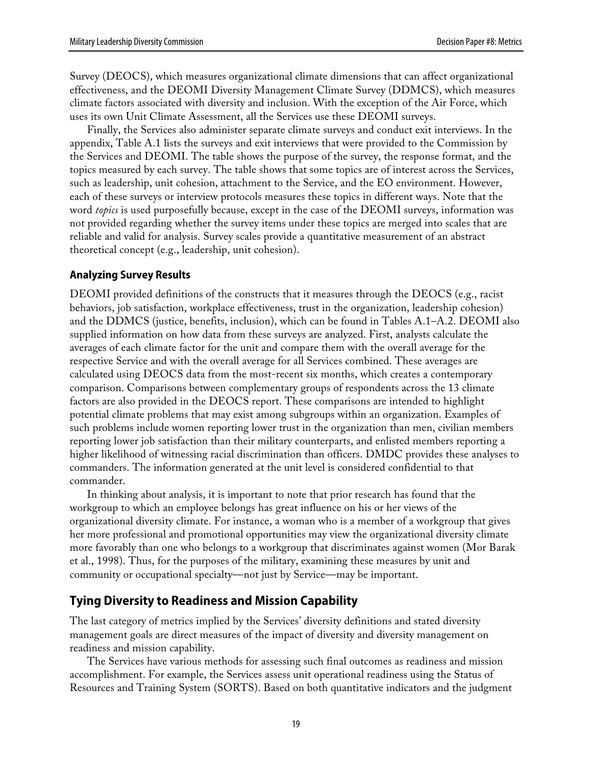Survey (DEOCS), which measures organizational climate dimensions that can affect organizational effectiveness, and the DEOMI Diversity Management Climate Survey (DDMCS), which measures climate factors associated with diversity and inclusion. With the exception of the Air Force, which uses its own Unit Climate Assessment, all the Services use these DEOMI surveys.

Finally, the Services also administer separate climate surveys and conduct exit interviews. In the appendix, Table A.1 lists the surveys and exit interviews that were provided to the Commission by the Services and DEOMI. The table shows the purpose of the survey, the response format, and the topics measured by each survey. The table shows that some topics are of interest across the Services, such as leadership, unit cohesion, attachment to the Service, and the EO environment. However, each of these surveys or interview protocols measures these topics in different ways. Note that the word *topics* is used purposefully because, except in the case of the DEOMI surveys, information was not provided regarding whether the survey items under these topics are merged into scales that are reliable and valid for analysis. Survey scales provide a quantitative measurement of an abstract theoretical concept (e.g., leadership, unit cohesion).

### Analyzing Survey Results

DEOMI provided definitions of the constructs that it measures through the DEOCS (e.g., racist behaviors, job satisfaction, workplace effectiveness, trust in the organization, leadership cohesion) and the DDMCS (justice, benefits, inclusion), which can be found in Tables A.1–A.2. DEOMI also supplied information on how data from these surveys are analyzed. First, analysts calculate the averages of each climate factor for the unit and compare them with the overall average for the respective Service and with the overall average for all Services combined. These averages are calculated using DEOCS data from the most-recent six months, which creates a contemporary comparison. Comparisons between complementary groups of respondents across the 13 climate factors are also provided in the DEOCS report. These comparisons are intended to highlight potential climate problems that may exist among subgroups within an organization. Examples of such problems include women reporting lower trust in the organization than men, civilian members reporting lower job satisfaction than their military counterparts, and enlisted members reporting a higher likelihood of witnessing racial discrimination than officers. DMDC provides these analyses to commanders. The information generated at the unit level is considered confidential to that commander.

In thinking about analysis, it is important to note that prior research has found that the workgroup to which an employee belongs has great influence on his or her views of the organizational diversity climate. For instance, a woman who is a member of a workgroup that gives her more professional and promotional opportunities may view the organizational diversity climate more favorably than one who belongs to a workgroup that discriminates against women (Mor Barak et al., 1998). Thus, for the purposes of the military, examining these measures by unit and community or occupational specialty—not just by Service—may be important.

## Tying Diversity to Readiness and Mission Capability

The last category of metrics implied by the Services' diversity definitions and stated diversity management goals are direct measures of the impact of diversity and diversity management on readiness and mission capability.

The Services have various methods for assessing such final outcomes as readiness and mission accomplishment. For example, the Services assess unit operational readiness using the Status of Resources and Training System (SORTS). Based on both quantitative indicators and the judgment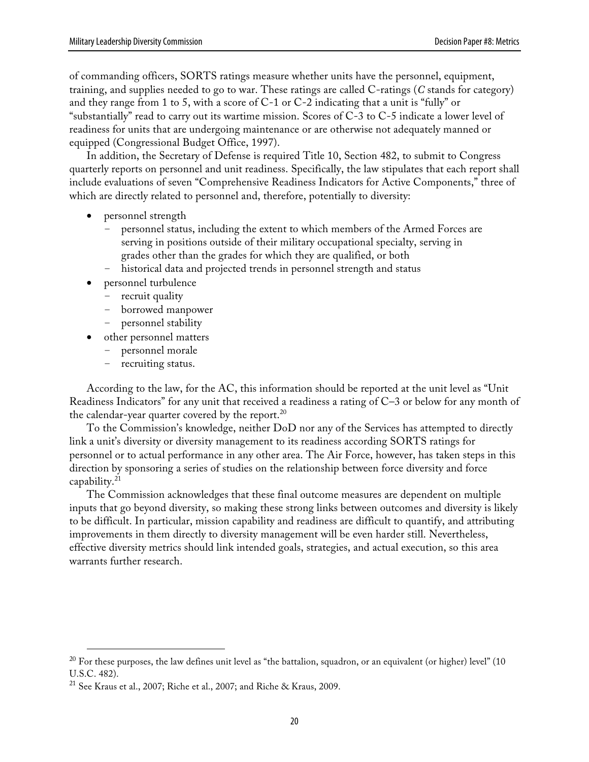of commanding officers, SORTS ratings measure whether units have the personnel, equipment, training, and supplies needed to go to war. These ratings are called C-ratings (*C* stands for category) and they range from 1 to 5, with a score of C-1 or C-2 indicating that a unit is "fully" or "substantially" read to carry out its wartime mission. Scores of C-3 to C-5 indicate a lower level of readiness for units that are undergoing maintenance or are otherwise not adequately manned or equipped (Congressional Budget Office, 1997).

In addition, the Secretary of Defense is required Title 10, Section 482, to submit to Congress quarterly reports on personnel and unit readiness. Specifically, the law stipulates that each report shall include evaluations of seven "Comprehensive Readiness Indicators for Active Components," three of which are directly related to personnel and, therefore, potentially to diversity:

- personnel strength
  - personnel status, including the extent to which members of the Armed Forces are serving in positions outside of their military occupational specialty, serving in grades other than the grades for which they are qualified, or both
  - historical data and projected trends in personnel strength and status
- personnel turbulence
  - recruit quality
  - borrowed manpower
  - personnel stability
- other personnel matters
  - personnel morale
  - recruiting status.

According to the law, for the AC, this information should be reported at the unit level as "Unit Readiness Indicators" for any unit that received a readiness a rating of C–3 or below for any month of the calendar-year quarter covered by the report.[20]

To the Commission's knowledge, neither DoD nor any of the Services has attempted to directly link a unit's diversity or diversity management to its readiness according SORTS ratings for personnel or to actual performance in any other area. The Air Force, however, has taken steps in this direction by sponsoring a series of studies on the relationship between force diversity and force capability.[21]

The Commission acknowledges that these final outcome measures are dependent on multiple inputs that go beyond diversity, so making these strong links between outcomes and diversity is likely to be difficult. In particular, mission capability and readiness are difficult to quantify, and attributing improvements in them directly to diversity management will be even harder still. Nevertheless, effective diversity metrics should link intended goals, strategies, and actual execution, so this area warrants further research.

---

[20] For these purposes, the law defines unit level as "the battalion, squadron, or an equivalent (or higher) level" (10 U.S.C. 482).

[21] See Kraus et al., 2007; Riche et al., 2007; and Riche & Kraus, 2009.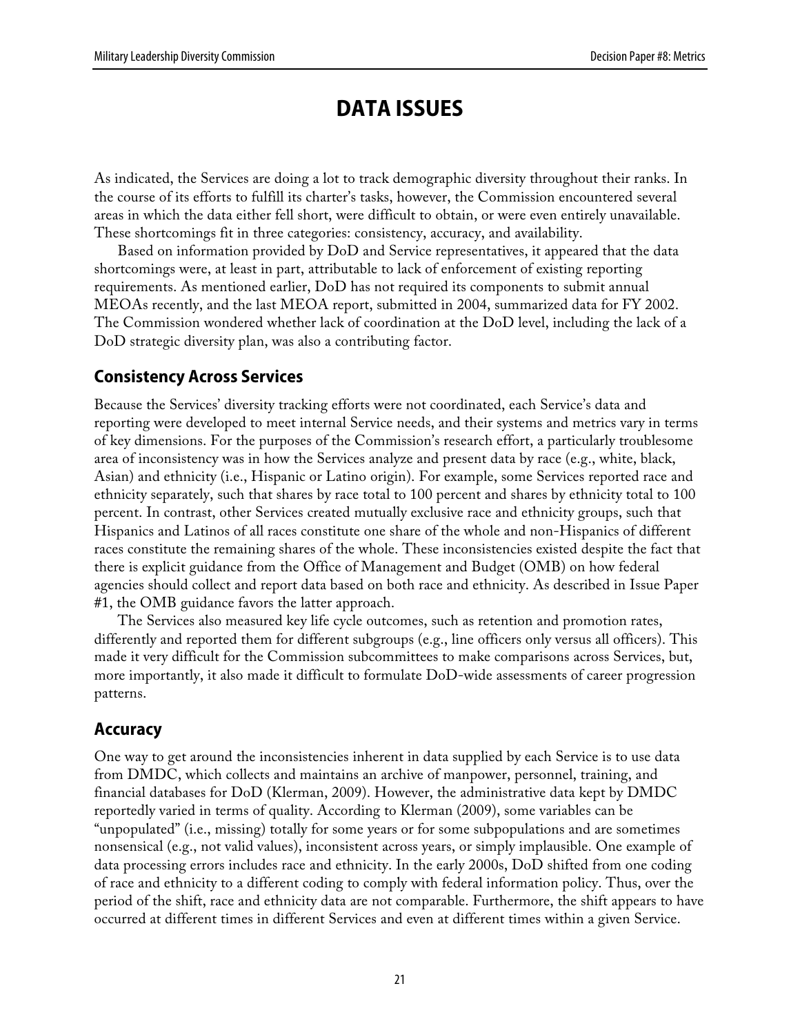# DATA ISSUES

As indicated, the Services are doing a lot to track demographic diversity throughout their ranks. In the course of its efforts to fulfill its charter's tasks, however, the Commission encountered several areas in which the data either fell short, were difficult to obtain, or were even entirely unavailable. These shortcomings fit in three categories: consistency, accuracy, and availability.

Based on information provided by DoD and Service representatives, it appeared that the data shortcomings were, at least in part, attributable to lack of enforcement of existing reporting requirements. As mentioned earlier, DoD has not required its components to submit annual MEOAs recently, and the last MEOA report, submitted in 2004, summarized data for FY 2002. The Commission wondered whether lack of coordination at the DoD level, including the lack of a DoD strategic diversity plan, was also a contributing factor.

## Consistency Across Services

Because the Services' diversity tracking efforts were not coordinated, each Service's data and reporting were developed to meet internal Service needs, and their systems and metrics vary in terms of key dimensions. For the purposes of the Commission's research effort, a particularly troublesome area of inconsistency was in how the Services analyze and present data by race (e.g., white, black, Asian) and ethnicity (i.e., Hispanic or Latino origin). For example, some Services reported race and ethnicity separately, such that shares by race total to 100 percent and shares by ethnicity total to 100 percent. In contrast, other Services created mutually exclusive race and ethnicity groups, such that Hispanics and Latinos of all races constitute one share of the whole and non-Hispanics of different races constitute the remaining shares of the whole. These inconsistencies existed despite the fact that there is explicit guidance from the Office of Management and Budget (OMB) on how federal agencies should collect and report data based on both race and ethnicity. As described in Issue Paper #1, the OMB guidance favors the latter approach.

The Services also measured key life cycle outcomes, such as retention and promotion rates, differently and reported them for different subgroups (e.g., line officers only versus all officers). This made it very difficult for the Commission subcommittees to make comparisons across Services, but, more importantly, it also made it difficult to formulate DoD-wide assessments of career progression patterns.

## Accuracy

One way to get around the inconsistencies inherent in data supplied by each Service is to use data from DMDC, which collects and maintains an archive of manpower, personnel, training, and financial databases for DoD (Klerman, 2009). However, the administrative data kept by DMDC reportedly varied in terms of quality. According to Klerman (2009), some variables can be "unpopulated" (i.e., missing) totally for some years or for some subpopulations and are sometimes nonsensical (e.g., not valid values), inconsistent across years, or simply implausible. One example of data processing errors includes race and ethnicity. In the early 2000s, DoD shifted from one coding of race and ethnicity to a different coding to comply with federal information policy. Thus, over the period of the shift, race and ethnicity data are not comparable. Furthermore, the shift appears to have occurred at different times in different Services and even at different times within a given Service.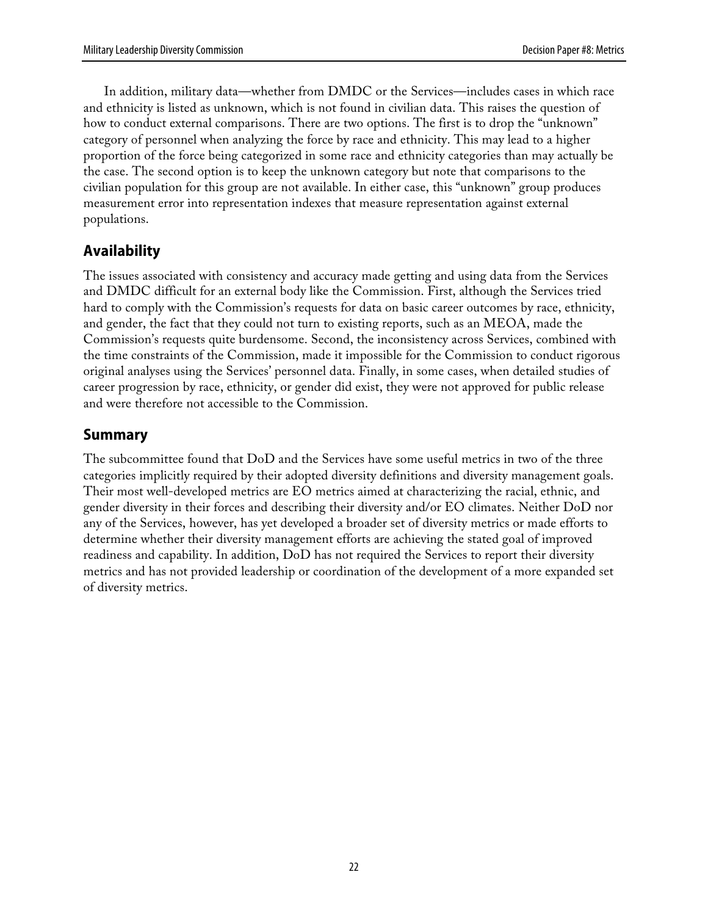In addition, military data—whether from DMDC or the Services—includes cases in which race and ethnicity is listed as unknown, which is not found in civilian data. This raises the question of how to conduct external comparisons. There are two options. The first is to drop the "unknown" category of personnel when analyzing the force by race and ethnicity. This may lead to a higher proportion of the force being categorized in some race and ethnicity categories than may actually be the case. The second option is to keep the unknown category but note that comparisons to the civilian population for this group are not available. In either case, this "unknown" group produces measurement error into representation indexes that measure representation against external populations.

## Availability

The issues associated with consistency and accuracy made getting and using data from the Services and DMDC difficult for an external body like the Commission. First, although the Services tried hard to comply with the Commission's requests for data on basic career outcomes by race, ethnicity, and gender, the fact that they could not turn to existing reports, such as an MEOA, made the Commission's requests quite burdensome. Second, the inconsistency across Services, combined with the time constraints of the Commission, made it impossible for the Commission to conduct rigorous original analyses using the Services' personnel data. Finally, in some cases, when detailed studies of career progression by race, ethnicity, or gender did exist, they were not approved for public release and were therefore not accessible to the Commission.

## Summary

The subcommittee found that DoD and the Services have some useful metrics in two of the three categories implicitly required by their adopted diversity definitions and diversity management goals. Their most well-developed metrics are EO metrics aimed at characterizing the racial, ethnic, and gender diversity in their forces and describing their diversity and/or EO climates. Neither DoD nor any of the Services, however, has yet developed a broader set of diversity metrics or made efforts to determine whether their diversity management efforts are achieving the stated goal of improved readiness and capability. In addition, DoD has not required the Services to report their diversity metrics and has not provided leadership or coordination of the development of a more expanded set of diversity metrics.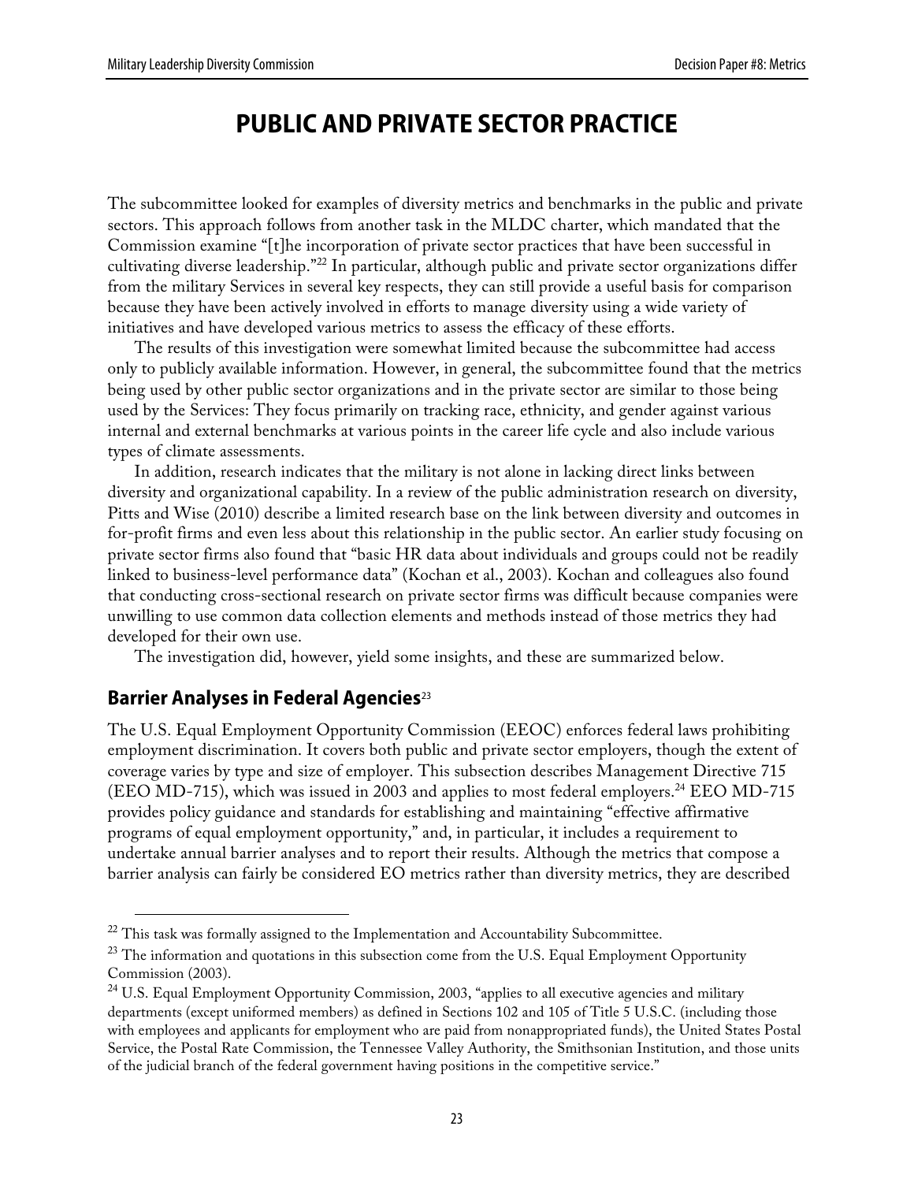# PUBLIC AND PRIVATE SECTOR PRACTICE

The subcommittee looked for examples of diversity metrics and benchmarks in the public and private sectors. This approach follows from another task in the MLDC charter, which mandated that the Commission examine "[t]he incorporation of private sector practices that have been successful in cultivating diverse leadership."[22] In particular, although public and private sector organizations differ from the military Services in several key respects, they can still provide a useful basis for comparison because they have been actively involved in efforts to manage diversity using a wide variety of initiatives and have developed various metrics to assess the efficacy of these efforts.

The results of this investigation were somewhat limited because the subcommittee had access only to publicly available information. However, in general, the subcommittee found that the metrics being used by other public sector organizations and in the private sector are similar to those being used by the Services: They focus primarily on tracking race, ethnicity, and gender against various internal and external benchmarks at various points in the career life cycle and also include various types of climate assessments.

In addition, research indicates that the military is not alone in lacking direct links between diversity and organizational capability. In a review of the public administration research on diversity, Pitts and Wise (2010) describe a limited research base on the link between diversity and outcomes in for-profit firms and even less about this relationship in the public sector. An earlier study focusing on private sector firms also found that "basic HR data about individuals and groups could not be readily linked to business-level performance data" (Kochan et al., 2003). Kochan and colleagues also found that conducting cross-sectional research on private sector firms was difficult because companies were unwilling to use common data collection elements and methods instead of those metrics they had developed for their own use.

The investigation did, however, yield some insights, and these are summarized below.

## Barrier Analyses in Federal Agencies[23]

The U.S. Equal Employment Opportunity Commission (EEOC) enforces federal laws prohibiting employment discrimination. It covers both public and private sector employers, though the extent of coverage varies by type and size of employer. This subsection describes Management Directive 715 (EEO MD-715), which was issued in 2003 and applies to most federal employers.[24] EEO MD-715 provides policy guidance and standards for establishing and maintaining "effective affirmative programs of equal employment opportunity," and, in particular, it includes a requirement to undertake annual barrier analyses and to report their results. Although the metrics that compose a barrier analysis can fairly be considered EO metrics rather than diversity metrics, they are described

---

[22] This task was formally assigned to the Implementation and Accountability Subcommittee.

[23] The information and quotations in this subsection come from the U.S. Equal Employment Opportunity Commission (2003).

[24] U.S. Equal Employment Opportunity Commission, 2003, "applies to all executive agencies and military departments (except uniformed members) as defined in Sections 102 and 105 of Title 5 U.S.C. (including those with employees and applicants for employment who are paid from nonappropriated funds), the United States Postal Service, the Postal Rate Commission, the Tennessee Valley Authority, the Smithsonian Institution, and those units of the judicial branch of the federal government having positions in the competitive service."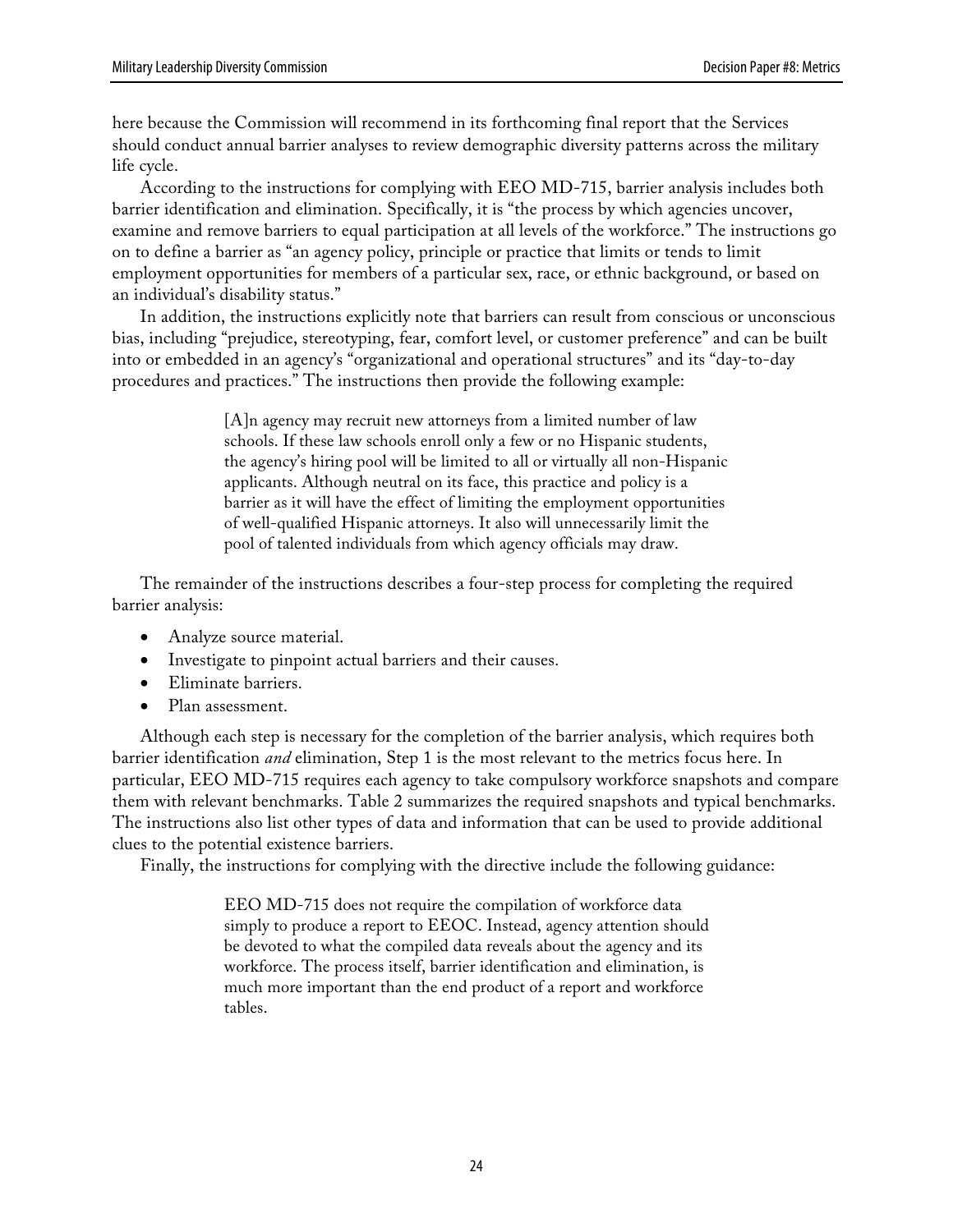here because the Commission will recommend in its forthcoming final report that the Services should conduct annual barrier analyses to review demographic diversity patterns across the military life cycle.

According to the instructions for complying with EEO MD-715, barrier analysis includes both barrier identification and elimination. Specifically, it is "the process by which agencies uncover, examine and remove barriers to equal participation at all levels of the workforce." The instructions go on to define a barrier as "an agency policy, principle or practice that limits or tends to limit employment opportunities for members of a particular sex, race, or ethnic background, or based on an individual's disability status."

In addition, the instructions explicitly note that barriers can result from conscious or unconscious bias, including "prejudice, stereotyping, fear, comfort level, or customer preference" and can be built into or embedded in an agency's "organizational and operational structures" and its "day-to-day procedures and practices." The instructions then provide the following example:

> [A]n agency may recruit new attorneys from a limited number of law schools. If these law schools enroll only a few or no Hispanic students, the agency's hiring pool will be limited to all or virtually all non-Hispanic applicants. Although neutral on its face, this practice and policy is a barrier as it will have the effect of limiting the employment opportunities of well-qualified Hispanic attorneys. It also will unnecessarily limit the pool of talented individuals from which agency officials may draw.

The remainder of the instructions describes a four-step process for completing the required barrier analysis:

- Analyze source material.
- Investigate to pinpoint actual barriers and their causes.
- Eliminate barriers.
- Plan assessment.

Although each step is necessary for the completion of the barrier analysis, which requires both barrier identification *and* elimination, Step 1 is the most relevant to the metrics focus here. In particular, EEO MD-715 requires each agency to take compulsory workforce snapshots and compare them with relevant benchmarks. Table 2 summarizes the required snapshots and typical benchmarks. The instructions also list other types of data and information that can be used to provide additional clues to the potential existence barriers.

Finally, the instructions for complying with the directive include the following guidance:

> EEO MD-715 does not require the compilation of workforce data simply to produce a report to EEOC. Instead, agency attention should be devoted to what the compiled data reveals about the agency and its workforce. The process itself, barrier identification and elimination, is much more important than the end product of a report and workforce tables.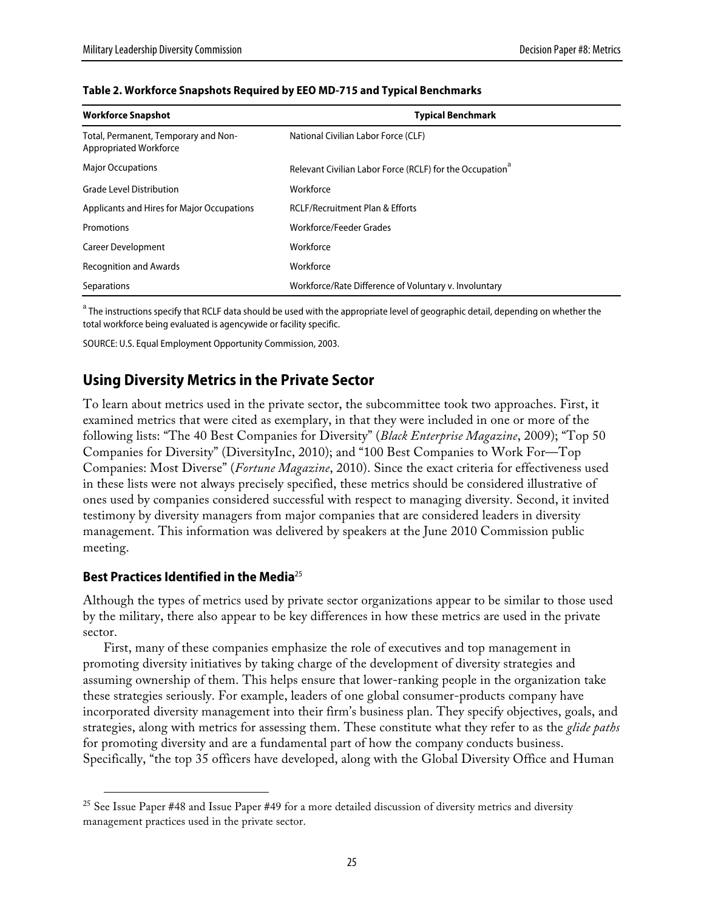**Table 2. Workforce Snapshots Required by EEO MD-715 and Typical Benchmarks**

| Workforce Snapshot | Typical Benchmark |
|---|---|
| Total, Permanent, Temporary and Non-Appropriated Workforce | National Civilian Labor Force (CLF) |
| Major Occupations | Relevant Civilian Labor Force (RCLF) for the Occupation[a] |
| Grade Level Distribution | Workforce |
| Applicants and Hires for Major Occupations | RCLF/Recruitment Plan & Efforts |
| Promotions | Workforce/Feeder Grades |
| Career Development | Workforce |
| Recognition and Awards | Workforce |
| Separations | Workforce/Rate Difference of Voluntary v. Involuntary |

[a] The instructions specify that RCLF data should be used with the appropriate level of geographic detail, depending on whether the total workforce being evaluated is agencywide or facility specific.

SOURCE: U.S. Equal Employment Opportunity Commission, 2003.

## Using Diversity Metrics in the Private Sector

To learn about metrics used in the private sector, the subcommittee took two approaches. First, it examined metrics that were cited as exemplary, in that they were included in one or more of the following lists: "The 40 Best Companies for Diversity" (*Black Enterprise Magazine*, 2009); "Top 50 Companies for Diversity" (DiversityInc, 2010); and "100 Best Companies to Work For—Top Companies: Most Diverse" (*Fortune Magazine*, 2010). Since the exact criteria for effectiveness used in these lists were not always precisely specified, these metrics should be considered illustrative of ones used by companies considered successful with respect to managing diversity. Second, it invited testimony by diversity managers from major companies that are considered leaders in diversity management. This information was delivered by speakers at the June 2010 Commission public meeting.

### Best Practices Identified in the Media[25]

Although the types of metrics used by private sector organizations appear to be similar to those used by the military, there also appear to be key differences in how these metrics are used in the private sector.

First, many of these companies emphasize the role of executives and top management in promoting diversity initiatives by taking charge of the development of diversity strategies and assuming ownership of them. This helps ensure that lower-ranking people in the organization take these strategies seriously. For example, leaders of one global consumer-products company have incorporated diversity management into their firm's business plan. They specify objectives, goals, and strategies, along with metrics for assessing them. These constitute what they refer to as the *glide paths* for promoting diversity and are a fundamental part of how the company conducts business. Specifically, "the top 35 officers have developed, along with the Global Diversity Office and Human

[25] See Issue Paper #48 and Issue Paper #49 for a more detailed discussion of diversity metrics and diversity management practices used in the private sector.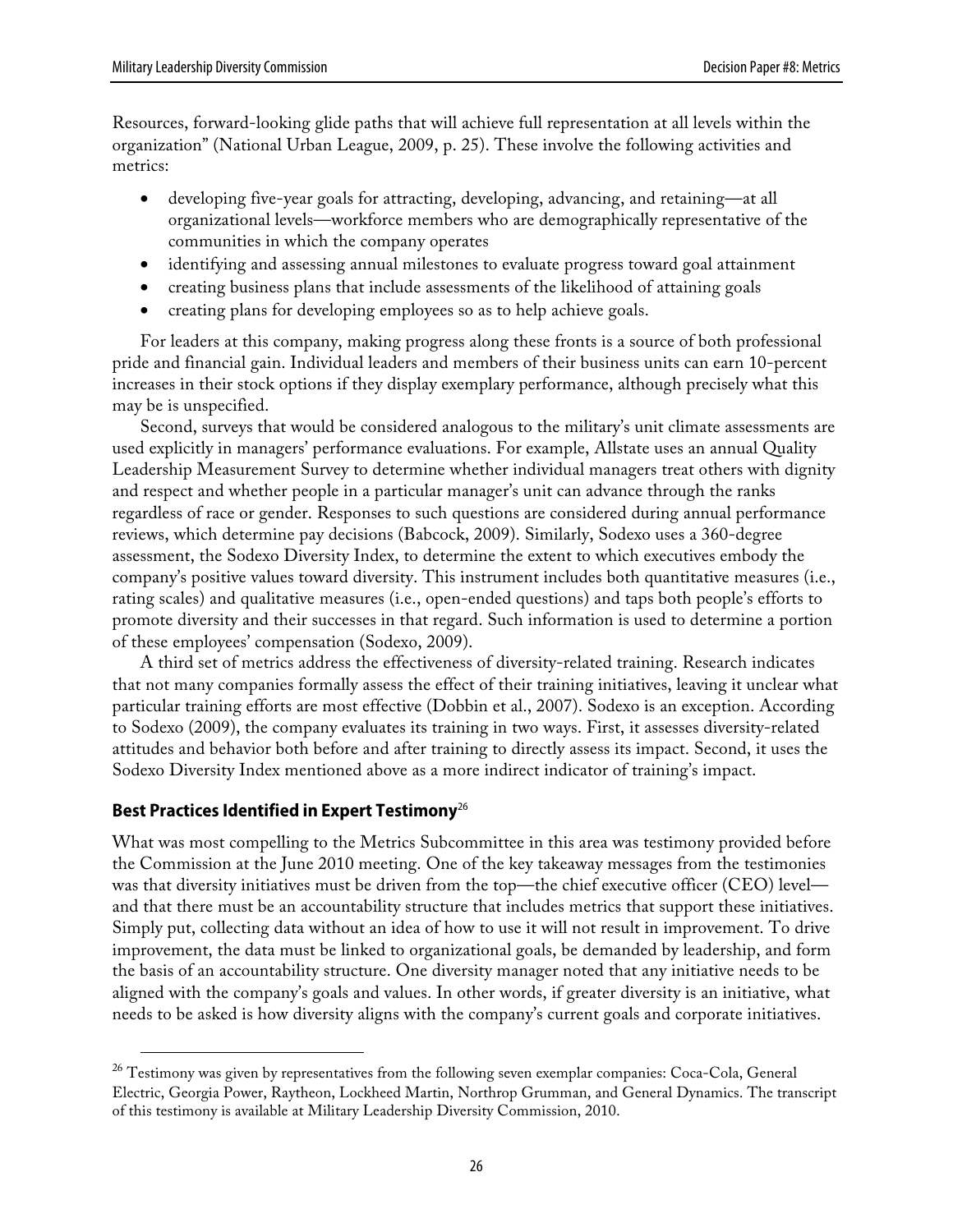Resources, forward-looking glide paths that will achieve full representation at all levels within the organization" (National Urban League, 2009, p. 25). These involve the following activities and metrics:

- developing five-year goals for attracting, developing, advancing, and retaining—at all organizational levels—workforce members who are demographically representative of the communities in which the company operates
- identifying and assessing annual milestones to evaluate progress toward goal attainment
- creating business plans that include assessments of the likelihood of attaining goals
- creating plans for developing employees so as to help achieve goals.

For leaders at this company, making progress along these fronts is a source of both professional pride and financial gain. Individual leaders and members of their business units can earn 10-percent increases in their stock options if they display exemplary performance, although precisely what this may be is unspecified.

Second, surveys that would be considered analogous to the military's unit climate assessments are used explicitly in managers' performance evaluations. For example, Allstate uses an annual Quality Leadership Measurement Survey to determine whether individual managers treat others with dignity and respect and whether people in a particular manager's unit can advance through the ranks regardless of race or gender. Responses to such questions are considered during annual performance reviews, which determine pay decisions (Babcock, 2009). Similarly, Sodexo uses a 360-degree assessment, the Sodexo Diversity Index, to determine the extent to which executives embody the company's positive values toward diversity. This instrument includes both quantitative measures (i.e., rating scales) and qualitative measures (i.e., open-ended questions) and taps both people's efforts to promote diversity and their successes in that regard. Such information is used to determine a portion of these employees' compensation (Sodexo, 2009).

A third set of metrics address the effectiveness of diversity-related training. Research indicates that not many companies formally assess the effect of their training initiatives, leaving it unclear what particular training efforts are most effective (Dobbin et al., 2007). Sodexo is an exception. According to Sodexo (2009), the company evaluates its training in two ways. First, it assesses diversity-related attitudes and behavior both before and after training to directly assess its impact. Second, it uses the Sodexo Diversity Index mentioned above as a more indirect indicator of training's impact.

### Best Practices Identified in Expert Testimony[26]

What was most compelling to the Metrics Subcommittee in this area was testimony provided before the Commission at the June 2010 meeting. One of the key takeaway messages from the testimonies was that diversity initiatives must be driven from the top—the chief executive officer (CEO) level—and that there must be an accountability structure that includes metrics that support these initiatives. Simply put, collecting data without an idea of how to use it will not result in improvement. To drive improvement, the data must be linked to organizational goals, be demanded by leadership, and form the basis of an accountability structure. One diversity manager noted that any initiative needs to be aligned with the company's goals and values. In other words, if greater diversity is an initiative, what needs to be asked is how diversity aligns with the company's current goals and corporate initiatives.

[26] Testimony was given by representatives from the following seven exemplar companies: Coca-Cola, General Electric, Georgia Power, Raytheon, Lockheed Martin, Northrop Grumman, and General Dynamics. The transcript of this testimony is available at Military Leadership Diversity Commission, 2010.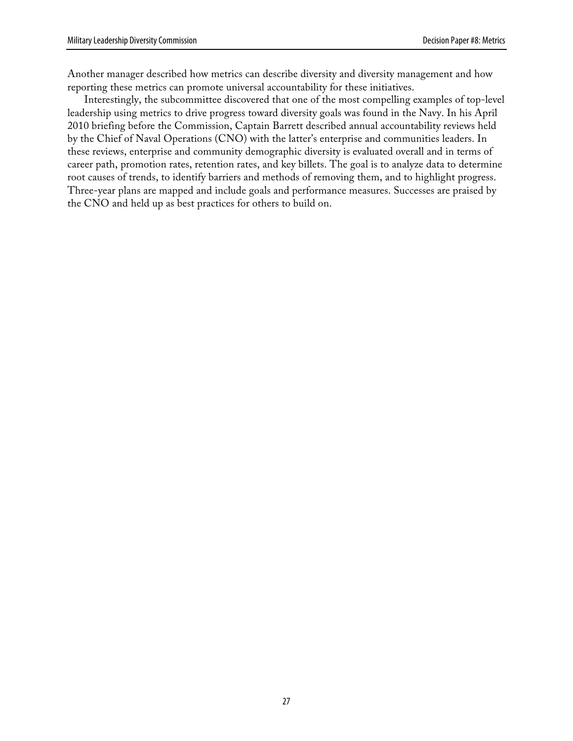Another manager described how metrics can describe diversity and diversity management and how reporting these metrics can promote universal accountability for these initiatives.

Interestingly, the subcommittee discovered that one of the most compelling examples of top-level leadership using metrics to drive progress toward diversity goals was found in the Navy. In his April 2010 briefing before the Commission, Captain Barrett described annual accountability reviews held by the Chief of Naval Operations (CNO) with the latter's enterprise and communities leaders. In these reviews, enterprise and community demographic diversity is evaluated overall and in terms of career path, promotion rates, retention rates, and key billets. The goal is to analyze data to determine root causes of trends, to identify barriers and methods of removing them, and to highlight progress. Three-year plans are mapped and include goals and performance measures. Successes are praised by the CNO and held up as best practices for others to build on.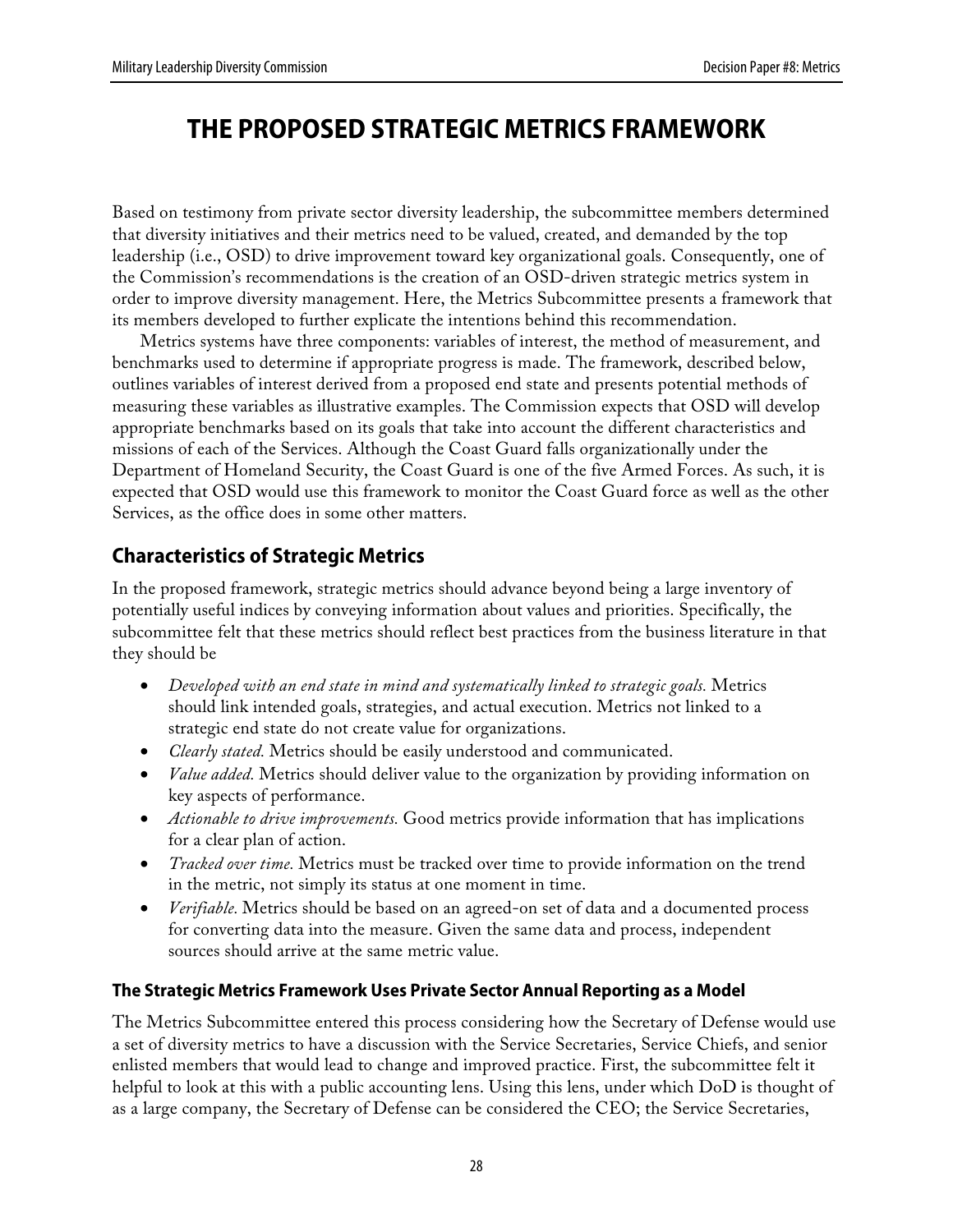# THE PROPOSED STRATEGIC METRICS FRAMEWORK

Based on testimony from private sector diversity leadership, the subcommittee members determined that diversity initiatives and their metrics need to be valued, created, and demanded by the top leadership (i.e., OSD) to drive improvement toward key organizational goals. Consequently, one of the Commission's recommendations is the creation of an OSD-driven strategic metrics system in order to improve diversity management. Here, the Metrics Subcommittee presents a framework that its members developed to further explicate the intentions behind this recommendation.

Metrics systems have three components: variables of interest, the method of measurement, and benchmarks used to determine if appropriate progress is made. The framework, described below, outlines variables of interest derived from a proposed end state and presents potential methods of measuring these variables as illustrative examples. The Commission expects that OSD will develop appropriate benchmarks based on its goals that take into account the different characteristics and missions of each of the Services. Although the Coast Guard falls organizationally under the Department of Homeland Security, the Coast Guard is one of the five Armed Forces. As such, it is expected that OSD would use this framework to monitor the Coast Guard force as well as the other Services, as the office does in some other matters.

## Characteristics of Strategic Metrics

In the proposed framework, strategic metrics should advance beyond being a large inventory of potentially useful indices by conveying information about values and priorities. Specifically, the subcommittee felt that these metrics should reflect best practices from the business literature in that they should be

- *Developed with an end state in mind and systematically linked to strategic goals.* Metrics should link intended goals, strategies, and actual execution. Metrics not linked to a strategic end state do not create value for organizations.
- *Clearly stated.* Metrics should be easily understood and communicated.
- *Value added.* Metrics should deliver value to the organization by providing information on key aspects of performance.
- *Actionable to drive improvements.* Good metrics provide information that has implications for a clear plan of action.
- *Tracked over time.* Metrics must be tracked over time to provide information on the trend in the metric, not simply its status at one moment in time.
- *Verifiable.* Metrics should be based on an agreed-on set of data and a documented process for converting data into the measure. Given the same data and process, independent sources should arrive at the same metric value.

### The Strategic Metrics Framework Uses Private Sector Annual Reporting as a Model

The Metrics Subcommittee entered this process considering how the Secretary of Defense would use a set of diversity metrics to have a discussion with the Service Secretaries, Service Chiefs, and senior enlisted members that would lead to change and improved practice. First, the subcommittee felt it helpful to look at this with a public accounting lens. Using this lens, under which DoD is thought of as a large company, the Secretary of Defense can be considered the CEO; the Service Secretaries,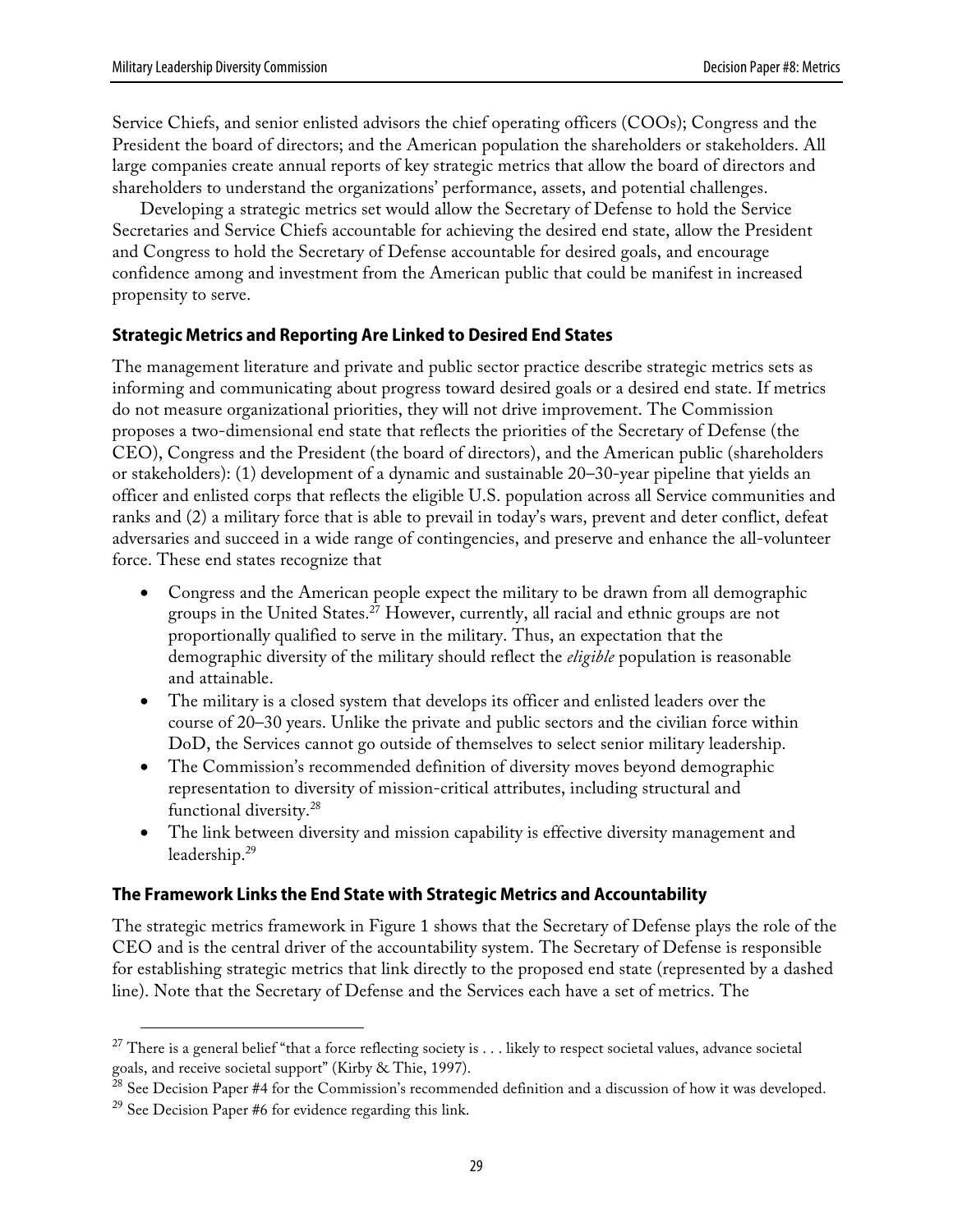Service Chiefs, and senior enlisted advisors the chief operating officers (COOs); Congress and the President the board of directors; and the American population the shareholders or stakeholders. All large companies create annual reports of key strategic metrics that allow the board of directors and shareholders to understand the organizations' performance, assets, and potential challenges.

Developing a strategic metrics set would allow the Secretary of Defense to hold the Service Secretaries and Service Chiefs accountable for achieving the desired end state, allow the President and Congress to hold the Secretary of Defense accountable for desired goals, and encourage confidence among and investment from the American public that could be manifest in increased propensity to serve.

### Strategic Metrics and Reporting Are Linked to Desired End States

The management literature and private and public sector practice describe strategic metrics sets as informing and communicating about progress toward desired goals or a desired end state. If metrics do not measure organizational priorities, they will not drive improvement. The Commission proposes a two-dimensional end state that reflects the priorities of the Secretary of Defense (the CEO), Congress and the President (the board of directors), and the American public (shareholders or stakeholders): (1) development of a dynamic and sustainable 20–30-year pipeline that yields an officer and enlisted corps that reflects the eligible U.S. population across all Service communities and ranks and (2) a military force that is able to prevail in today's wars, prevent and deter conflict, defeat adversaries and succeed in a wide range of contingencies, and preserve and enhance the all-volunteer force. These end states recognize that

- Congress and the American people expect the military to be drawn from all demographic groups in the United States.[27] However, currently, all racial and ethnic groups are not proportionally qualified to serve in the military. Thus, an expectation that the demographic diversity of the military should reflect the *eligible* population is reasonable and attainable.
- The military is a closed system that develops its officer and enlisted leaders over the course of 20–30 years. Unlike the private and public sectors and the civilian force within DoD, the Services cannot go outside of themselves to select senior military leadership.
- The Commission's recommended definition of diversity moves beyond demographic representation to diversity of mission-critical attributes, including structural and functional diversity.[28]
- The link between diversity and mission capability is effective diversity management and leadership.[29]

### The Framework Links the End State with Strategic Metrics and Accountability

The strategic metrics framework in Figure 1 shows that the Secretary of Defense plays the role of the CEO and is the central driver of the accountability system. The Secretary of Defense is responsible for establishing strategic metrics that link directly to the proposed end state (represented by a dashed line). Note that the Secretary of Defense and the Services each have a set of metrics. The

---

[27] There is a general belief "that a force reflecting society is . . . likely to respect societal values, advance societal goals, and receive societal support" (Kirby & Thie, 1997).

[28] See Decision Paper #4 for the Commission's recommended definition and a discussion of how it was developed.

[29] See Decision Paper #6 for evidence regarding this link.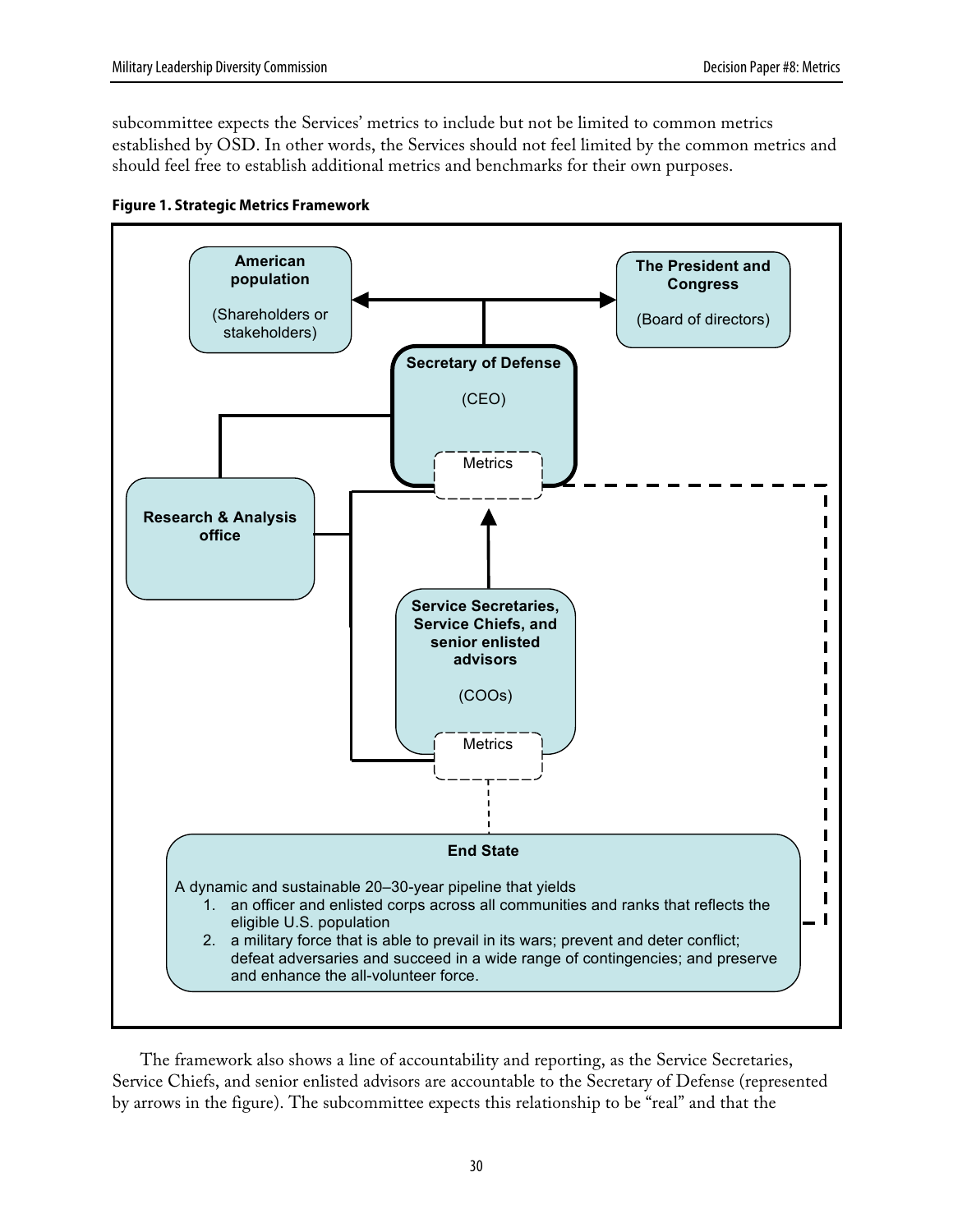subcommittee expects the Services' metrics to include but not be limited to common metrics established by OSD. In other words, the Services should not feel limited by the common metrics and should feel free to establish additional metrics and benchmarks for their own purposes.

**Figure 1. Strategic Metrics Framework**

**American population**

(Shareholders or stakeholders)

**The President and Congress**

(Board of directors)

**Secretary of Defense**

(CEO)

Metrics

**Research & Analysis office**

**Service Secretaries, Service Chiefs, and senior enlisted advisors**

(COOs)

Metrics

**End State**

A dynamic and sustainable 20–30-year pipeline that yields

1. an officer and enlisted corps across all communities and ranks that reflects the eligible U.S. population
2. a military force that is able to prevail in its wars; prevent and deter conflict; defeat adversaries and succeed in a wide range of contingencies; and preserve and enhance the all-volunteer force.

The framework also shows a line of accountability and reporting, as the Service Secretaries, Service Chiefs, and senior enlisted advisors are accountable to the Secretary of Defense (represented by arrows in the figure). The subcommittee expects this relationship to be "real" and that the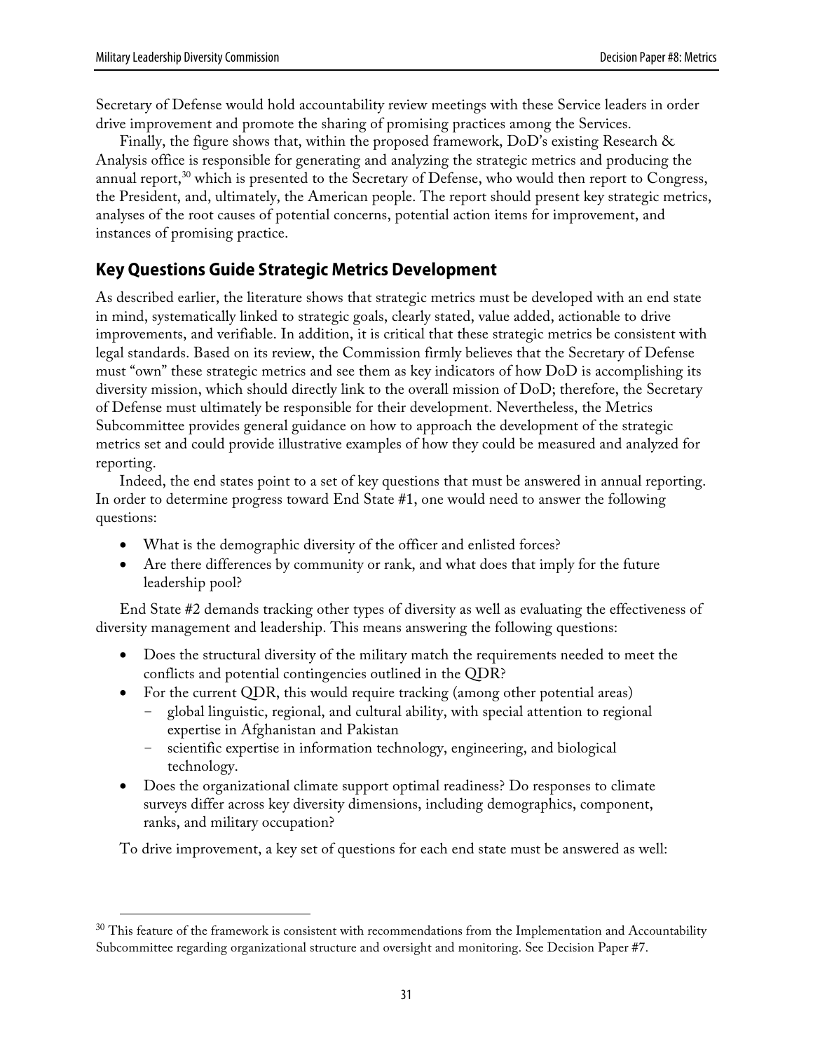Secretary of Defense would hold accountability review meetings with these Service leaders in order drive improvement and promote the sharing of promising practices among the Services.

Finally, the figure shows that, within the proposed framework, DoD's existing Research & Analysis office is responsible for generating and analyzing the strategic metrics and producing the annual report,[30] which is presented to the Secretary of Defense, who would then report to Congress, the President, and, ultimately, the American people. The report should present key strategic metrics, analyses of the root causes of potential concerns, potential action items for improvement, and instances of promising practice.

## Key Questions Guide Strategic Metrics Development

As described earlier, the literature shows that strategic metrics must be developed with an end state in mind, systematically linked to strategic goals, clearly stated, value added, actionable to drive improvements, and verifiable. In addition, it is critical that these strategic metrics be consistent with legal standards. Based on its review, the Commission firmly believes that the Secretary of Defense must "own" these strategic metrics and see them as key indicators of how DoD is accomplishing its diversity mission, which should directly link to the overall mission of DoD; therefore, the Secretary of Defense must ultimately be responsible for their development. Nevertheless, the Metrics Subcommittee provides general guidance on how to approach the development of the strategic metrics set and could provide illustrative examples of how they could be measured and analyzed for reporting.

Indeed, the end states point to a set of key questions that must be answered in annual reporting. In order to determine progress toward End State #1, one would need to answer the following questions:

- What is the demographic diversity of the officer and enlisted forces?
- Are there differences by community or rank, and what does that imply for the future leadership pool?

End State #2 demands tracking other types of diversity as well as evaluating the effectiveness of diversity management and leadership. This means answering the following questions:

- Does the structural diversity of the military match the requirements needed to meet the conflicts and potential contingencies outlined in the QDR?
- For the current QDR, this would require tracking (among other potential areas)
  - global linguistic, regional, and cultural ability, with special attention to regional expertise in Afghanistan and Pakistan
  - scientific expertise in information technology, engineering, and biological technology.
- Does the organizational climate support optimal readiness? Do responses to climate surveys differ across key diversity dimensions, including demographics, component, ranks, and military occupation?

To drive improvement, a key set of questions for each end state must be answered as well:

[30] This feature of the framework is consistent with recommendations from the Implementation and Accountability Subcommittee regarding organizational structure and oversight and monitoring. See Decision Paper #7.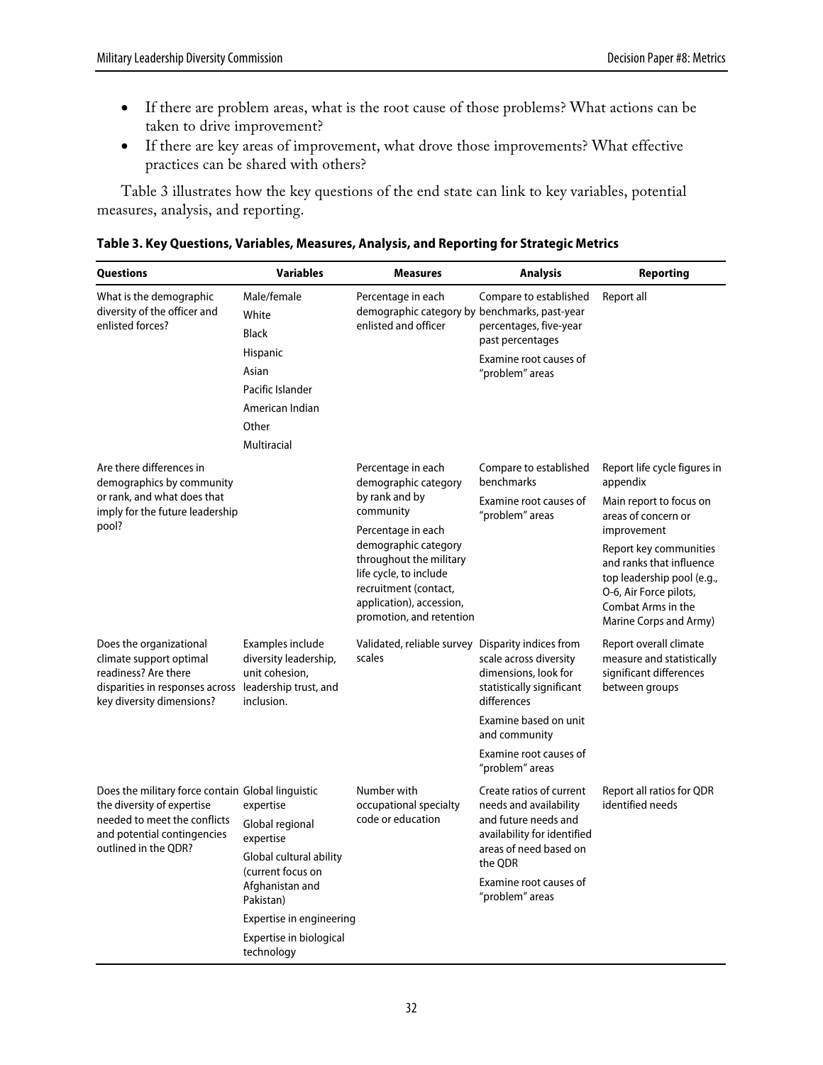- If there are problem areas, what is the root cause of those problems? What actions can be taken to drive improvement?
- If there are key areas of improvement, what drove those improvements? What effective practices can be shared with others?

Table 3 illustrates how the key questions of the end state can link to key variables, potential measures, analysis, and reporting.

**Table 3. Key Questions, Variables, Measures, Analysis, and Reporting for Strategic Metrics**

| Questions | Variables | Measures | Analysis | Reporting |
|---|---|---|---|---|
| What is the demographic diversity of the officer and enlisted forces? | Male/female<br>White<br>Black<br>Hispanic<br>Asian<br>Pacific Islander<br>American Indian<br>Other<br>Multiracial | Percentage in each demographic category by enlisted and officer | Compare to established benchmarks, past-year percentages, five-year past percentages<br>Examine root causes of "problem" areas | Report all |
| Are there differences in demographics by community or rank, and what does that imply for the future leadership pool? | | Percentage in each demographic category by rank and by community<br>Percentage in each demographic category throughout the military life cycle, to include recruitment (contact, application), accession, promotion, and retention | Compare to established benchmarks<br>Examine root causes of "problem" areas | Report life cycle figures in appendix<br>Main report to focus on areas of concern or improvement<br>Report key communities and ranks that influence top leadership pool (e.g., O-6, Air Force pilots, Combat Arms in the Marine Corps and Army) |
| Does the organizational climate support optimal readiness? Are there disparities in responses across key diversity dimensions? | Examples include diversity leadership, unit cohesion, leadership trust, and inclusion. | Validated, reliable survey scales | Disparity indices from scale across diversity dimensions, look for statistically significant differences<br>Examine based on unit and community<br>Examine root causes of "problem" areas | Report overall climate measure and statistically significant differences between groups |
| Does the military force contain the diversity of expertise needed to meet the conflicts and potential contingencies outlined in the QDR? | Global linguistic expertise<br>Global regional expertise<br>Global cultural ability (current focus on Afghanistan and Pakistan)<br>Expertise in engineering<br>Expertise in biological technology | Number with occupational specialty code or education | Create ratios of current needs and availability and future needs and availability for identified areas of need based on the QDR<br>Examine root causes of "problem" areas | Report all ratios for QDR identified needs |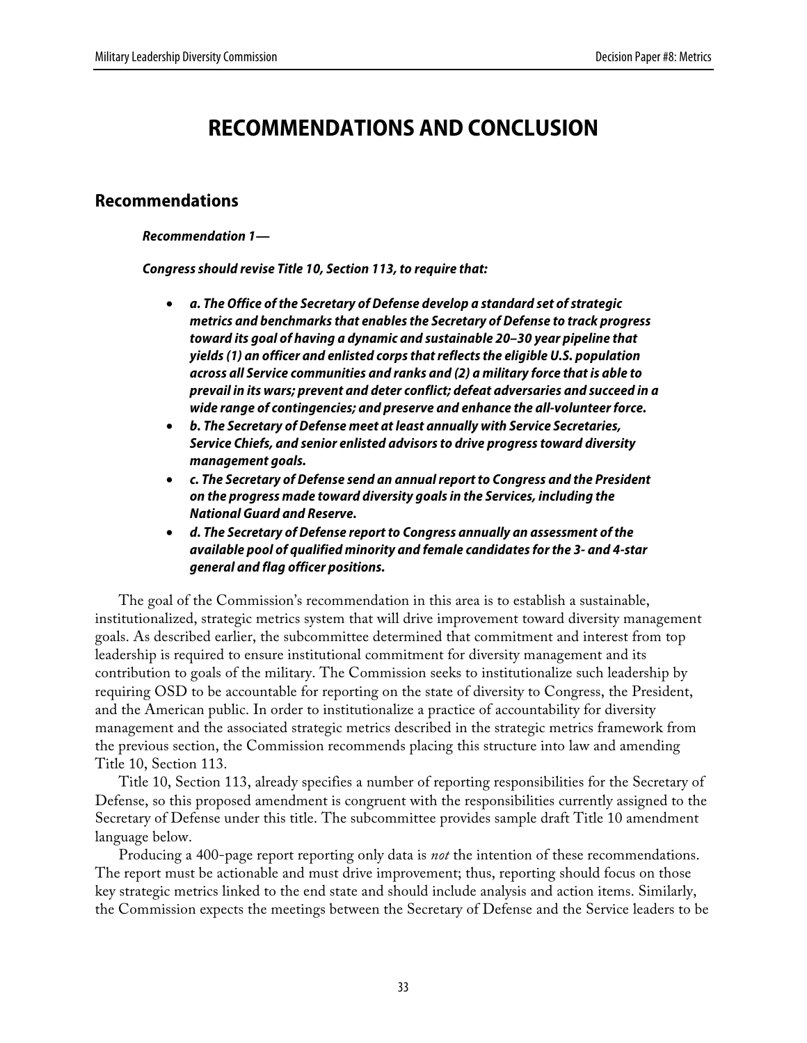# RECOMMENDATIONS AND CONCLUSION

## Recommendations

***Recommendation 1—***

***Congress should revise Title 10, Section 113, to require that:***

- ***a. The Office of the Secretary of Defense develop a standard set of strategic metrics and benchmarks that enables the Secretary of Defense to track progress toward its goal of having a dynamic and sustainable 20–30 year pipeline that yields (1) an officer and enlisted corps that reflects the eligible U.S. population across all Service communities and ranks and (2) a military force that is able to prevail in its wars; prevent and deter conflict; defeat adversaries and succeed in a wide range of contingencies; and preserve and enhance the all-volunteer force.***
- ***b. The Secretary of Defense meet at least annually with Service Secretaries, Service Chiefs, and senior enlisted advisors to drive progress toward diversity management goals.***
- ***c. The Secretary of Defense send an annual report to Congress and the President on the progress made toward diversity goals in the Services, including the National Guard and Reserve.***
- ***d. The Secretary of Defense report to Congress annually an assessment of the available pool of qualified minority and female candidates for the 3- and 4-star general and flag officer positions.***

The goal of the Commission's recommendation in this area is to establish a sustainable, institutionalized, strategic metrics system that will drive improvement toward diversity management goals. As described earlier, the subcommittee determined that commitment and interest from top leadership is required to ensure institutional commitment for diversity management and its contribution to goals of the military. The Commission seeks to institutionalize such leadership by requiring OSD to be accountable for reporting on the state of diversity to Congress, the President, and the American public. In order to institutionalize a practice of accountability for diversity management and the associated strategic metrics described in the strategic metrics framework from the previous section, the Commission recommends placing this structure into law and amending Title 10, Section 113.

Title 10, Section 113, already specifies a number of reporting responsibilities for the Secretary of Defense, so this proposed amendment is congruent with the responsibilities currently assigned to the Secretary of Defense under this title. The subcommittee provides sample draft Title 10 amendment language below.

Producing a 400-page report reporting only data is *not* the intention of these recommendations. The report must be actionable and must drive improvement; thus, reporting should focus on those key strategic metrics linked to the end state and should include analysis and action items. Similarly, the Commission expects the meetings between the Secretary of Defense and the Service leaders to be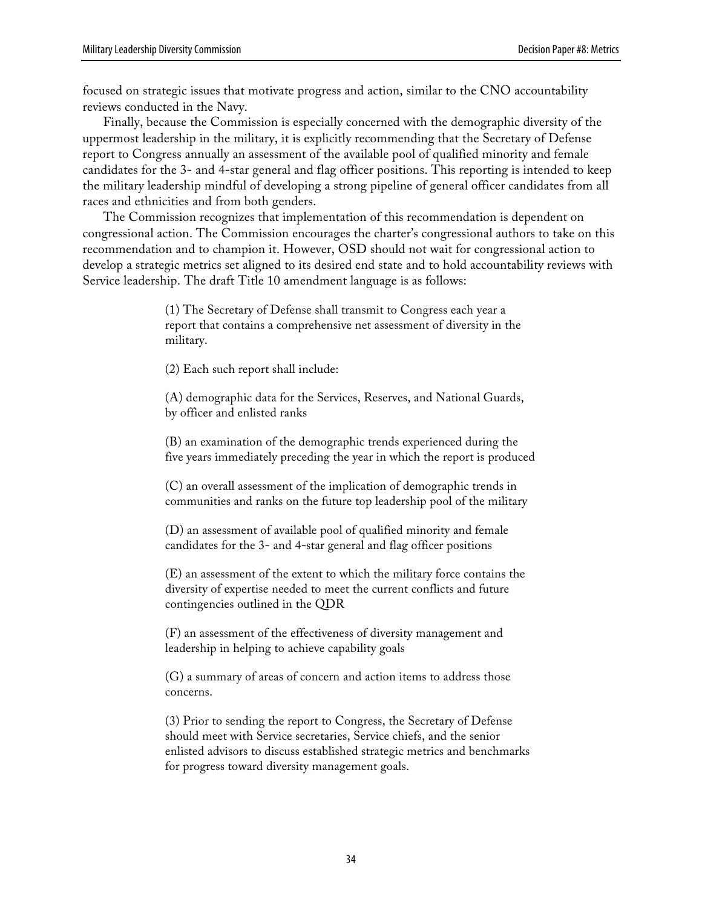focused on strategic issues that motivate progress and action, similar to the CNO accountability reviews conducted in the Navy.

Finally, because the Commission is especially concerned with the demographic diversity of the uppermost leadership in the military, it is explicitly recommending that the Secretary of Defense report to Congress annually an assessment of the available pool of qualified minority and female candidates for the 3- and 4-star general and flag officer positions. This reporting is intended to keep the military leadership mindful of developing a strong pipeline of general officer candidates from all races and ethnicities and from both genders.

The Commission recognizes that implementation of this recommendation is dependent on congressional action. The Commission encourages the charter's congressional authors to take on this recommendation and to champion it. However, OSD should not wait for congressional action to develop a strategic metrics set aligned to its desired end state and to hold accountability reviews with Service leadership. The draft Title 10 amendment language is as follows:

> (1) The Secretary of Defense shall transmit to Congress each year a report that contains a comprehensive net assessment of diversity in the military.
>
> (2) Each such report shall include:
>
> (A) demographic data for the Services, Reserves, and National Guards, by officer and enlisted ranks
>
> (B) an examination of the demographic trends experienced during the five years immediately preceding the year in which the report is produced
>
> (C) an overall assessment of the implication of demographic trends in communities and ranks on the future top leadership pool of the military
>
> (D) an assessment of available pool of qualified minority and female candidates for the 3- and 4-star general and flag officer positions
>
> (E) an assessment of the extent to which the military force contains the diversity of expertise needed to meet the current conflicts and future contingencies outlined in the QDR
>
> (F) an assessment of the effectiveness of diversity management and leadership in helping to achieve capability goals
>
> (G) a summary of areas of concern and action items to address those concerns.
>
> (3) Prior to sending the report to Congress, the Secretary of Defense should meet with Service secretaries, Service chiefs, and the senior enlisted advisors to discuss established strategic metrics and benchmarks for progress toward diversity management goals.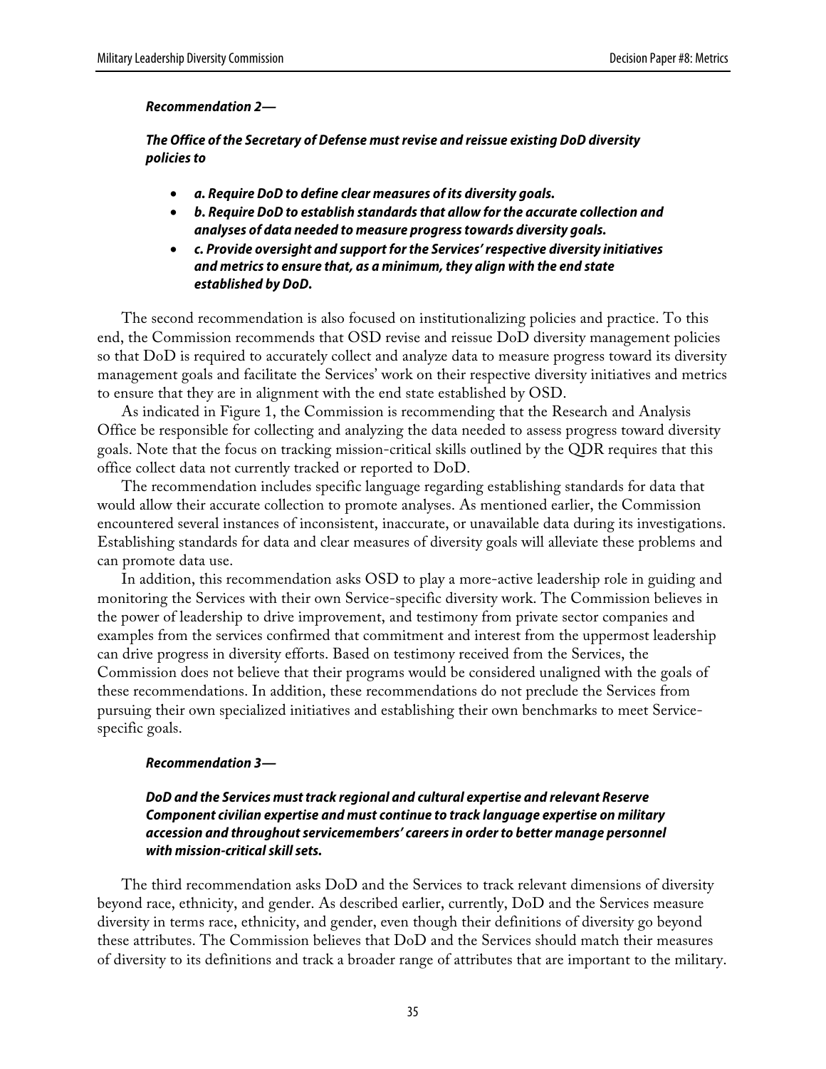***Recommendation 2—***

***The Office of the Secretary of Defense must revise and reissue existing DoD diversity policies to***

- ***a. Require DoD to define clear measures of its diversity goals.***
- ***b. Require DoD to establish standards that allow for the accurate collection and analyses of data needed to measure progress towards diversity goals.***
- ***c. Provide oversight and support for the Services' respective diversity initiatives and metrics to ensure that, as a minimum, they align with the end state established by DoD.***

The second recommendation is also focused on institutionalizing policies and practice. To this end, the Commission recommends that OSD revise and reissue DoD diversity management policies so that DoD is required to accurately collect and analyze data to measure progress toward its diversity management goals and facilitate the Services' work on their respective diversity initiatives and metrics to ensure that they are in alignment with the end state established by OSD.

As indicated in Figure 1, the Commission is recommending that the Research and Analysis Office be responsible for collecting and analyzing the data needed to assess progress toward diversity goals. Note that the focus on tracking mission-critical skills outlined by the QDR requires that this office collect data not currently tracked or reported to DoD.

The recommendation includes specific language regarding establishing standards for data that would allow their accurate collection to promote analyses. As mentioned earlier, the Commission encountered several instances of inconsistent, inaccurate, or unavailable data during its investigations. Establishing standards for data and clear measures of diversity goals will alleviate these problems and can promote data use.

In addition, this recommendation asks OSD to play a more-active leadership role in guiding and monitoring the Services with their own Service-specific diversity work. The Commission believes in the power of leadership to drive improvement, and testimony from private sector companies and examples from the services confirmed that commitment and interest from the uppermost leadership can drive progress in diversity efforts. Based on testimony received from the Services, the Commission does not believe that their programs would be considered unaligned with the goals of these recommendations. In addition, these recommendations do not preclude the Services from pursuing their own specialized initiatives and establishing their own benchmarks to meet Service-specific goals.

***Recommendation 3—***

***DoD and the Services must track regional and cultural expertise and relevant Reserve Component civilian expertise and must continue to track language expertise on military accession and throughout servicemembers' careers in order to better manage personnel with mission-critical skill sets.***

The third recommendation asks DoD and the Services to track relevant dimensions of diversity beyond race, ethnicity, and gender. As described earlier, currently, DoD and the Services measure diversity in terms race, ethnicity, and gender, even though their definitions of diversity go beyond these attributes. The Commission believes that DoD and the Services should match their measures of diversity to its definitions and track a broader range of attributes that are important to the military.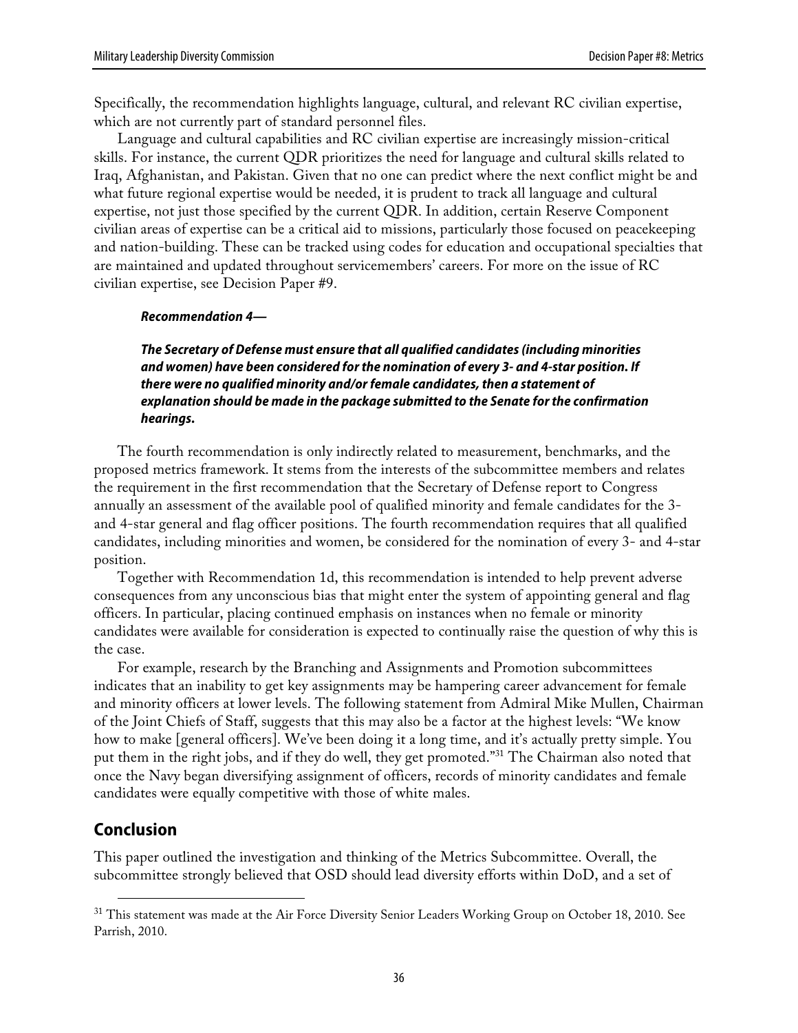Specifically, the recommendation highlights language, cultural, and relevant RC civilian expertise, which are not currently part of standard personnel files.

Language and cultural capabilities and RC civilian expertise are increasingly mission-critical skills. For instance, the current QDR prioritizes the need for language and cultural skills related to Iraq, Afghanistan, and Pakistan. Given that no one can predict where the next conflict might be and what future regional expertise would be needed, it is prudent to track all language and cultural expertise, not just those specified by the current QDR. In addition, certain Reserve Component civilian areas of expertise can be a critical aid to missions, particularly those focused on peacekeeping and nation-building. These can be tracked using codes for education and occupational specialties that are maintained and updated throughout servicemembers' careers. For more on the issue of RC civilian expertise, see Decision Paper #9.

> ***Recommendation 4—***
>
> ***The Secretary of Defense must ensure that all qualified candidates (including minorities and women) have been considered for the nomination of every 3- and 4-star position. If there were no qualified minority and/or female candidates, then a statement of explanation should be made in the package submitted to the Senate for the confirmation hearings.***

The fourth recommendation is only indirectly related to measurement, benchmarks, and the proposed metrics framework. It stems from the interests of the subcommittee members and relates the requirement in the first recommendation that the Secretary of Defense report to Congress annually an assessment of the available pool of qualified minority and female candidates for the 3- and 4-star general and flag officer positions. The fourth recommendation requires that all qualified candidates, including minorities and women, be considered for the nomination of every 3- and 4-star position.

Together with Recommendation 1d, this recommendation is intended to help prevent adverse consequences from any unconscious bias that might enter the system of appointing general and flag officers. In particular, placing continued emphasis on instances when no female or minority candidates were available for consideration is expected to continually raise the question of why this is the case.

For example, research by the Branching and Assignments and Promotion subcommittees indicates that an inability to get key assignments may be hampering career advancement for female and minority officers at lower levels. The following statement from Admiral Mike Mullen, Chairman of the Joint Chiefs of Staff, suggests that this may also be a factor at the highest levels: "We know how to make [general officers]. We've been doing it a long time, and it's actually pretty simple. You put them in the right jobs, and if they do well, they get promoted."[31] The Chairman also noted that once the Navy began diversifying assignment of officers, records of minority candidates and female candidates were equally competitive with those of white males.

## Conclusion

This paper outlined the investigation and thinking of the Metrics Subcommittee. Overall, the subcommittee strongly believed that OSD should lead diversity efforts within DoD, and a set of

[31] This statement was made at the Air Force Diversity Senior Leaders Working Group on October 18, 2010. See Parrish, 2010.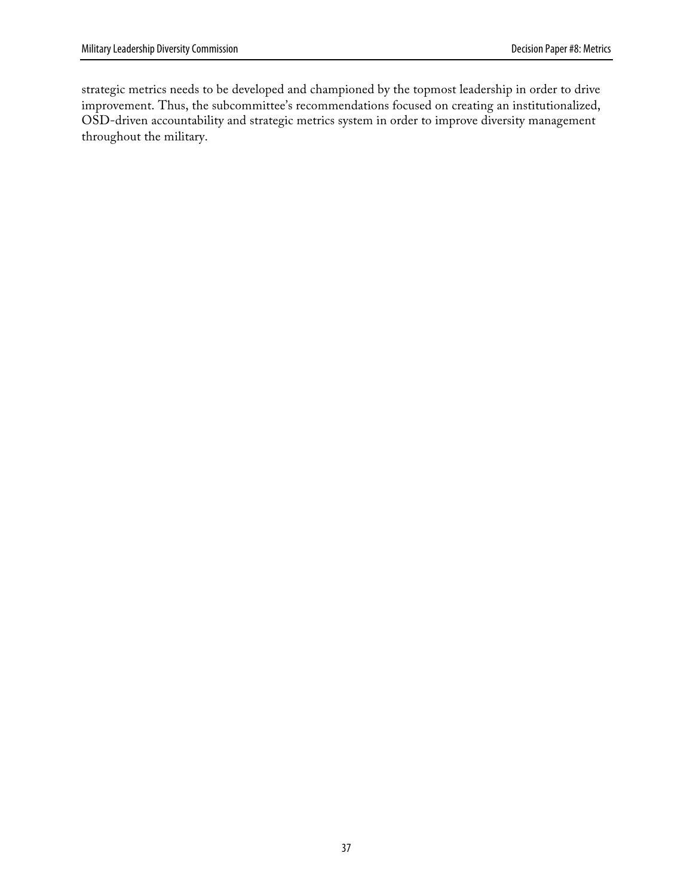strategic metrics needs to be developed and championed by the topmost leadership in order to drive improvement. Thus, the subcommittee's recommendations focused on creating an institutionalized, OSD-driven accountability and strategic metrics system in order to improve diversity management throughout the military.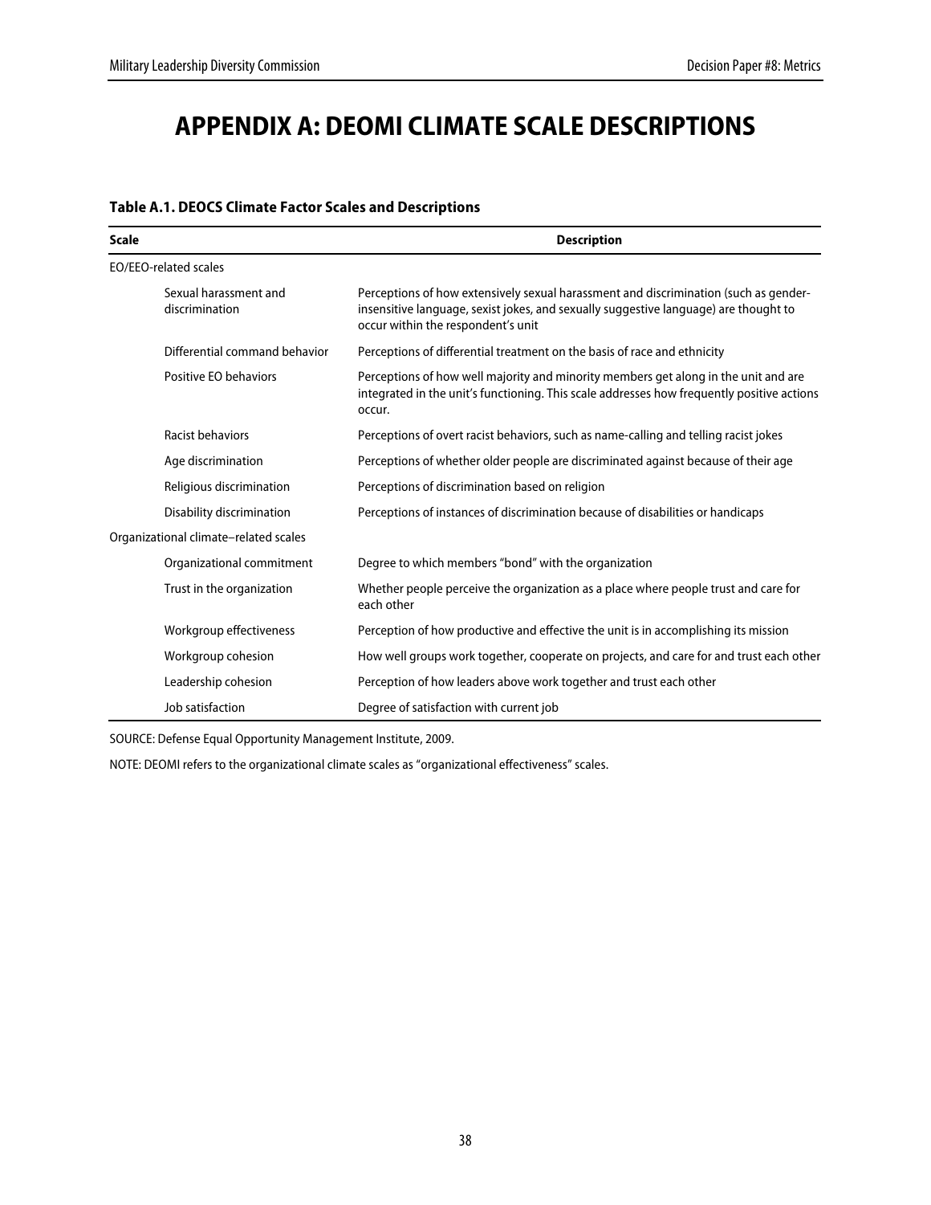# APPENDIX A: DEOMI CLIMATE SCALE DESCRIPTIONS

**Table A.1. DEOCS Climate Factor Scales and Descriptions**

| Scale | Description |
|---|---|
| EO/EEO-related scales | |
| Sexual harassment and discrimination | Perceptions of how extensively sexual harassment and discrimination (such as gender-insensitive language, sexist jokes, and sexually suggestive language) are thought to occur within the respondent's unit |
| Differential command behavior | Perceptions of differential treatment on the basis of race and ethnicity |
| Positive EO behaviors | Perceptions of how well majority and minority members get along in the unit and are integrated in the unit's functioning. This scale addresses how frequently positive actions occur. |
| Racist behaviors | Perceptions of overt racist behaviors, such as name-calling and telling racist jokes |
| Age discrimination | Perceptions of whether older people are discriminated against because of their age |
| Religious discrimination | Perceptions of discrimination based on religion |
| Disability discrimination | Perceptions of instances of discrimination because of disabilities or handicaps |
| Organizational climate–related scales | |
| Organizational commitment | Degree to which members "bond" with the organization |
| Trust in the organization | Whether people perceive the organization as a place where people trust and care for each other |
| Workgroup effectiveness | Perception of how productive and effective the unit is in accomplishing its mission |
| Workgroup cohesion | How well groups work together, cooperate on projects, and care for and trust each other |
| Leadership cohesion | Perception of how leaders above work together and trust each other |
| Job satisfaction | Degree of satisfaction with current job |

SOURCE: Defense Equal Opportunity Management Institute, 2009.

NOTE: DEOMI refers to the organizational climate scales as "organizational effectiveness" scales.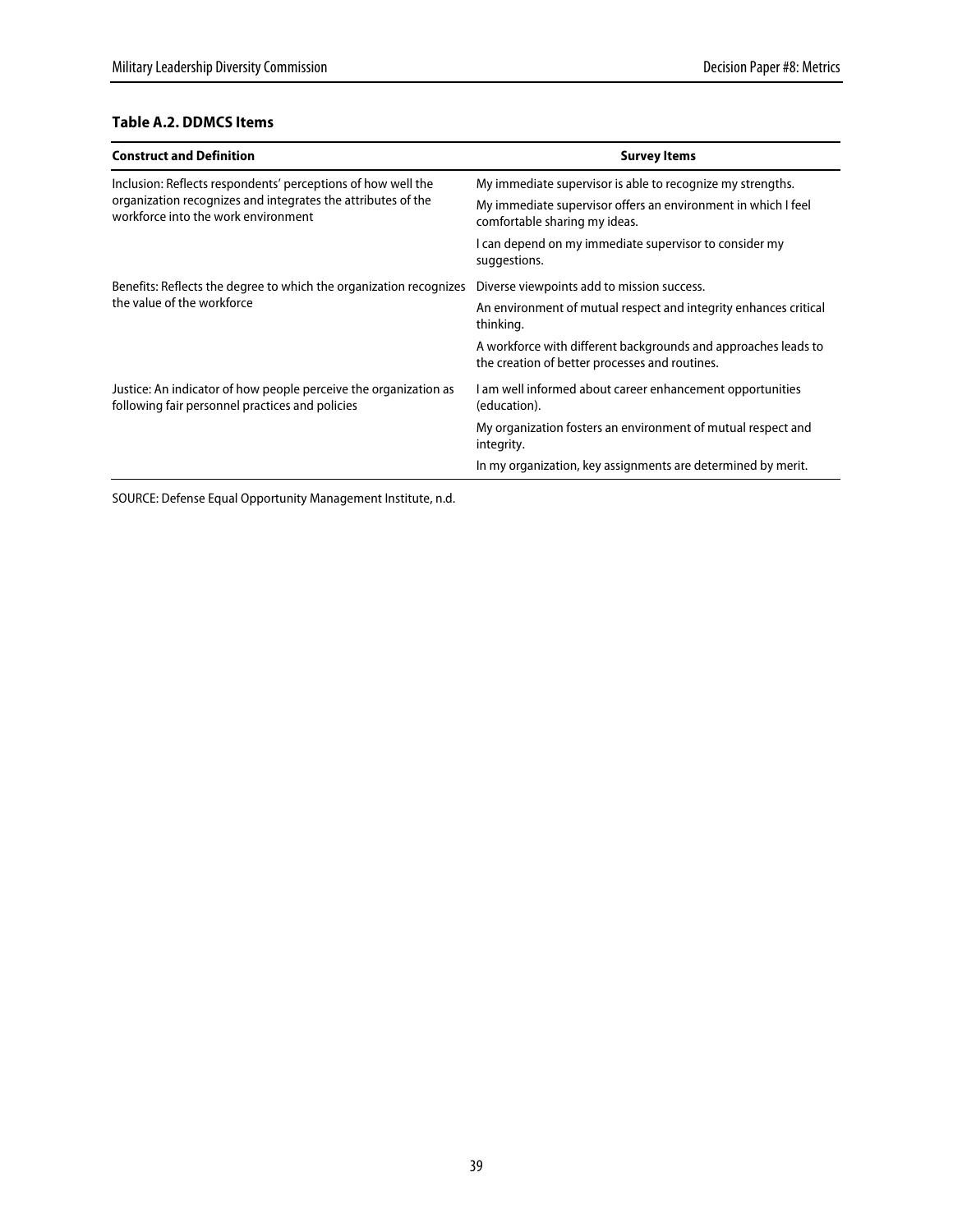**Table A.2. DDMCS Items**

| Construct and Definition | Survey Items |
|---|---|
| Inclusion: Reflects respondents' perceptions of how well the organization recognizes and integrates the attributes of the workforce into the work environment | My immediate supervisor is able to recognize my strengths. |
| | My immediate supervisor offers an environment in which I feel comfortable sharing my ideas. |
| | I can depend on my immediate supervisor to consider my suggestions. |
| Benefits: Reflects the degree to which the organization recognizes the value of the workforce | Diverse viewpoints add to mission success. |
| | An environment of mutual respect and integrity enhances critical thinking. |
| | A workforce with different backgrounds and approaches leads to the creation of better processes and routines. |
| Justice: An indicator of how people perceive the organization as following fair personnel practices and policies | I am well informed about career enhancement opportunities (education). |
| | My organization fosters an environment of mutual respect and integrity. |
| | In my organization, key assignments are determined by merit. |

SOURCE: Defense Equal Opportunity Management Institute, n.d.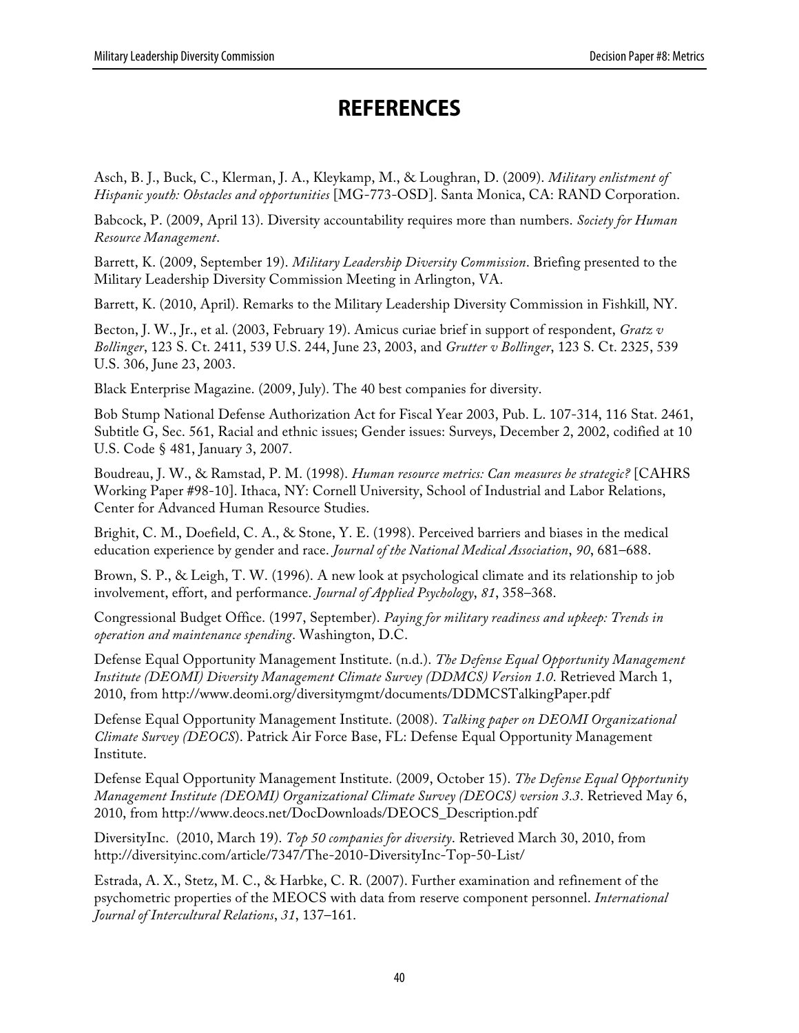# REFERENCES

Asch, B. J., Buck, C., Klerman, J. A., Kleykamp, M., & Loughran, D. (2009). *Military enlistment of Hispanic youth: Obstacles and opportunities* [MG-773-OSD]. Santa Monica, CA: RAND Corporation.

Babcock, P. (2009, April 13). Diversity accountability requires more than numbers. *Society for Human Resource Management*.

Barrett, K. (2009, September 19). *Military Leadership Diversity Commission*. Briefing presented to the Military Leadership Diversity Commission Meeting in Arlington, VA.

Barrett, K. (2010, April). Remarks to the Military Leadership Diversity Commission in Fishkill, NY.

Becton, J. W., Jr., et al. (2003, February 19). Amicus curiae brief in support of respondent, *Gratz v Bollinger*, 123 S. Ct. 2411, 539 U.S. 244, June 23, 2003, and *Grutter v Bollinger*, 123 S. Ct. 2325, 539 U.S. 306, June 23, 2003.

Black Enterprise Magazine. (2009, July). The 40 best companies for diversity.

Bob Stump National Defense Authorization Act for Fiscal Year 2003, Pub. L. 107-314, 116 Stat. 2461, Subtitle G, Sec. 561, Racial and ethnic issues; Gender issues: Surveys, December 2, 2002, codified at 10 U.S. Code § 481, January 3, 2007.

Boudreau, J. W., & Ramstad, P. M. (1998). *Human resource metrics: Can measures be strategic?* [CAHRS Working Paper #98-10]. Ithaca, NY: Cornell University, School of Industrial and Labor Relations, Center for Advanced Human Resource Studies.

Brighit, C. M., Doefield, C. A., & Stone, Y. E. (1998). Perceived barriers and biases in the medical education experience by gender and race. *Journal of the National Medical Association*, *90*, 681–688.

Brown, S. P., & Leigh, T. W. (1996). A new look at psychological climate and its relationship to job involvement, effort, and performance. *Journal of Applied Psychology*, *81*, 358–368.

Congressional Budget Office. (1997, September). *Paying for military readiness and upkeep: Trends in operation and maintenance spending*. Washington, D.C.

Defense Equal Opportunity Management Institute. (n.d.). *The Defense Equal Opportunity Management Institute (DEOMI) Diversity Management Climate Survey (DDMCS) Version 1.0*. Retrieved March 1, 2010, from http://www.deomi.org/diversitymgmt/documents/DDMCSTalkingPaper.pdf

Defense Equal Opportunity Management Institute. (2008). *Talking paper on DEOMI Organizational Climate Survey (DEOCS*). Patrick Air Force Base, FL: Defense Equal Opportunity Management Institute.

Defense Equal Opportunity Management Institute. (2009, October 15). *The Defense Equal Opportunity Management Institute (DEOMI) Organizational Climate Survey (DEOCS) version 3.3*. Retrieved May 6, 2010, from http://www.deocs.net/DocDownloads/DEOCS_Description.pdf

DiversityInc. (2010, March 19). *Top 50 companies for diversity*. Retrieved March 30, 2010, from http://diversityinc.com/article/7347/The-2010-DiversityInc-Top-50-List/

Estrada, A. X., Stetz, M. C., & Harbke, C. R. (2007). Further examination and refinement of the psychometric properties of the MEOCS with data from reserve component personnel. *International Journal of Intercultural Relations*, *31*, 137–161.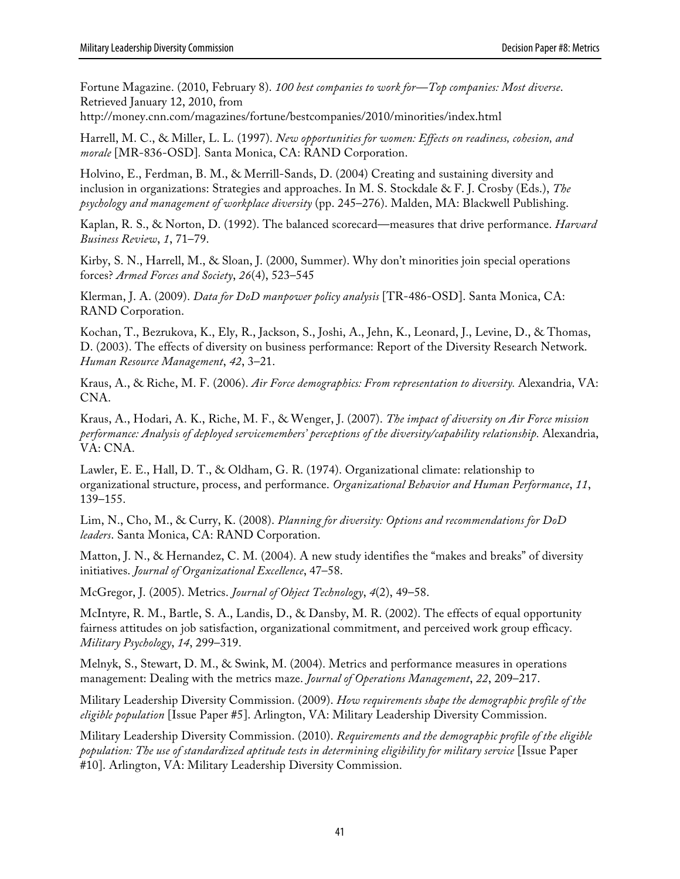Fortune Magazine. (2010, February 8). *100 best companies to work for—Top companies: Most diverse*. Retrieved January 12, 2010, from http://money.cnn.com/magazines/fortune/bestcompanies/2010/minorities/index.html

Harrell, M. C., & Miller, L. L. (1997). *New opportunities for women: Effects on readiness, cohesion, and morale* [MR-836-OSD]. Santa Monica, CA: RAND Corporation.

Holvino, E., Ferdman, B. M., & Merrill-Sands, D. (2004) Creating and sustaining diversity and inclusion in organizations: Strategies and approaches. In M. S. Stockdale & F. J. Crosby (Eds.), *The psychology and management of workplace diversity* (pp. 245–276). Malden, MA: Blackwell Publishing.

Kaplan, R. S., & Norton, D. (1992). The balanced scorecard—measures that drive performance. *Harvard Business Review*, *1*, 71–79.

Kirby, S. N., Harrell, M., & Sloan, J. (2000, Summer). Why don't minorities join special operations forces? *Armed Forces and Society*, *26*(4), 523–545

Klerman, J. A. (2009). *Data for DoD manpower policy analysis* [TR-486-OSD]. Santa Monica, CA: RAND Corporation.

Kochan, T., Bezrukova, K., Ely, R., Jackson, S., Joshi, A., Jehn, K., Leonard, J., Levine, D., & Thomas, D. (2003). The effects of diversity on business performance: Report of the Diversity Research Network. *Human Resource Management*, *42*, 3–21.

Kraus, A., & Riche, M. F. (2006). *Air Force demographics: From representation to diversity.* Alexandria, VA: CNA.

Kraus, A., Hodari, A. K., Riche, M. F., & Wenger, J. (2007). *The impact of diversity on Air Force mission performance: Analysis of deployed servicemembers' perceptions of the diversity/capability relationship.* Alexandria, VA: CNA.

Lawler, E. E., Hall, D. T., & Oldham, G. R. (1974). Organizational climate: relationship to organizational structure, process, and performance. *Organizational Behavior and Human Performance*, *11*, 139–155.

Lim, N., Cho, M., & Curry, K. (2008). *Planning for diversity: Options and recommendations for DoD leaders*. Santa Monica, CA: RAND Corporation.

Matton, J. N., & Hernandez, C. M. (2004). A new study identifies the "makes and breaks" of diversity initiatives. *Journal of Organizational Excellence*, 47–58.

McGregor, J. (2005). Metrics. *Journal of Object Technology*, *4*(2), 49–58.

McIntyre, R. M., Bartle, S. A., Landis, D., & Dansby, M. R. (2002). The effects of equal opportunity fairness attitudes on job satisfaction, organizational commitment, and perceived work group efficacy. *Military Psychology*, *14*, 299–319.

Melnyk, S., Stewart, D. M., & Swink, M. (2004). Metrics and performance measures in operations management: Dealing with the metrics maze. *Journal of Operations Management*, *22*, 209–217.

Military Leadership Diversity Commission. (2009). *How requirements shape the demographic profile of the eligible population* [Issue Paper #5]. Arlington, VA: Military Leadership Diversity Commission.

Military Leadership Diversity Commission. (2010). *Requirements and the demographic profile of the eligible population: The use of standardized aptitude tests in determining eligibility for military service* [Issue Paper #10]. Arlington, VA: Military Leadership Diversity Commission.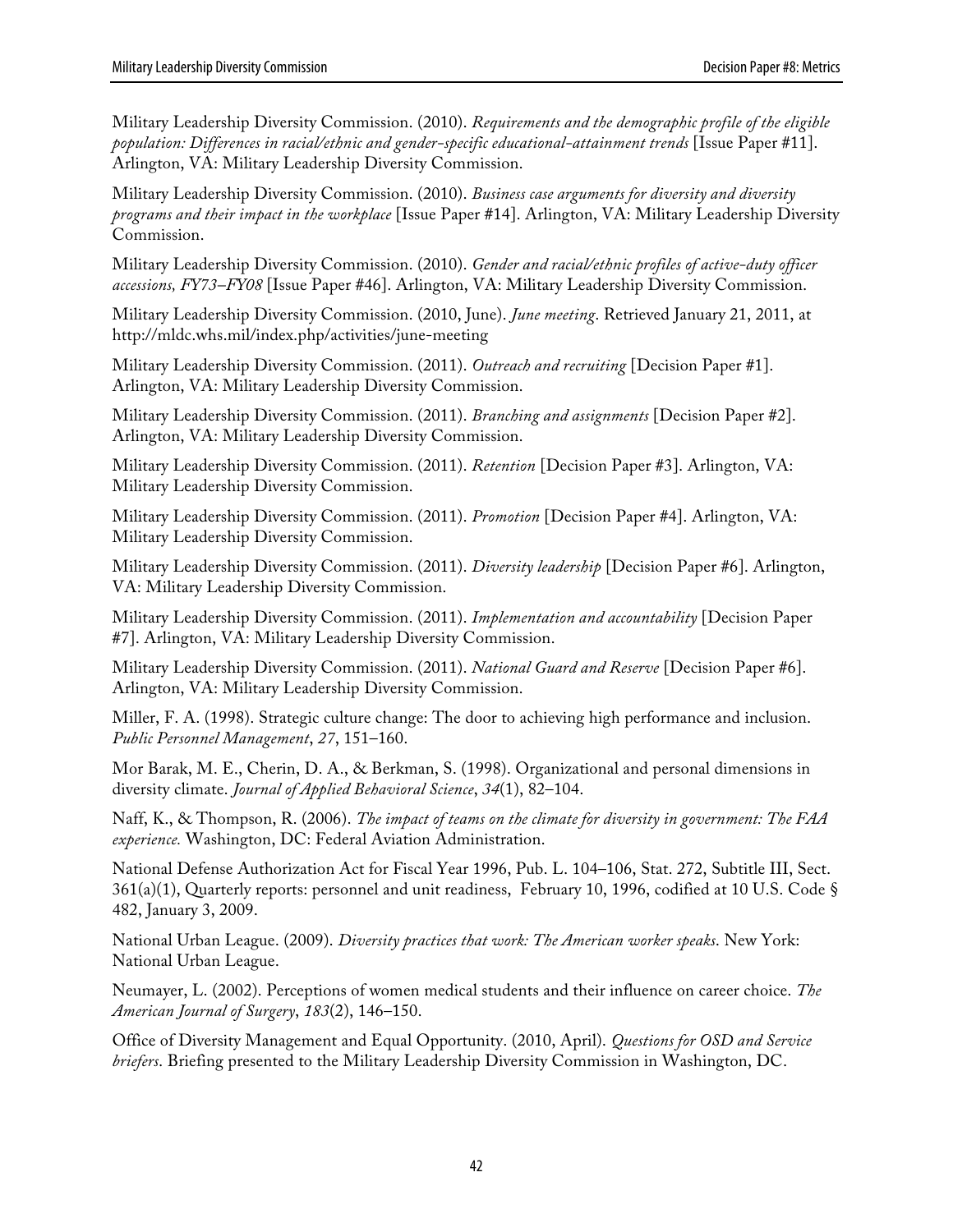Military Leadership Diversity Commission. (2010). *Requirements and the demographic profile of the eligible population: Differences in racial/ethnic and gender-specific educational-attainment trends* [Issue Paper #11]. Arlington, VA: Military Leadership Diversity Commission.

Military Leadership Diversity Commission. (2010). *Business case arguments for diversity and diversity programs and their impact in the workplace* [Issue Paper #14]. Arlington, VA: Military Leadership Diversity Commission.

Military Leadership Diversity Commission. (2010). *Gender and racial/ethnic profiles of active-duty officer accessions, FY73–FY08* [Issue Paper #46]. Arlington, VA: Military Leadership Diversity Commission.

Military Leadership Diversity Commission. (2010, June). *June meeting*. Retrieved January 21, 2011, at http://mldc.whs.mil/index.php/activities/june-meeting

Military Leadership Diversity Commission. (2011). *Outreach and recruiting* [Decision Paper #1]. Arlington, VA: Military Leadership Diversity Commission.

Military Leadership Diversity Commission. (2011). *Branching and assignments* [Decision Paper #2]. Arlington, VA: Military Leadership Diversity Commission.

Military Leadership Diversity Commission. (2011). *Retention* [Decision Paper #3]. Arlington, VA: Military Leadership Diversity Commission.

Military Leadership Diversity Commission. (2011). *Promotion* [Decision Paper #4]. Arlington, VA: Military Leadership Diversity Commission.

Military Leadership Diversity Commission. (2011). *Diversity leadership* [Decision Paper #6]. Arlington, VA: Military Leadership Diversity Commission.

Military Leadership Diversity Commission. (2011). *Implementation and accountability* [Decision Paper #7]. Arlington, VA: Military Leadership Diversity Commission.

Military Leadership Diversity Commission. (2011). *National Guard and Reserve* [Decision Paper #6]. Arlington, VA: Military Leadership Diversity Commission.

Miller, F. A. (1998). Strategic culture change: The door to achieving high performance and inclusion. *Public Personnel Management*, *27*, 151–160.

Mor Barak, M. E., Cherin, D. A., & Berkman, S. (1998). Organizational and personal dimensions in diversity climate. *Journal of Applied Behavioral Science*, *34*(1), 82–104.

Naff, K., & Thompson, R. (2006). *The impact of teams on the climate for diversity in government: The FAA experience.* Washington, DC: Federal Aviation Administration.

National Defense Authorization Act for Fiscal Year 1996, Pub. L. 104–106, Stat. 272, Subtitle III, Sect. 361(a)(1), Quarterly reports: personnel and unit readiness, February 10, 1996, codified at 10 U.S. Code § 482, January 3, 2009.

National Urban League. (2009). *Diversity practices that work: The American worker speaks*. New York: National Urban League.

Neumayer, L. (2002). Perceptions of women medical students and their influence on career choice. *The American Journal of Surgery*, *183*(2), 146–150.

Office of Diversity Management and Equal Opportunity. (2010, April). *Questions for OSD and Service briefers*. Briefing presented to the Military Leadership Diversity Commission in Washington, DC.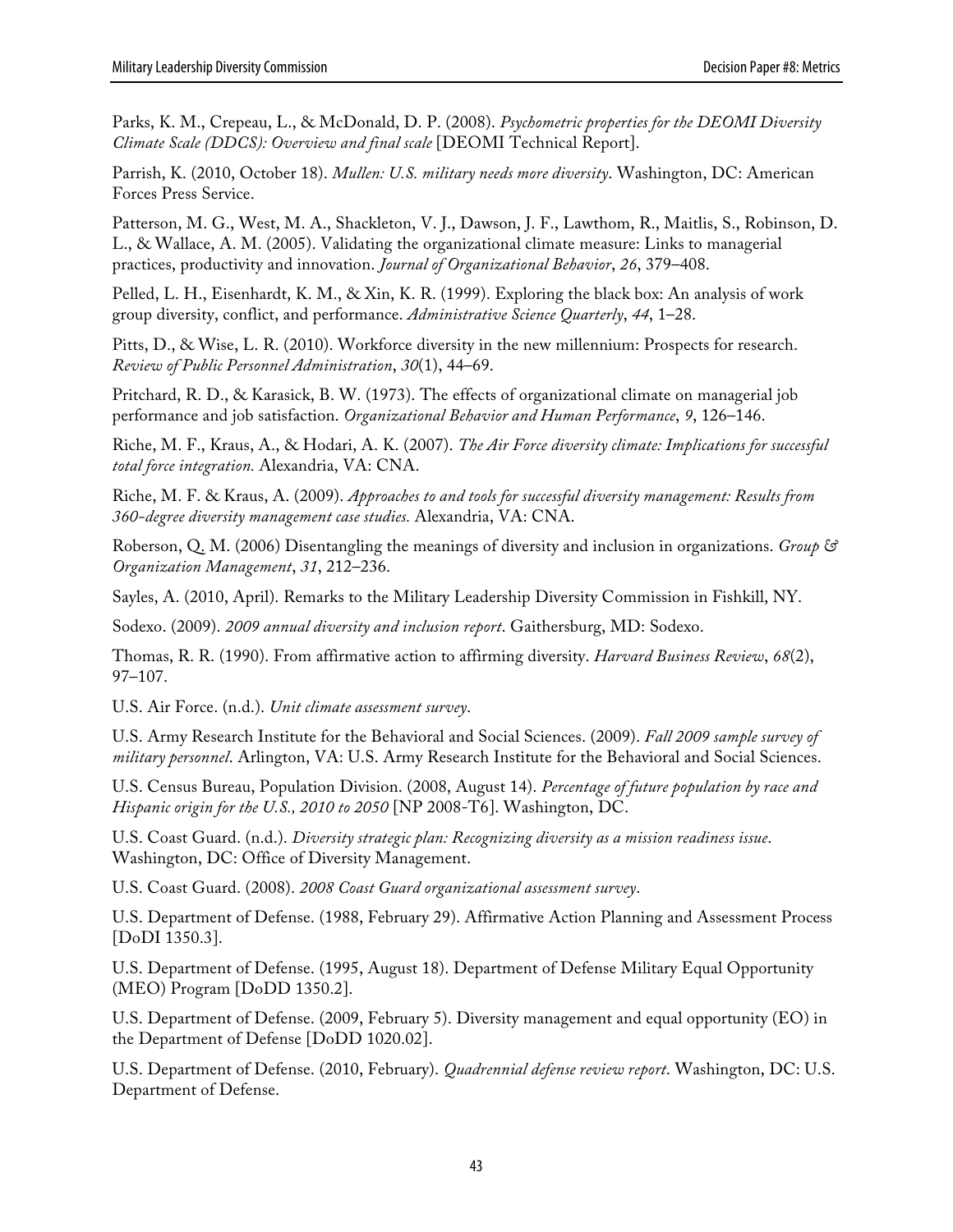Parks, K. M., Crepeau, L., & McDonald, D. P. (2008). *Psychometric properties for the DEOMI Diversity Climate Scale (DDCS): Overview and final scale* [DEOMI Technical Report].

Parrish, K. (2010, October 18). *Mullen: U.S. military needs more diversity*. Washington, DC: American Forces Press Service.

Patterson, M. G., West, M. A., Shackleton, V. J., Dawson, J. F., Lawthom, R., Maitlis, S., Robinson, D. L., & Wallace, A. M. (2005). Validating the organizational climate measure: Links to managerial practices, productivity and innovation. *Journal of Organizational Behavior*, *26*, 379–408.

Pelled, L. H., Eisenhardt, K. M., & Xin, K. R. (1999). Exploring the black box: An analysis of work group diversity, conflict, and performance. *Administrative Science Quarterly*, *44*, 1–28.

Pitts, D., & Wise, L. R. (2010). Workforce diversity in the new millennium: Prospects for research. *Review of Public Personnel Administration*, *30*(1), 44–69.

Pritchard, R. D., & Karasick, B. W. (1973). The effects of organizational climate on managerial job performance and job satisfaction. *Organizational Behavior and Human Performance*, *9*, 126–146.

Riche, M. F., Kraus, A., & Hodari, A. K. (2007). *The Air Force diversity climate: Implications for successful total force integration.* Alexandria, VA: CNA.

Riche, M. F. & Kraus, A. (2009). *Approaches to and tools for successful diversity management: Results from 360-degree diversity management case studies.* Alexandria, VA: CNA.

Roberson, Q. M. (2006) Disentangling the meanings of diversity and inclusion in organizations. *Group & Organization Management*, *31*, 212–236.

Sayles, A. (2010, April). Remarks to the Military Leadership Diversity Commission in Fishkill, NY.

Sodexo. (2009). *2009 annual diversity and inclusion report*. Gaithersburg, MD: Sodexo.

Thomas, R. R. (1990). From affirmative action to affirming diversity. *Harvard Business Review*, *68*(2), 97–107.

U.S. Air Force. (n.d.). *Unit climate assessment survey*.

U.S. Army Research Institute for the Behavioral and Social Sciences. (2009). *Fall 2009 sample survey of military personnel*. Arlington, VA: U.S. Army Research Institute for the Behavioral and Social Sciences.

U.S. Census Bureau, Population Division. (2008, August 14). *Percentage of future population by race and Hispanic origin for the U.S., 2010 to 2050* [NP 2008-T6]. Washington, DC.

U.S. Coast Guard. (n.d.). *Diversity strategic plan: Recognizing diversity as a mission readiness issue*. Washington, DC: Office of Diversity Management.

U.S. Coast Guard. (2008). *2008 Coast Guard organizational assessment survey*.

U.S. Department of Defense. (1988, February 29). Affirmative Action Planning and Assessment Process [DoDI 1350.3].

U.S. Department of Defense. (1995, August 18). Department of Defense Military Equal Opportunity (MEO) Program [DoDD 1350.2].

U.S. Department of Defense. (2009, February 5). Diversity management and equal opportunity (EO) in the Department of Defense [DoDD 1020.02].

U.S. Department of Defense. (2010, February). *Quadrennial defense review report*. Washington, DC: U.S. Department of Defense.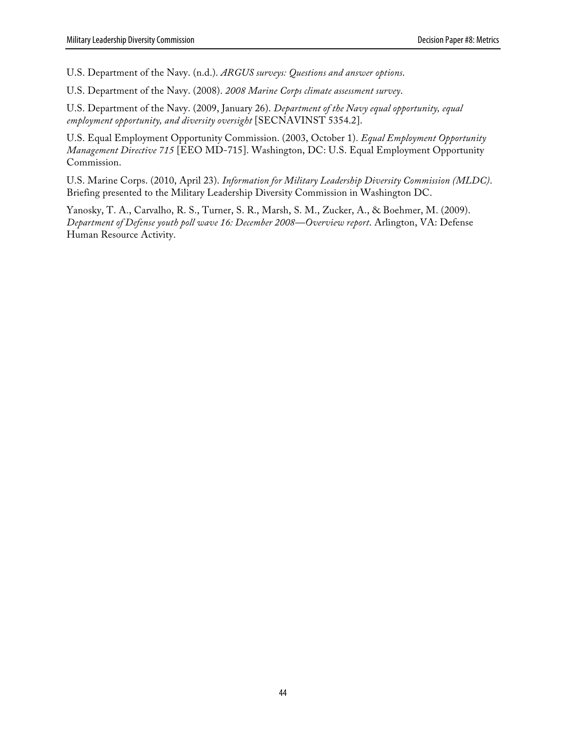U.S. Department of the Navy. (n.d.). *ARGUS surveys: Questions and answer options*.

U.S. Department of the Navy. (2008). *2008 Marine Corps climate assessment survey*.

U.S. Department of the Navy. (2009, January 26). *Department of the Navy equal opportunity, equal employment opportunity, and diversity oversight* [SECNAVINST 5354.2].

U.S. Equal Employment Opportunity Commission. (2003, October 1). *Equal Employment Opportunity Management Directive 715* [EEO MD-715]. Washington, DC: U.S. Equal Employment Opportunity Commission.

U.S. Marine Corps. (2010, April 23). *Information for Military Leadership Diversity Commission (MLDC)*. Briefing presented to the Military Leadership Diversity Commission in Washington DC.

Yanosky, T. A., Carvalho, R. S., Turner, S. R., Marsh, S. M., Zucker, A., & Boehmer, M. (2009). *Department of Defense youth poll wave 16: December 2008—Overview report*. Arlington, VA: Defense Human Resource Activity.